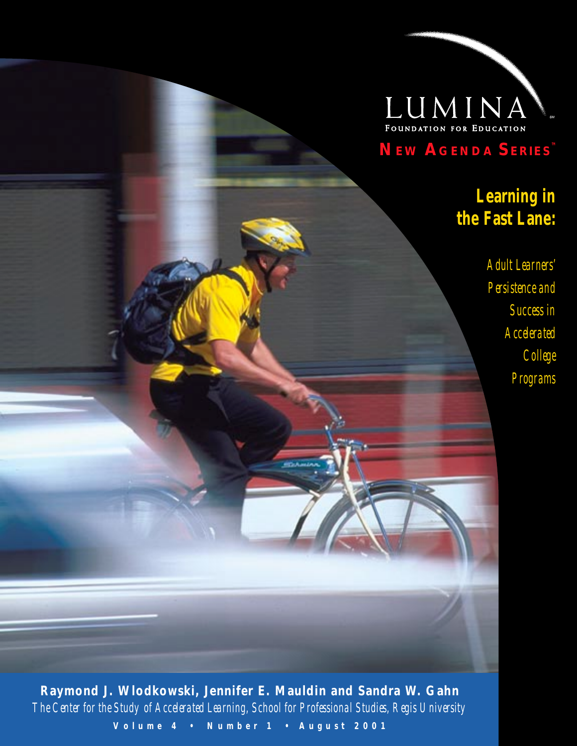LUMINA

FOUNDATION FOR EDUCATION

NEW AGENDA SERIES™

# Learning in the Fast Lane:

## Adult Learners' Persistence and Success in Accelerated College Programs

**Raymond J. Wlodkowski, Jennifer E. Mauldin and Sandra W. Gahn**

*The Center for the Study of Accelerated Learning, School for Professional Studies, Regis University*

**Volume 4 • Number 1 • August 2001**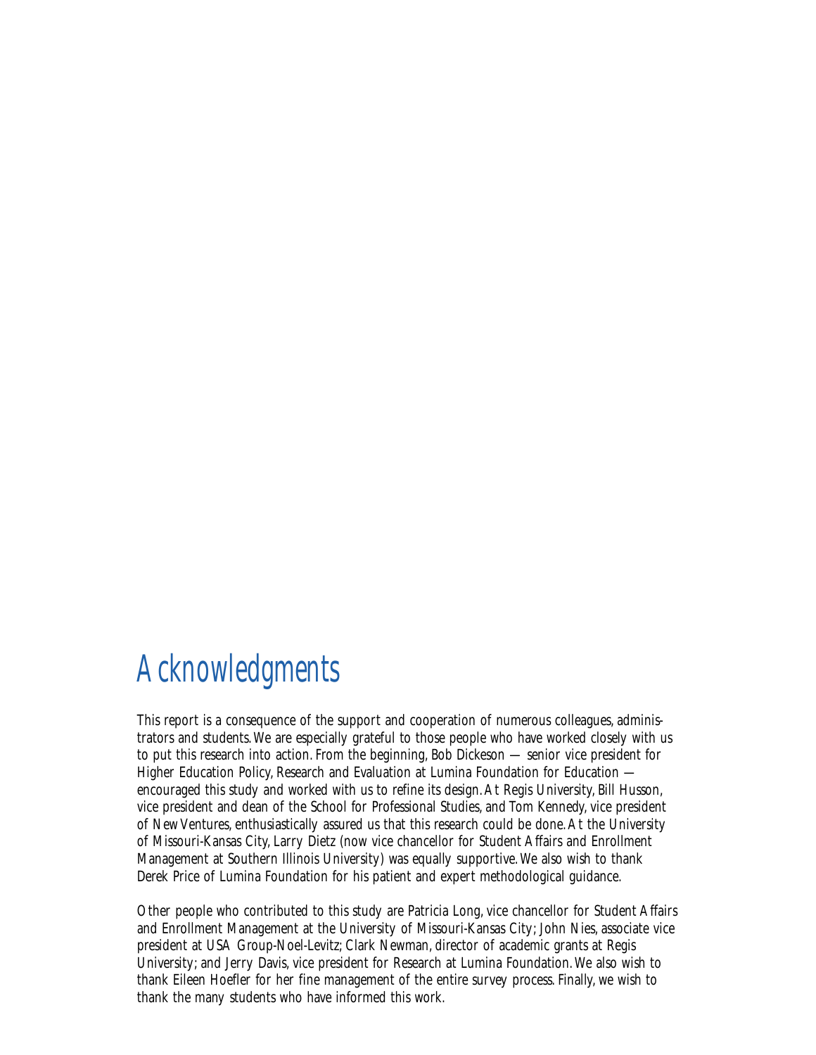# Acknowledgments

This report is a consequence of the support and cooperation of numerous colleagues, administrators and students. We are especially grateful to those people who have worked closely with us to put this research into action. From the beginning, Bob Dickeson — senior vice president for Higher Education Policy, Research and Evaluation at Lumina Foundation for Education — encouraged this study and worked with us to refine its design. At Regis University, Bill Husson, vice president and dean of the School for Professional Studies, and Tom Kennedy, vice president of New Ventures, enthusiastically assured us that this research could be done. At the University of Missouri-Kansas City, Larry Dietz (now vice chancellor for Student Affairs and Enrollment Management at Southern Illinois University) was equally supportive. We also wish to thank Derek Price of Lumina Foundation for his patient and expert methodological guidance.

Other people who contributed to this study are Patricia Long, vice chancellor for Student Affairs and Enrollment Management at the University of Missouri-Kansas City; John Nies, associate vice president at USA Group-Noel-Levitz; Clark Newman, director of academic grants at Regis University; and Jerry Davis, vice president for Research at Lumina Foundation. We also wish to thank Eileen Hoefler for her fine management of the entire survey process. Finally, we wish to thank the many students who have informed this work.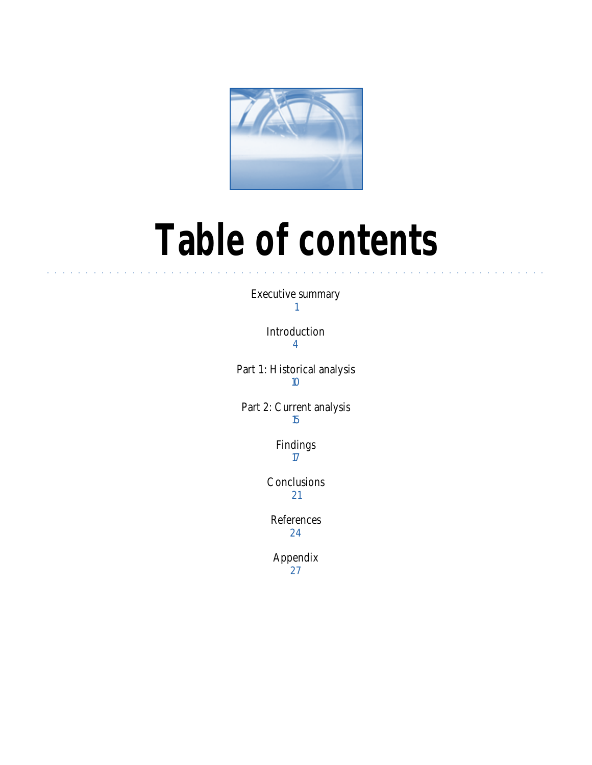# Table of contents

Executive summary
1

Introduction
4

Part 1: Historical analysis
10

Part 2: Current analysis
15

Findings
17

Conclusions
21

References
24

Appendix
27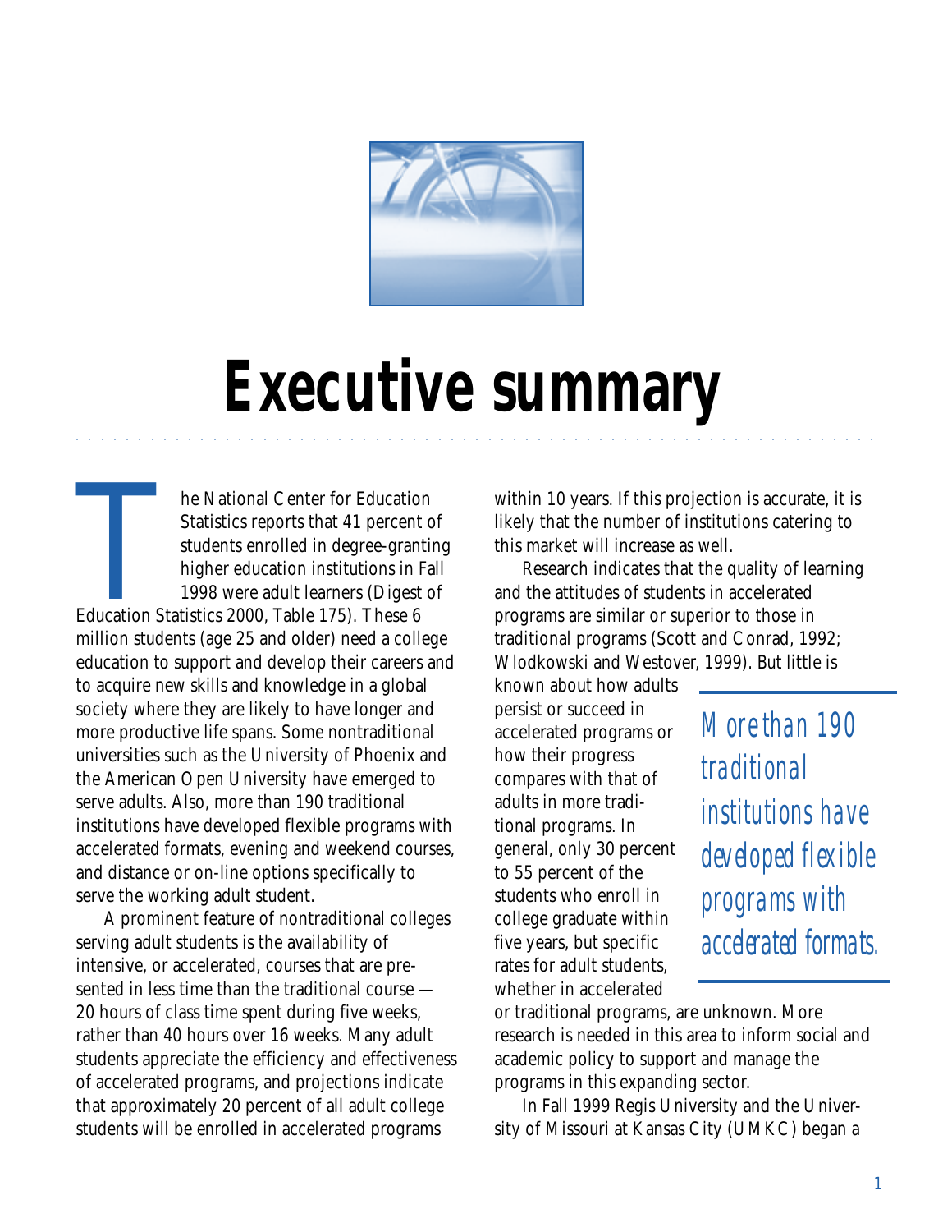# Executive summary

The National Center for Education Statistics reports that 41 percent of students enrolled in degree-granting higher education institutions in Fall 1998 were adult learners (Digest of Education Statistics 2000, Table 175). These 6 million students (age 25 and older) need a college education to support and develop their careers and to acquire new skills and knowledge in a global society where they are likely to have longer and more productive life spans. Some nontraditional universities such as the University of Phoenix and the American Open University have emerged to serve adults. Also, more than 190 traditional institutions have developed flexible programs with accelerated formats, evening and weekend courses, and distance or on-line options specifically to serve the working adult student.

A prominent feature of nontraditional colleges serving adult students is the availability of intensive, or accelerated, courses that are presented in less time than the traditional course — 20 hours of class time spent during five weeks, rather than 40 hours over 16 weeks. Many adult students appreciate the efficiency and effectiveness of accelerated programs, and projections indicate that approximately 20 percent of all adult college students will be enrolled in accelerated programs within 10 years. If this projection is accurate, it is likely that the number of institutions catering to this market will increase as well.

Research indicates that the quality of learning and the attitudes of students in accelerated programs are similar or superior to those in traditional programs (Scott and Conrad, 1992; Wlodkowski and Westover, 1999). But little is known about how adults persist or succeed in accelerated programs or how their progress compares with that of adults in more traditional programs. In general, only 30 percent to 55 percent of the students who enroll in college graduate within five years, but specific rates for adult students, whether in accelerated or traditional programs, are unknown. More research is needed in this area to inform social and academic policy to support and manage the programs in this expanding sector.

> *More than 190 traditional institutions have developed flexible programs with accelerated formats.*

In Fall 1999 Regis University and the University of Missouri at Kansas City (UMKC) began a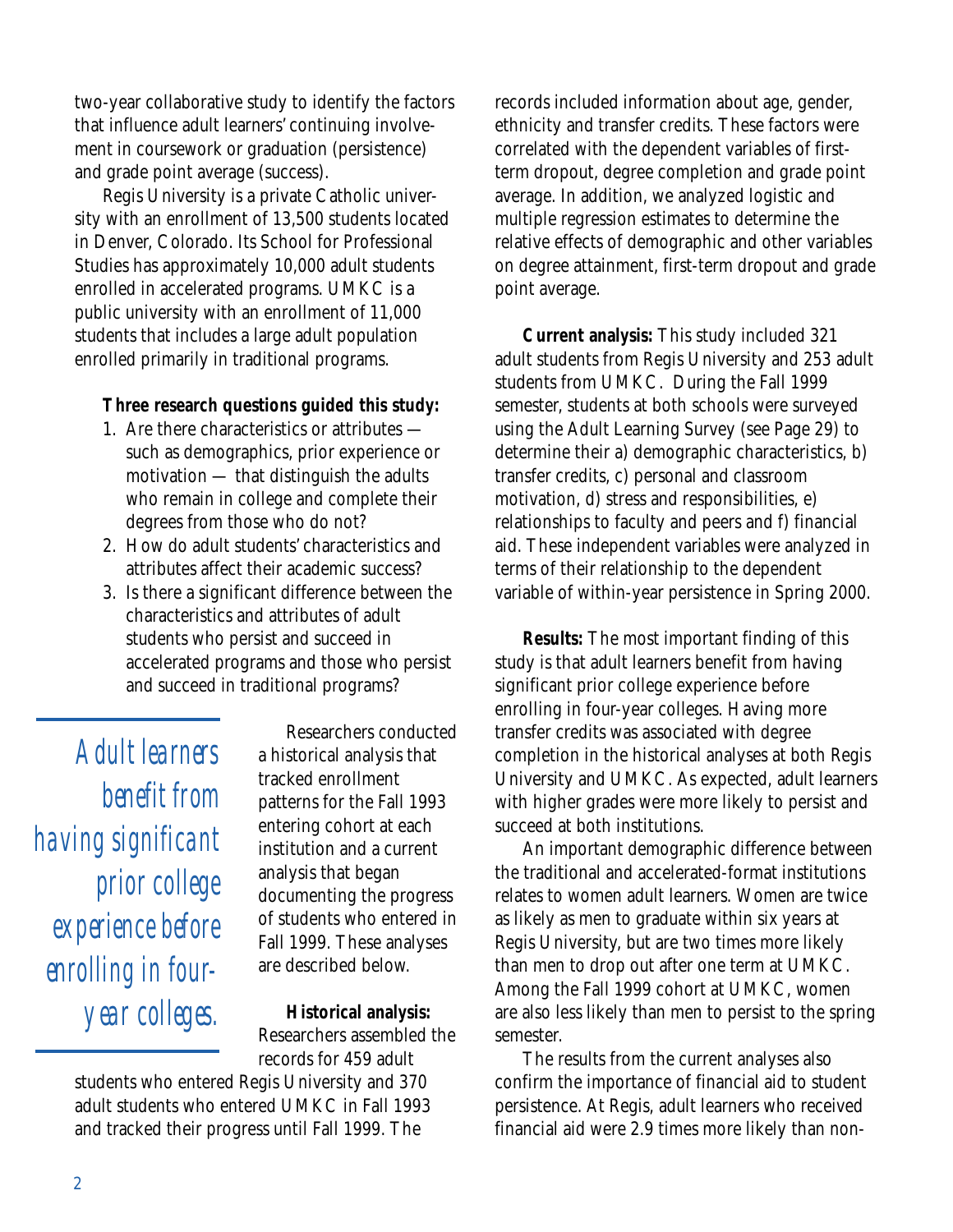two-year collaborative study to identify the factors that influence adult learners' continuing involvement in coursework or graduation (persistence) and grade point average (success).

Regis University is a private Catholic university with an enrollment of 13,500 students located in Denver, Colorado. Its School for Professional Studies has approximately 10,000 adult students enrolled in accelerated programs. UMKC is a public university with an enrollment of 11,000 students that includes a large adult population enrolled primarily in traditional programs.

**Three research questions guided this study:**

1. Are there characteristics or attributes — such as demographics, prior experience or motivation — that distinguish the adults who remain in college and complete their degrees from those who do not?
2. How do adult students' characteristics and attributes affect their academic success?
3. Is there a significant difference between the characteristics and attributes of adult students who persist and succeed in accelerated programs and those who persist and succeed in traditional programs?

*Adult learners benefit from having significant prior college experience before enrolling in four-year colleges.*

Researchers conducted a historical analysis that tracked enrollment patterns for the Fall 1993 entering cohort at each institution and a current analysis that began documenting the progress of students who entered in Fall 1999. These analyses are described below.

**Historical analysis:** Researchers assembled the records for 459 adult students who entered Regis University and 370 adult students who entered UMKC in Fall 1993 and tracked their progress until Fall 1999. The records included information about age, gender, ethnicity and transfer credits. These factors were correlated with the dependent variables of first-term dropout, degree completion and grade point average. In addition, we analyzed logistic and multiple regression estimates to determine the relative effects of demographic and other variables on degree attainment, first-term dropout and grade point average.

**Current analysis:** This study included 321 adult students from Regis University and 253 adult students from UMKC. During the Fall 1999 semester, students at both schools were surveyed using the Adult Learning Survey (see Page 29) to determine their a) demographic characteristics, b) transfer credits, c) personal and classroom motivation, d) stress and responsibilities, e) relationships to faculty and peers and f) financial aid. These independent variables were analyzed in terms of their relationship to the dependent variable of within-year persistence in Spring 2000.

**Results:** The most important finding of this study is that adult learners benefit from having significant prior college experience before enrolling in four-year colleges. Having more transfer credits was associated with degree completion in the historical analyses at both Regis University and UMKC. As expected, adult learners with higher grades were more likely to persist and succeed at both institutions.

An important demographic difference between the traditional and accelerated-format institutions relates to women adult learners. Women are twice as likely as men to graduate within six years at Regis University, but are two times more likely than men to drop out after one term at UMKC. Among the Fall 1999 cohort at UMKC, women are also less likely than men to persist to the spring semester.

The results from the current analyses also confirm the importance of financial aid to student persistence. At Regis, adult learners who received financial aid were 2.9 times more likely than non-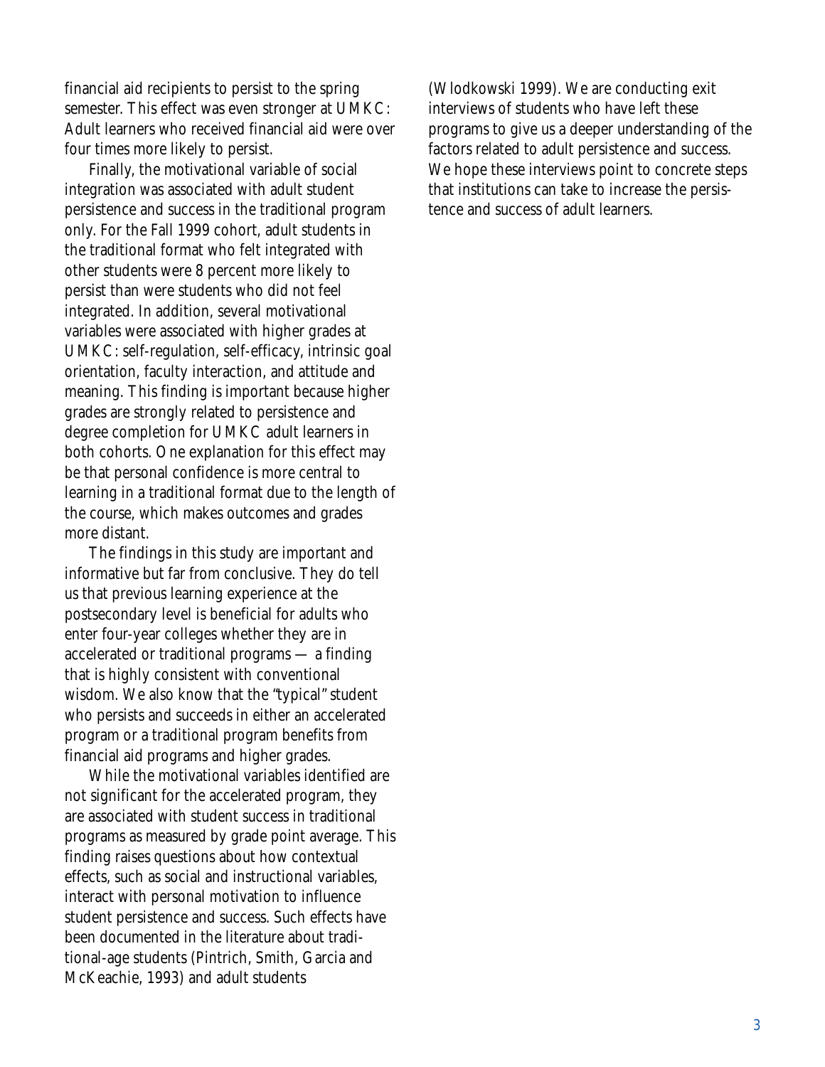financial aid recipients to persist to the spring semester. This effect was even stronger at UMKC: Adult learners who received financial aid were over four times more likely to persist.

Finally, the motivational variable of social integration was associated with adult student persistence and success in the traditional program only. For the Fall 1999 cohort, adult students in the traditional format who felt integrated with other students were 8 percent more likely to persist than were students who did not feel integrated. In addition, several motivational variables were associated with higher grades at UMKC: self-regulation, self-efficacy, intrinsic goal orientation, faculty interaction, and attitude and meaning. This finding is important because higher grades are strongly related to persistence and degree completion for UMKC adult learners in both cohorts. One explanation for this effect may be that personal confidence is more central to learning in a traditional format due to the length of the course, which makes outcomes and grades more distant.

The findings in this study are important and informative but far from conclusive. They do tell us that previous learning experience at the postsecondary level is beneficial for adults who enter four-year colleges whether they are in accelerated or traditional programs — a finding that is highly consistent with conventional wisdom. We also know that the "typical" student who persists and succeeds in either an accelerated program or a traditional program benefits from financial aid programs and higher grades.

While the motivational variables identified are not significant for the accelerated program, they are associated with student success in traditional programs as measured by grade point average. This finding raises questions about how contextual effects, such as social and instructional variables, interact with personal motivation to influence student persistence and success. Such effects have been documented in the literature about traditional-age students (Pintrich, Smith, Garcia and McKeachie, 1993) and adult students (Wlodkowski 1999). We are conducting exit interviews of students who have left these programs to give us a deeper understanding of the factors related to adult persistence and success. We hope these interviews point to concrete steps that institutions can take to increase the persistence and success of adult learners.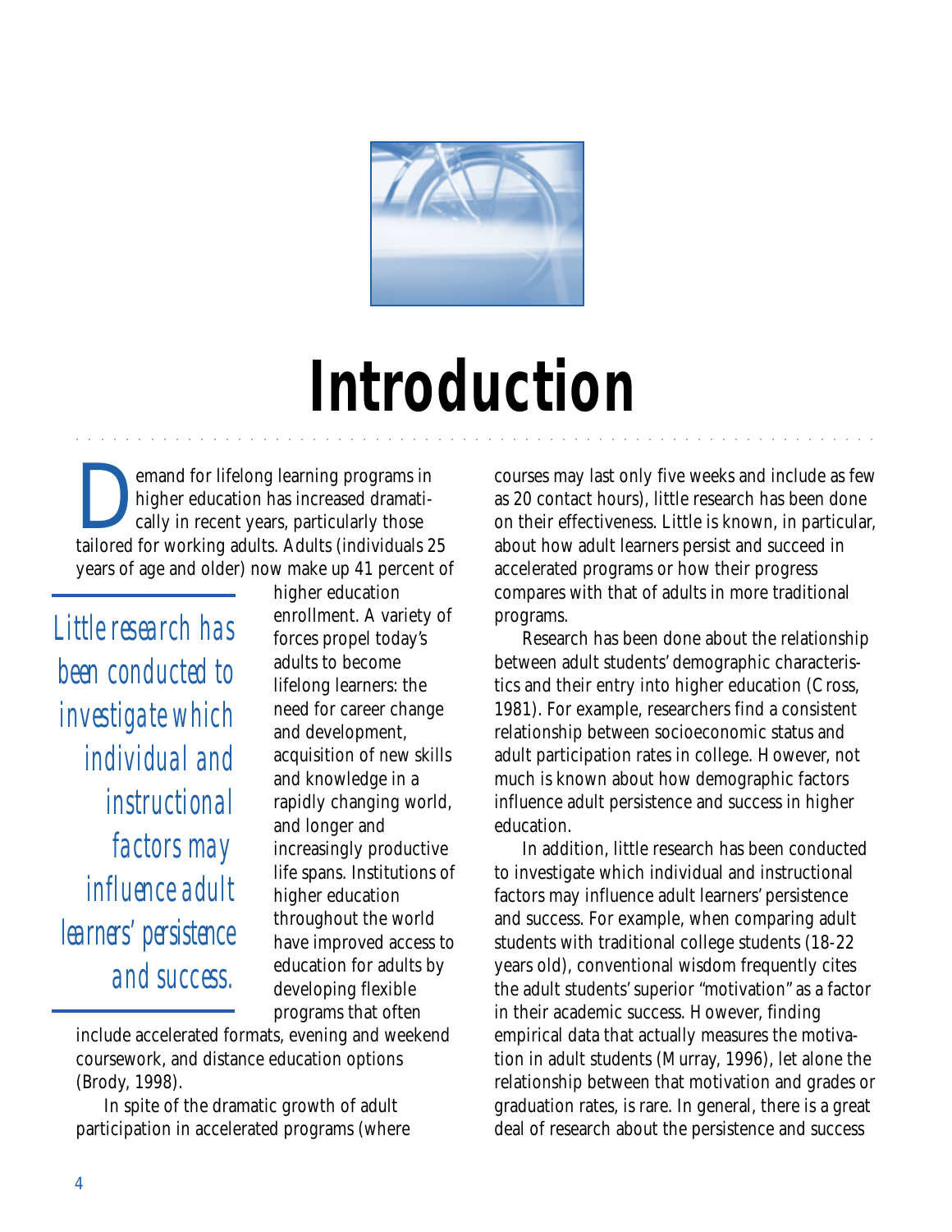# Introduction

Demand for lifelong learning programs in higher education has increased dramatically in recent years, particularly those tailored for working adults. Adults (individuals 25 years of age and older) now make up 41 percent of higher education enrollment. A variety of forces propel today's adults to become lifelong learners: the need for career change and development, acquisition of new skills and knowledge in a rapidly changing world, and longer and increasingly productive life spans. Institutions of higher education throughout the world have improved access to education for adults by developing flexible programs that often include accelerated formats, evening and weekend coursework, and distance education options (Brody, 1998).

*Little research has been conducted to investigate which individual and instructional factors may influence adult learners' persistence and success.*

In spite of the dramatic growth of adult participation in accelerated programs (where courses may last only five weeks and include as few as 20 contact hours), little research has been done on their effectiveness. Little is known, in particular, about how adult learners persist and succeed in accelerated programs or how their progress compares with that of adults in more traditional programs.

Research has been done about the relationship between adult students' demographic characteristics and their entry into higher education (Cross, 1981). For example, researchers find a consistent relationship between socioeconomic status and adult participation rates in college. However, not much is known about how demographic factors influence adult persistence and success in higher education.

In addition, little research has been conducted to investigate which individual and instructional factors may influence adult learners' persistence and success. For example, when comparing adult students with traditional college students (18-22 years old), conventional wisdom frequently cites the adult students' superior "motivation" as a factor in their academic success. However, finding empirical data that actually measures the motivation in adult students (Murray, 1996), let alone the relationship between that motivation and grades or graduation rates, is rare. In general, there is a great deal of research about the persistence and success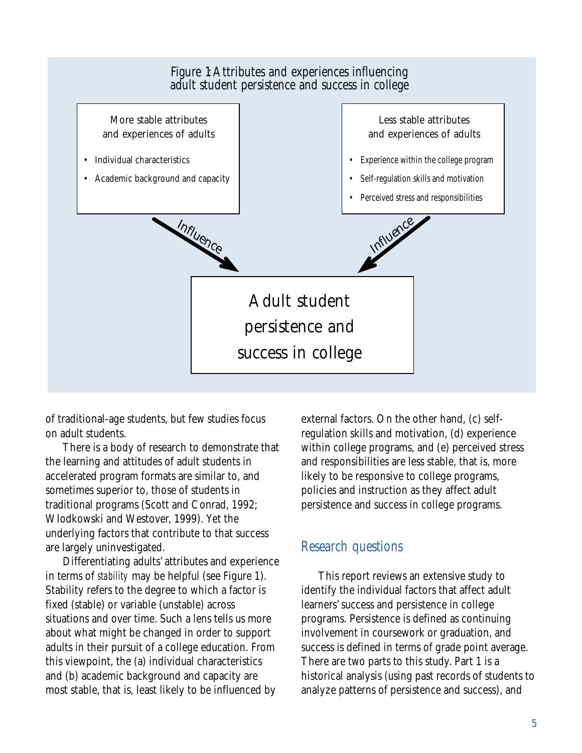Figure 1: Attributes and experiences influencing adult student persistence and success in college

More stable attributes and experiences of adults

- Individual characteristics
- Academic background and capacity

Less stable attributes and experiences of adults

- Experience within the college program
- Self-regulation skills and motivation
- Perceived stress and responsibilities

Influence

Influence

Adult student persistence and success in college

of traditional-age students, but few studies focus on adult students.

There is a body of research to demonstrate that the learning and attitudes of adult students in accelerated program formats are similar to, and sometimes superior to, those of students in traditional programs (Scott and Conrad, 1992; Wlodkowski and Westover, 1999). Yet the underlying factors that contribute to that success are largely uninvestigated.

Differentiating adults' attributes and experience in terms of *stability* may be helpful (see Figure 1). Stability refers to the degree to which a factor is fixed (stable) or variable (unstable) across situations and over time. Such a lens tells us more about what might be changed in order to support adults in their pursuit of a college education. From this viewpoint, the (a) individual characteristics and (b) academic background and capacity are most stable, that is, least likely to be influenced by external factors. On the other hand, (c) self-regulation skills and motivation, (d) experience within college programs, and (e) perceived stress and responsibilities are less stable, that is, more likely to be responsive to college programs, policies and instruction as they affect adult persistence and success in college programs.

## Research questions

This report reviews an extensive study to identify the individual factors that affect adult learners' success and persistence in college programs. Persistence is defined as continuing involvement in coursework or graduation, and success is defined in terms of grade point average. There are two parts to this study. Part 1 is a historical analysis (using past records of students to analyze patterns of persistence and success), and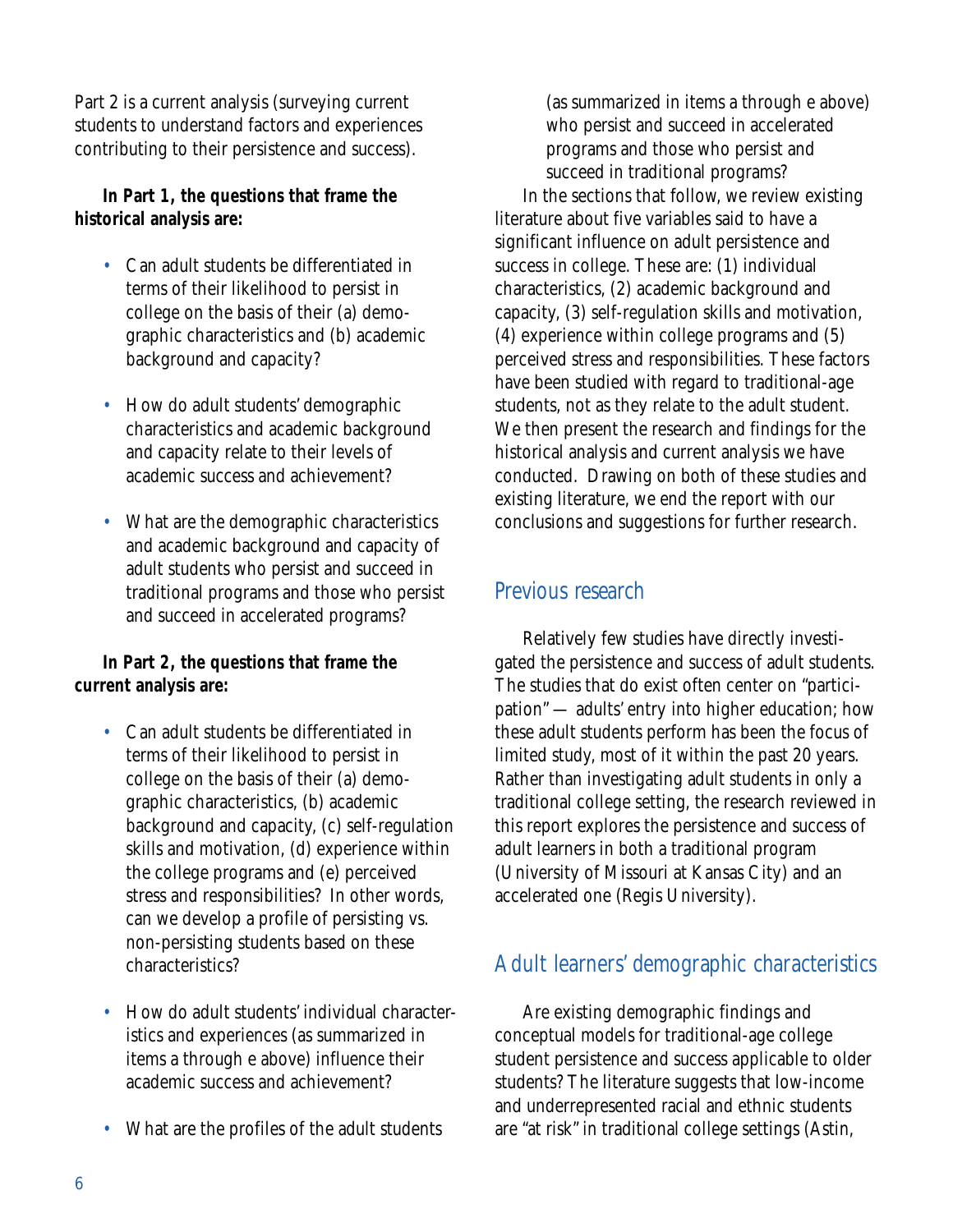Part 2 is a current analysis (surveying current students to understand factors and experiences contributing to their persistence and success).

**In Part 1, the questions that frame the historical analysis are:**

- Can adult students be differentiated in terms of their likelihood to persist in college on the basis of their (a) demographic characteristics and (b) academic background and capacity?
- How do adult students' demographic characteristics and academic background and capacity relate to their levels of academic success and achievement?
- What are the demographic characteristics and academic background and capacity of adult students who persist and succeed in traditional programs and those who persist and succeed in accelerated programs?

**In Part 2, the questions that frame the current analysis are:**

- Can adult students be differentiated in terms of their likelihood to persist in college on the basis of their (a) demographic characteristics, (b) academic background and capacity, (c) self-regulation skills and motivation, (d) experience within the college programs and (e) perceived stress and responsibilities? In other words, can we develop a profile of persisting vs. non-persisting students based on these characteristics?
- How do adult students' individual characteristics and experiences (as summarized in items a through e above) influence their academic success and achievement?
- What are the profiles of the adult students (as summarized in items a through e above) who persist and succeed in accelerated programs and those who persist and succeed in traditional programs?

In the sections that follow, we review existing literature about five variables said to have a significant influence on adult persistence and success in college. These are: (1) individual characteristics, (2) academic background and capacity, (3) self-regulation skills and motivation, (4) experience within college programs and (5) perceived stress and responsibilities. These factors have been studied with regard to traditional-age students, not as they relate to the adult student. We then present the research and findings for the historical analysis and current analysis we have conducted. Drawing on both of these studies and existing literature, we end the report with our conclusions and suggestions for further research.

## Previous research

Relatively few studies have directly investigated the persistence and success of adult students. The studies that do exist often center on "participation" — adults' entry into higher education; how these adult students perform has been the focus of limited study, most of it within the past 20 years. Rather than investigating adult students in only a traditional college setting, the research reviewed in this report explores the persistence and success of adult learners in both a traditional program (University of Missouri at Kansas City) and an accelerated one (Regis University).

## Adult learners' demographic characteristics

Are existing demographic findings and conceptual models for traditional-age college student persistence and success applicable to older students? The literature suggests that low-income and underrepresented racial and ethnic students are "at risk" in traditional college settings (Astin,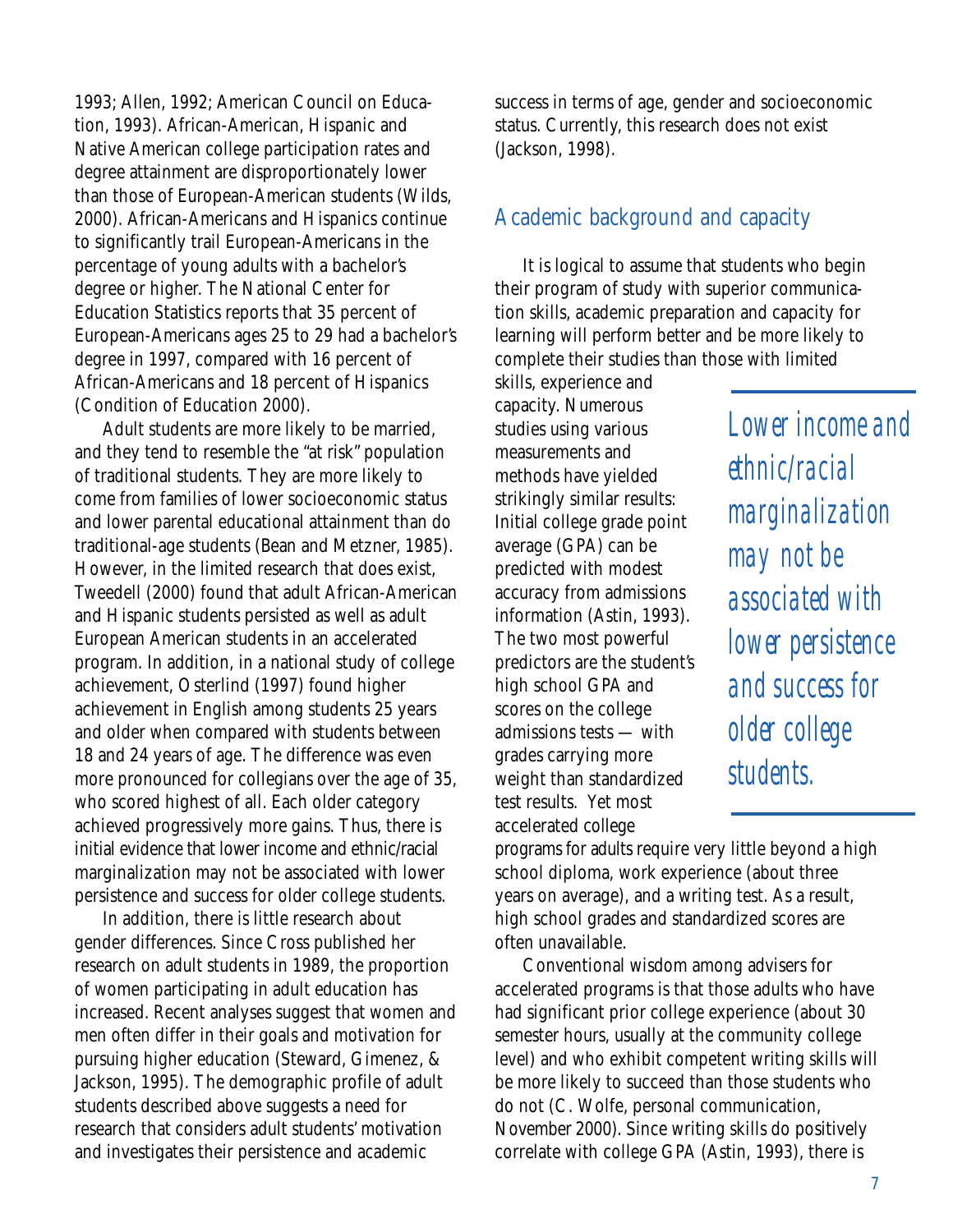1993; Allen, 1992; American Council on Education, 1993). African-American, Hispanic and Native American college participation rates and degree attainment are disproportionately lower than those of European-American students (Wilds, 2000). African-Americans and Hispanics continue to significantly trail European-Americans in the percentage of young adults with a bachelor's degree or higher. The National Center for Education Statistics reports that 35 percent of European-Americans ages 25 to 29 had a bachelor's degree in 1997, compared with 16 percent of African-Americans and 18 percent of Hispanics (Condition of Education 2000).

Adult students are more likely to be married, and they tend to resemble the "at risk" population of traditional students. They are more likely to come from families of lower socioeconomic status and lower parental educational attainment than do traditional-age students (Bean and Metzner, 1985). However, in the limited research that does exist, Tweedell (2000) found that adult African-American and Hispanic students persisted as well as adult European American students in an accelerated program. In addition, in a national study of college achievement, Osterlind (1997) found higher achievement in English among students 25 years and older when compared with students between 18 and 24 years of age. The difference was even more pronounced for collegians over the age of 35, who scored highest of all. Each older category achieved progressively more gains. Thus, there is initial evidence that lower income and ethnic/racial marginalization may not be associated with lower persistence and success for older college students.

In addition, there is little research about gender differences. Since Cross published her research on adult students in 1989, the proportion of women participating in adult education has increased. Recent analyses suggest that women and men often differ in their goals and motivation for pursuing higher education (Steward, Gimenez, & Jackson, 1995). The demographic profile of adult students described above suggests a need for research that considers adult students' motivation and investigates their persistence and academic success in terms of age, gender and socioeconomic status. Currently, this research does not exist (Jackson, 1998).

## Academic background and capacity

It is logical to assume that students who begin their program of study with superior communication skills, academic preparation and capacity for learning will perform better and be more likely to complete their studies than those with limited skills, experience and capacity. Numerous studies using various measurements and methods have yielded strikingly similar results: Initial college grade point average (GPA) can be predicted with modest accuracy from admissions information (Astin, 1993). The two most powerful predictors are the student's high school GPA and scores on the college admissions tests — with grades carrying more weight than standardized test results. Yet most accelerated college programs for adults require very little beyond a high school diploma, work experience (about three years on average), and a writing test. As a result, high school grades and standardized scores are often unavailable.

> *Lower income and ethnic/racial marginalization may not be associated with lower persistence and success for older college students.*

Conventional wisdom among advisers for accelerated programs is that those adults who have had significant prior college experience (about 30 semester hours, usually at the community college level) and who exhibit competent writing skills will be more likely to succeed than those students who do not (C. Wolfe, personal communication, November 2000). Since writing skills do positively correlate with college GPA (Astin, 1993), there is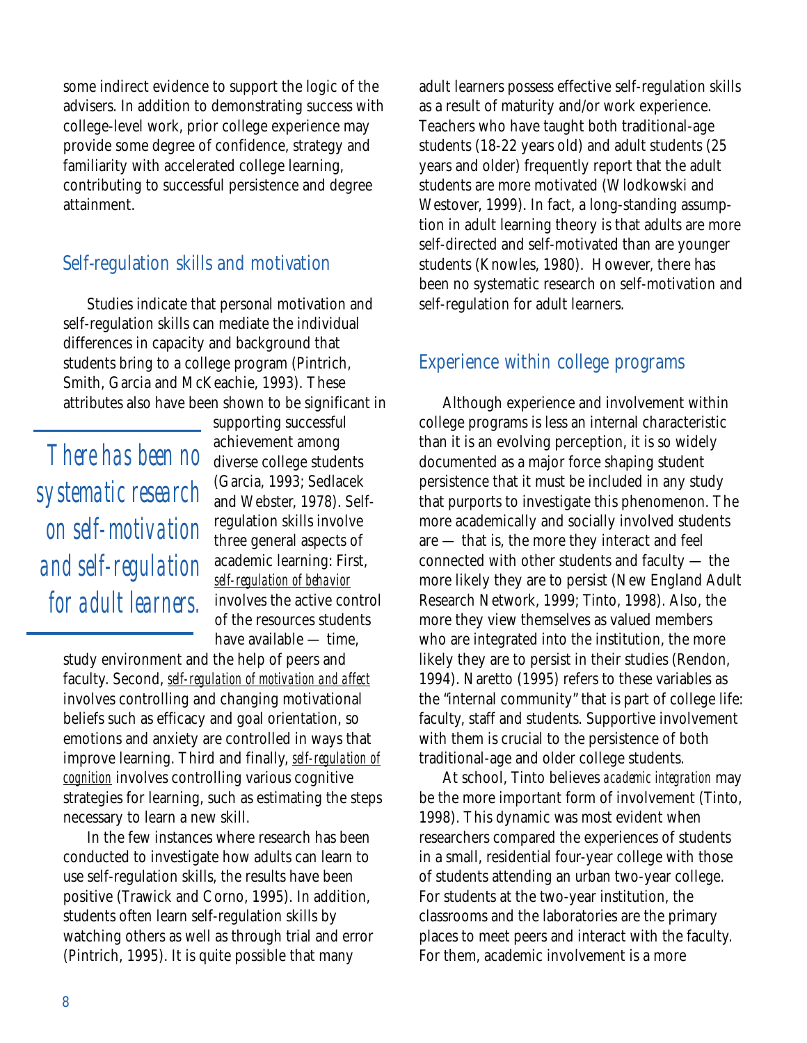some indirect evidence to support the logic of the advisers. In addition to demonstrating success with college-level work, prior college experience may provide some degree of confidence, strategy and familiarity with accelerated college learning, contributing to successful persistence and degree attainment.

## Self-regulation skills and motivation

Studies indicate that personal motivation and self-regulation skills can mediate the individual differences in capacity and background that students bring to a college program (Pintrich, Smith, Garcia and McKeachie, 1993). These attributes also have been shown to be significant in supporting successful achievement among diverse college students (Garcia, 1993; Sedlacek and Webster, 1978). Self-regulation skills involve three general aspects of academic learning: First, *self-regulation of behavior* involves the active control of the resources students have available — time, study environment and the help of peers and faculty. Second, *self-regulation of motivation and affect* involves controlling and changing motivational beliefs such as efficacy and goal orientation, so emotions and anxiety are controlled in ways that improve learning. Third and finally, *self-regulation of cognition* involves controlling various cognitive strategies for learning, such as estimating the steps necessary to learn a new skill.

> *There has been no systematic research on self-motivation and self-regulation for adult learners.*

In the few instances where research has been conducted to investigate how adults can learn to use self-regulation skills, the results have been positive (Trawick and Corno, 1995). In addition, students often learn self-regulation skills by watching others as well as through trial and error (Pintrich, 1995). It is quite possible that many adult learners possess effective self-regulation skills as a result of maturity and/or work experience. Teachers who have taught both traditional-age students (18-22 years old) and adult students (25 years and older) frequently report that the adult students are more motivated (Wlodkowski and Westover, 1999). In fact, a long-standing assumption in adult learning theory is that adults are more self-directed and self-motivated than are younger students (Knowles, 1980). However, there has been no systematic research on self-motivation and self-regulation for adult learners.

## Experience within college programs

Although experience and involvement within college programs is less an internal characteristic than it is an evolving perception, it is so widely documented as a major force shaping student persistence that it must be included in any study that purports to investigate this phenomenon. The more academically and socially involved students are — that is, the more they interact and feel connected with other students and faculty — the more likely they are to persist (New England Adult Research Network, 1999; Tinto, 1998). Also, the more they view themselves as valued members who are integrated into the institution, the more likely they are to persist in their studies (Rendon, 1994). Naretto (1995) refers to these variables as the "internal community" that is part of college life: faculty, staff and students. Supportive involvement with them is crucial to the persistence of both traditional-age and older college students.

At school, Tinto believes *academic integration* may be the more important form of involvement (Tinto, 1998). This dynamic was most evident when researchers compared the experiences of students in a small, residential four-year college with those of students attending an urban two-year college. For students at the two-year institution, the classrooms and the laboratories are the primary places to meet peers and interact with the faculty. For them, academic involvement is a more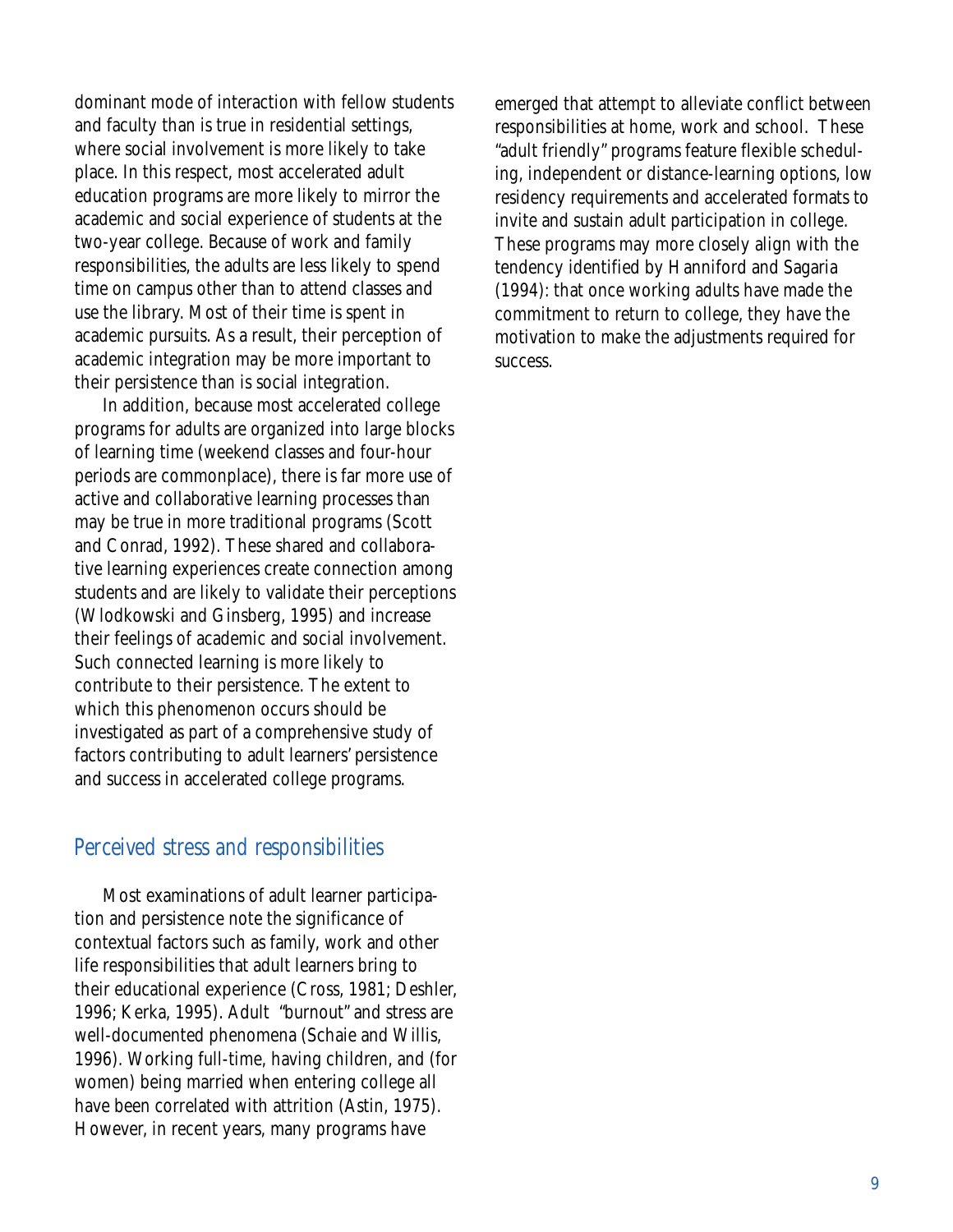dominant mode of interaction with fellow students and faculty than is true in residential settings, where social involvement is more likely to take place. In this respect, most accelerated adult education programs are more likely to mirror the academic and social experience of students at the two-year college. Because of work and family responsibilities, the adults are less likely to spend time on campus other than to attend classes and use the library. Most of their time is spent in academic pursuits. As a result, their perception of academic integration may be more important to their persistence than is social integration.

In addition, because most accelerated college programs for adults are organized into large blocks of learning time (weekend classes and four-hour periods are commonplace), there is far more use of active and collaborative learning processes than may be true in more traditional programs (Scott and Conrad, 1992). These shared and collaborative learning experiences create connection among students and are likely to validate their perceptions (Wlodkowski and Ginsberg, 1995) and increase their feelings of academic and social involvement. Such connected learning is more likely to contribute to their persistence. The extent to which this phenomenon occurs should be investigated as part of a comprehensive study of factors contributing to adult learners' persistence and success in accelerated college programs.

## Perceived stress and responsibilities

Most examinations of adult learner participation and persistence note the significance of contextual factors such as family, work and other life responsibilities that adult learners bring to their educational experience (Cross, 1981; Deshler, 1996; Kerka, 1995). Adult "burnout" and stress are well-documented phenomena (Schaie and Willis, 1996). Working full-time, having children, and (for women) being married when entering college all have been correlated with attrition (Astin, 1975). However, in recent years, many programs have emerged that attempt to alleviate conflict between responsibilities at home, work and school. These "adult friendly" programs feature flexible scheduling, independent or distance-learning options, low residency requirements and accelerated formats to invite and sustain adult participation in college. These programs may more closely align with the tendency identified by Hanniford and Sagaria (1994): that once working adults have made the commitment to return to college, they have the motivation to make the adjustments required for success.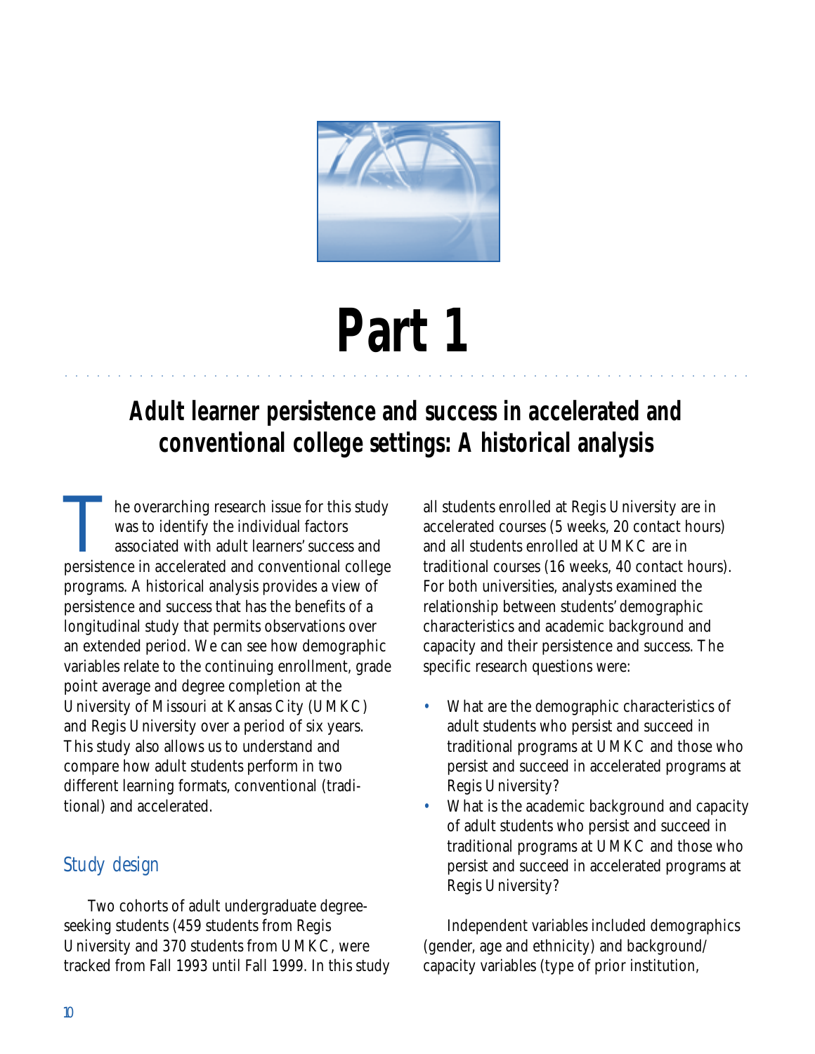# Part 1

## Adult learner persistence and success in accelerated and conventional college settings: A historical analysis

The overarching research issue for this study was to identify the individual factors associated with adult learners' success and persistence in accelerated and conventional college programs. A historical analysis provides a view of persistence and success that has the benefits of a longitudinal study that permits observations over an extended period. We can see how demographic variables relate to the continuing enrollment, grade point average and degree completion at the University of Missouri at Kansas City (UMKC) and Regis University over a period of six years. This study also allows us to understand and compare how adult students perform in two different learning formats, conventional (traditional) and accelerated.

### Study design

Two cohorts of adult undergraduate degree-seeking students (459 students from Regis University and 370 students from UMKC, were tracked from Fall 1993 until Fall 1999. In this study all students enrolled at Regis University are in accelerated courses (5 weeks, 20 contact hours) and all students enrolled at UMKC are in traditional courses (16 weeks, 40 contact hours). For both universities, analysts examined the relationship between students' demographic characteristics and academic background and capacity and their persistence and success. The specific research questions were:

- What are the demographic characteristics of adult students who persist and succeed in traditional programs at UMKC and those who persist and succeed in accelerated programs at Regis University?
- What is the academic background and capacity of adult students who persist and succeed in traditional programs at UMKC and those who persist and succeed in accelerated programs at Regis University?

Independent variables included demographics (gender, age and ethnicity) and background/ capacity variables (type of prior institution,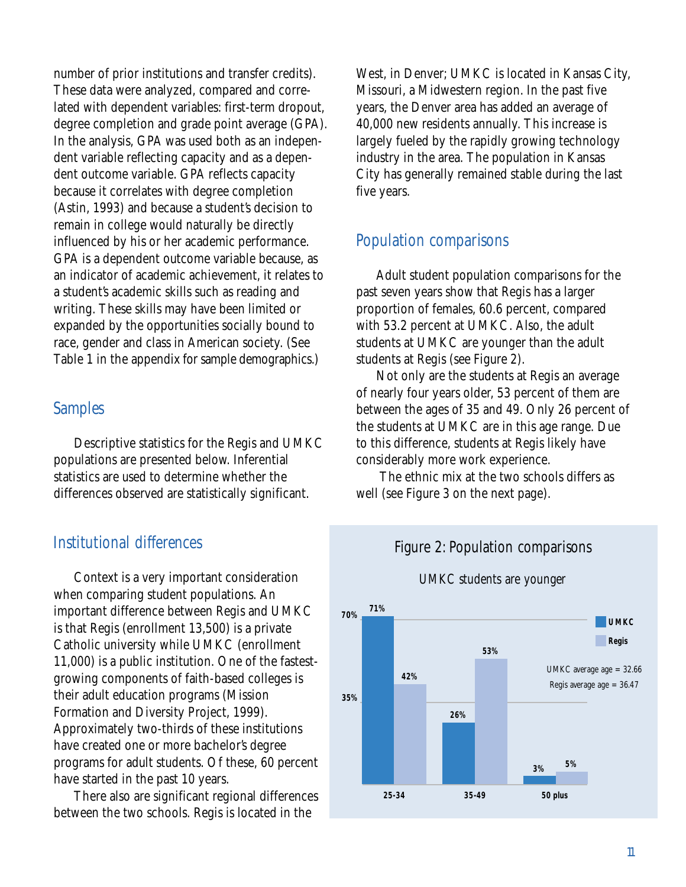number of prior institutions and transfer credits). These data were analyzed, compared and correlated with dependent variables: first-term dropout, degree completion and grade point average (GPA). In the analysis, GPA was used both as an independent variable reflecting capacity and as a dependent outcome variable. GPA reflects capacity because it correlates with degree completion (Astin, 1993) and because a student's decision to remain in college would naturally be directly influenced by his or her academic performance. GPA is a dependent outcome variable because, as an indicator of academic achievement, it relates to a student's academic skills such as reading and writing. These skills may have been limited or expanded by the opportunities socially bound to race, gender and class in American society. (See Table 1 in the appendix for sample demographics.)

## Samples

Descriptive statistics for the Regis and UMKC populations are presented below. Inferential statistics are used to determine whether the differences observed are statistically significant.

## Institutional differences

Context is a very important consideration when comparing student populations. An important difference between Regis and UMKC is that Regis (enrollment 13,500) is a private Catholic university while UMKC (enrollment 11,000) is a public institution. One of the fastest-growing components of faith-based colleges is their adult education programs (Mission Formation and Diversity Project, 1999). Approximately two-thirds of these institutions have created one or more bachelor's degree programs for adult students. Of these, 60 percent have started in the past 10 years.

There also are significant regional differences between the two schools. Regis is located in the West, in Denver; UMKC is located in Kansas City, Missouri, a Midwestern region. In the past five years, the Denver area has added an average of 40,000 new residents annually. This increase is largely fueled by the rapidly growing technology industry in the area. The population in Kansas City has generally remained stable during the last five years.

## Population comparisons

Adult student population comparisons for the past seven years show that Regis has a larger proportion of females, 60.6 percent, compared with 53.2 percent at UMKC. Also, the adult students at UMKC are younger than the adult students at Regis (see Figure 2).

Not only are the students at Regis an average of nearly four years older, 53 percent of them are between the ages of 35 and 49. Only 26 percent of the students at UMKC are in this age range. Due to this difference, students at Regis likely have considerably more work experience.

The ethnic mix at the two schools differs as well (see Figure 3 on the next page).

**Figure 2: Population comparisons**

UMKC students are younger

| Age | UMKC | Regis |
|---|---|---|
| 25-34 | 71% | 42% |
| 35-49 | 26% | 53% |
| 50 plus | 3% | 5% |

UMKC average age = 32.66
Regis average age = 36.47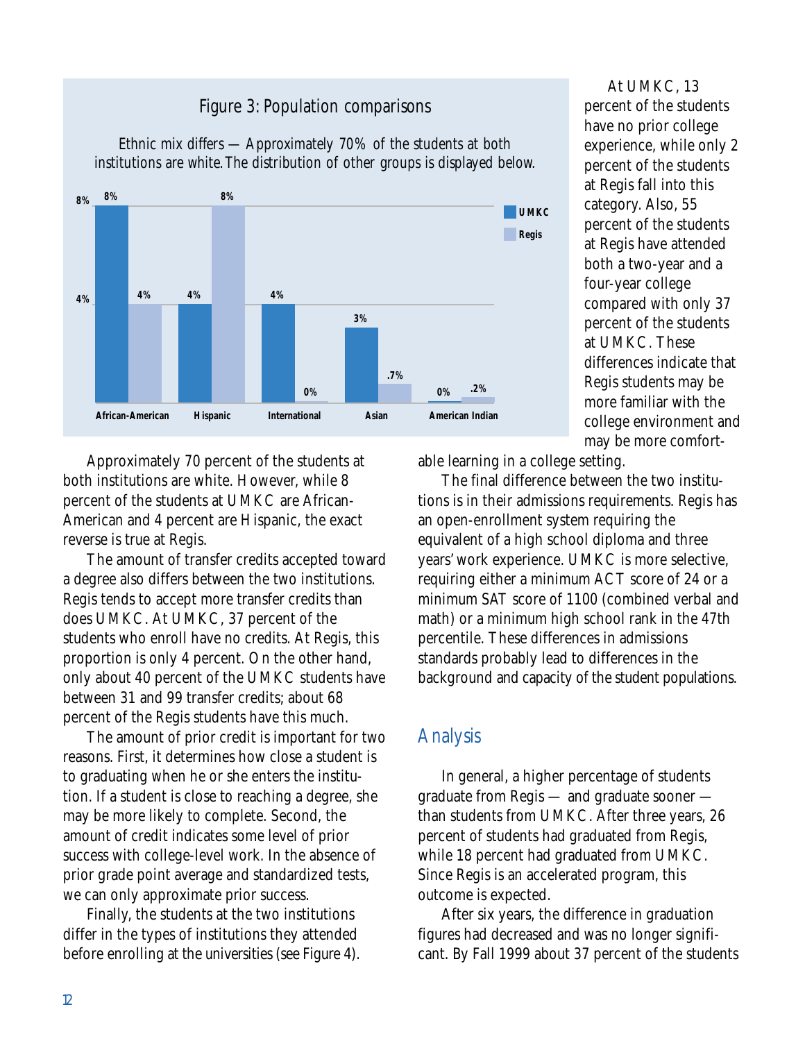## Figure 3: Population comparisons

Ethnic mix differs — Approximately 70% of the students at both institutions are white. The distribution of other groups is displayed below.

| | UMKC | Regis |
|---|---|---|
| African-American | 8% | 4% |
| Hispanic | 4% | 8% |
| International | 4% | 0% |
| Asian | 3% | .7% |
| American Indian | 0% | .2% |

Approximately 70 percent of the students at both institutions are white. However, while 8 percent of the students at UMKC are African-American and 4 percent are Hispanic, the exact reverse is true at Regis.

The amount of transfer credits accepted toward a degree also differs between the two institutions. Regis tends to accept more transfer credits than does UMKC. At UMKC, 37 percent of the students who enroll have no credits. At Regis, this proportion is only 4 percent. On the other hand, only about 40 percent of the UMKC students have between 31 and 99 transfer credits; about 68 percent of the Regis students have this much.

The amount of prior credit is important for two reasons. First, it determines how close a student is to graduating when he or she enters the institution. If a student is close to reaching a degree, she may be more likely to complete. Second, the amount of credit indicates some level of prior success with college-level work. In the absence of prior grade point average and standardized tests, we can only approximate prior success.

Finally, the students at the two institutions differ in the types of institutions they attended before enrolling at the universities (see Figure 4).

At UMKC, 13 percent of the students have no prior college experience, while only 2 percent of the students at Regis fall into this category. Also, 55 percent of the students at Regis have attended both a two-year and a four-year college compared with only 37 percent of the students at UMKC. These differences indicate that Regis students may be more familiar with the college environment and may be more comfortable learning in a college setting.

The final difference between the two institutions is in their admissions requirements. Regis has an open-enrollment system requiring the equivalent of a high school diploma and three years' work experience. UMKC is more selective, requiring either a minimum ACT score of 24 or a minimum SAT score of 1100 (combined verbal and math) or a minimum high school rank in the 47th percentile. These differences in admissions standards probably lead to differences in the background and capacity of the student populations.

## Analysis

In general, a higher percentage of students graduate from Regis — and graduate sooner — than students from UMKC. After three years, 26 percent of students had graduated from Regis, while 18 percent had graduated from UMKC. Since Regis is an accelerated program, this outcome is expected.

After six years, the difference in graduation figures had decreased and was no longer significant. By Fall 1999 about 37 percent of the students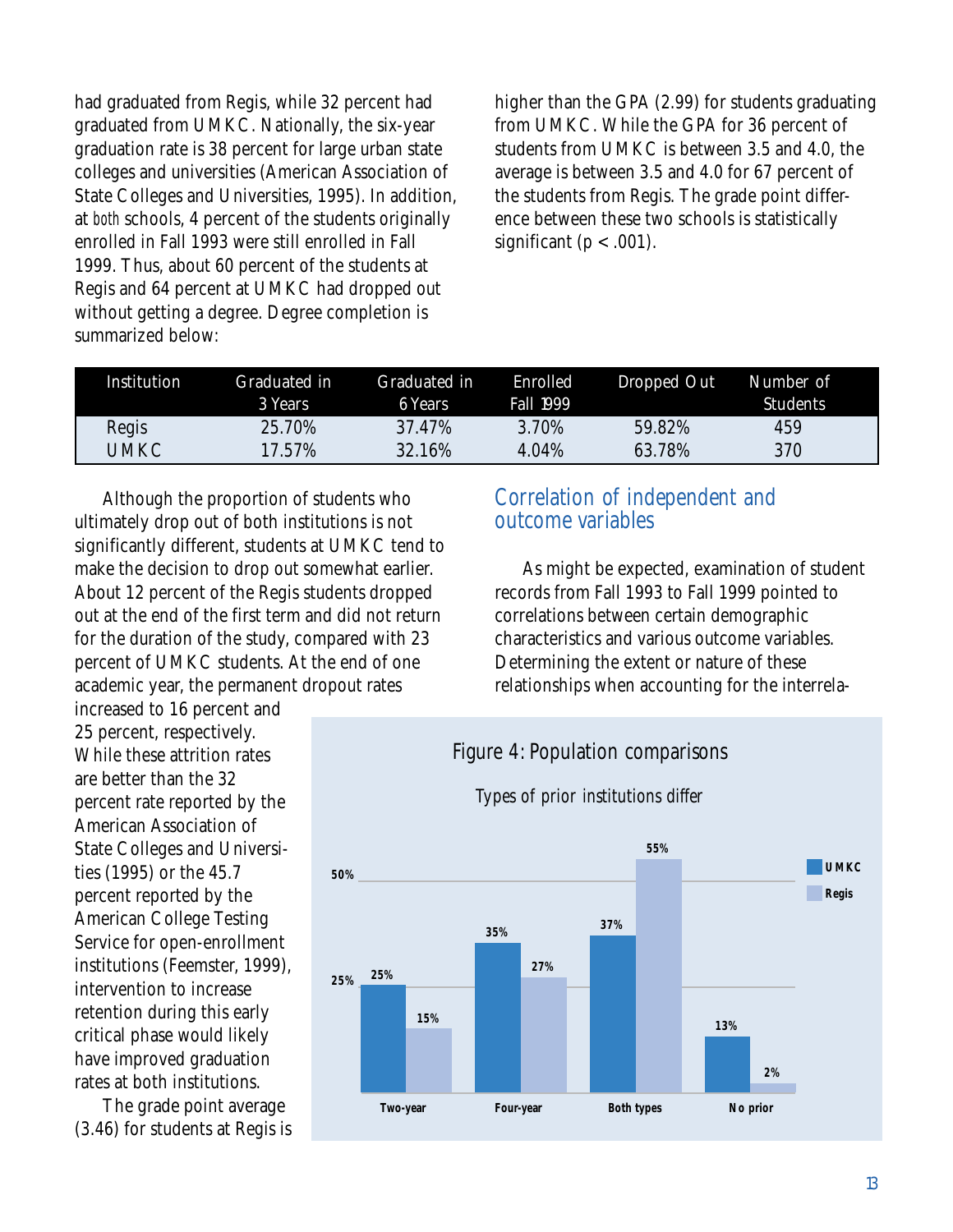had graduated from Regis, while 32 percent had graduated from UMKC. Nationally, the six-year graduation rate is 38 percent for large urban state colleges and universities (American Association of State Colleges and Universities, 1995). In addition, at *both* schools, 4 percent of the students originally enrolled in Fall 1993 were still enrolled in Fall 1999. Thus, about 60 percent of the students at Regis and 64 percent at UMKC had dropped out without getting a degree. Degree completion is summarized below:

| Institution | Graduated in 3 Years | Graduated in 6 Years | Enrolled Fall 1999 | Dropped Out | Number of Students |
|---|---|---|---|---|---|
| Regis | 25.70% | 37.47% | 3.70% | 59.82% | 459 |
| UMKC | 17.57% | 32.16% | 4.04% | 63.78% | 370 |

Although the proportion of students who ultimately drop out of both institutions is not significantly different, students at UMKC tend to make the decision to drop out somewhat earlier. About 12 percent of the Regis students dropped out at the end of the first term and did not return for the duration of the study, compared with 23 percent of UMKC students. At the end of one academic year, the permanent dropout rates increased to 16 percent and 25 percent, respectively. While these attrition rates are better than the 32 percent rate reported by the American Association of State Colleges and Universities (1995) or the 45.7 percent reported by the American College Testing Service for open-enrollment institutions (Feemster, 1999), intervention to increase retention during this early critical phase would likely have improved graduation rates at both institutions.

The grade point average (3.46) for students at Regis is higher than the GPA (2.99) for students graduating from UMKC. While the GPA for 36 percent of students from UMKC is between 3.5 and 4.0, the average is between 3.5 and 4.0 for 67 percent of the students from Regis. The grade point difference between these two schools is statistically significant ($p < .001$).

## Correlation of independent and outcome variables

As might be expected, examination of student records from Fall 1993 to Fall 1999 pointed to correlations between certain demographic characteristics and various outcome variables. Determining the extent or nature of these relationships when accounting for the interrela-

**Figure 4: Population comparisons**

Types of prior institutions differ

| | UMKC | Regis |
|---|---|---|
| Two-year | 25% | 15% |
| Four-year | 35% | 27% |
| Both types | 37% | 55% |
| No prior | 13% | 2% |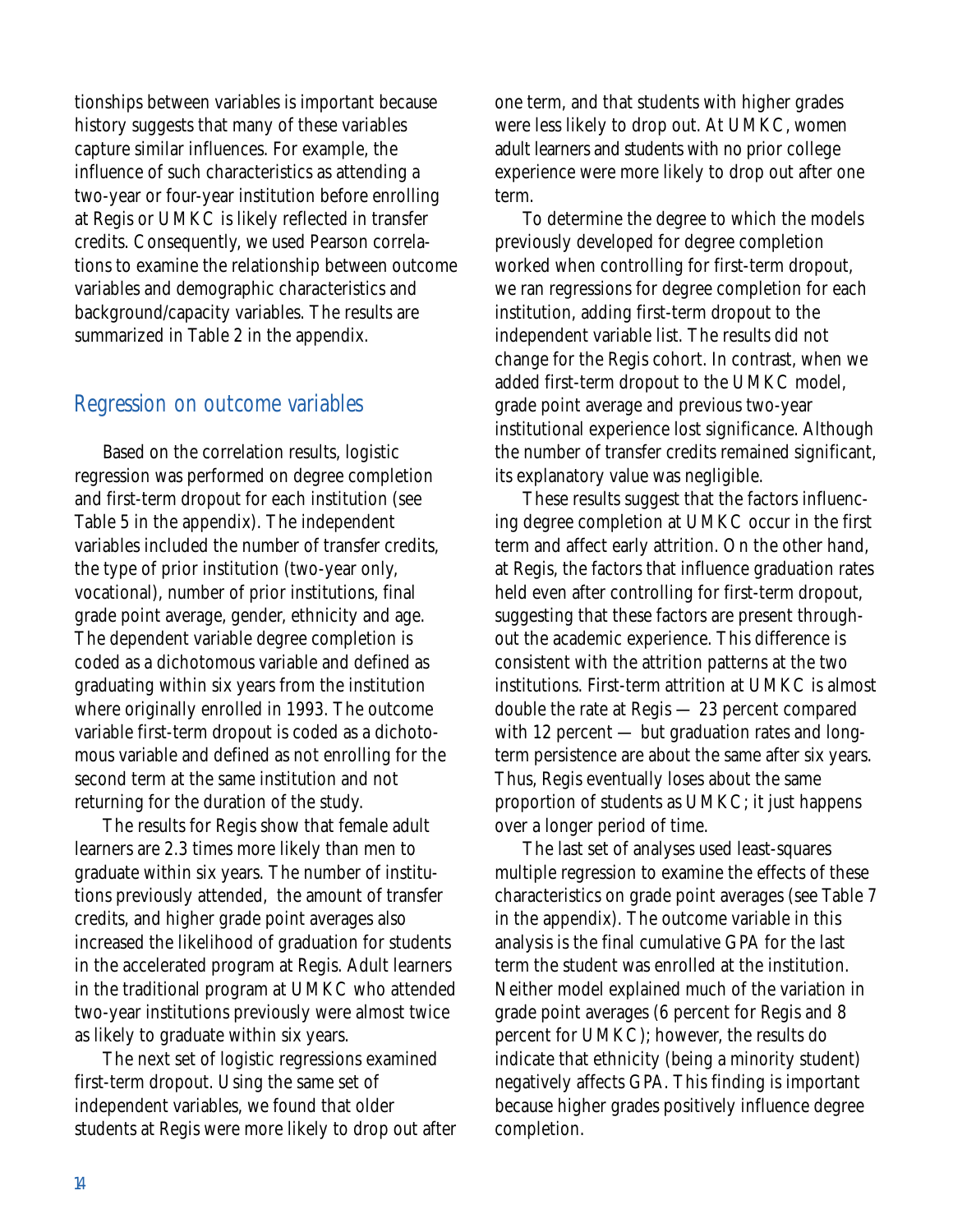tionships between variables is important because history suggests that many of these variables capture similar influences. For example, the influence of such characteristics as attending a two-year or four-year institution before enrolling at Regis or UMKC is likely reflected in transfer credits. Consequently, we used Pearson correlations to examine the relationship between outcome variables and demographic characteristics and background/capacity variables. The results are summarized in Table 2 in the appendix.

## Regression on outcome variables

Based on the correlation results, logistic regression was performed on degree completion and first-term dropout for each institution (see Table 5 in the appendix). The independent variables included the number of transfer credits, the type of prior institution (two-year only, vocational), number of prior institutions, final grade point average, gender, ethnicity and age. The dependent variable degree completion is coded as a dichotomous variable and defined as graduating within six years from the institution where originally enrolled in 1993. The outcome variable first-term dropout is coded as a dichotomous variable and defined as not enrolling for the second term at the same institution and not returning for the duration of the study.

The results for Regis show that female adult learners are 2.3 times more likely than men to graduate within six years. The number of institutions previously attended, the amount of transfer credits, and higher grade point averages also increased the likelihood of graduation for students in the accelerated program at Regis. Adult learners in the traditional program at UMKC who attended two-year institutions previously were almost twice as likely to graduate within six years.

The next set of logistic regressions examined first-term dropout. Using the same set of independent variables, we found that older students at Regis were more likely to drop out after one term, and that students with higher grades were less likely to drop out. At UMKC, women adult learners and students with no prior college experience were more likely to drop out after one term.

To determine the degree to which the models previously developed for degree completion worked when controlling for first-term dropout, we ran regressions for degree completion for each institution, adding first-term dropout to the independent variable list. The results did not change for the Regis cohort. In contrast, when we added first-term dropout to the UMKC model, grade point average and previous two-year institutional experience lost significance. Although the number of transfer credits remained significant, its explanatory value was negligible.

These results suggest that the factors influencing degree completion at UMKC occur in the first term and affect early attrition. On the other hand, at Regis, the factors that influence graduation rates held even after controlling for first-term dropout, suggesting that these factors are present throughout the academic experience. This difference is consistent with the attrition patterns at the two institutions. First-term attrition at UMKC is almost double the rate at Regis — 23 percent compared with 12 percent — but graduation rates and long-term persistence are about the same after six years. Thus, Regis eventually loses about the same proportion of students as UMKC; it just happens over a longer period of time.

The last set of analyses used least-squares multiple regression to examine the effects of these characteristics on grade point averages (see Table 7 in the appendix). The outcome variable in this analysis is the final cumulative GPA for the last term the student was enrolled at the institution. Neither model explained much of the variation in grade point averages (6 percent for Regis and 8 percent for UMKC); however, the results do indicate that ethnicity (being a minority student) negatively affects GPA. This finding is important because higher grades positively influence degree completion.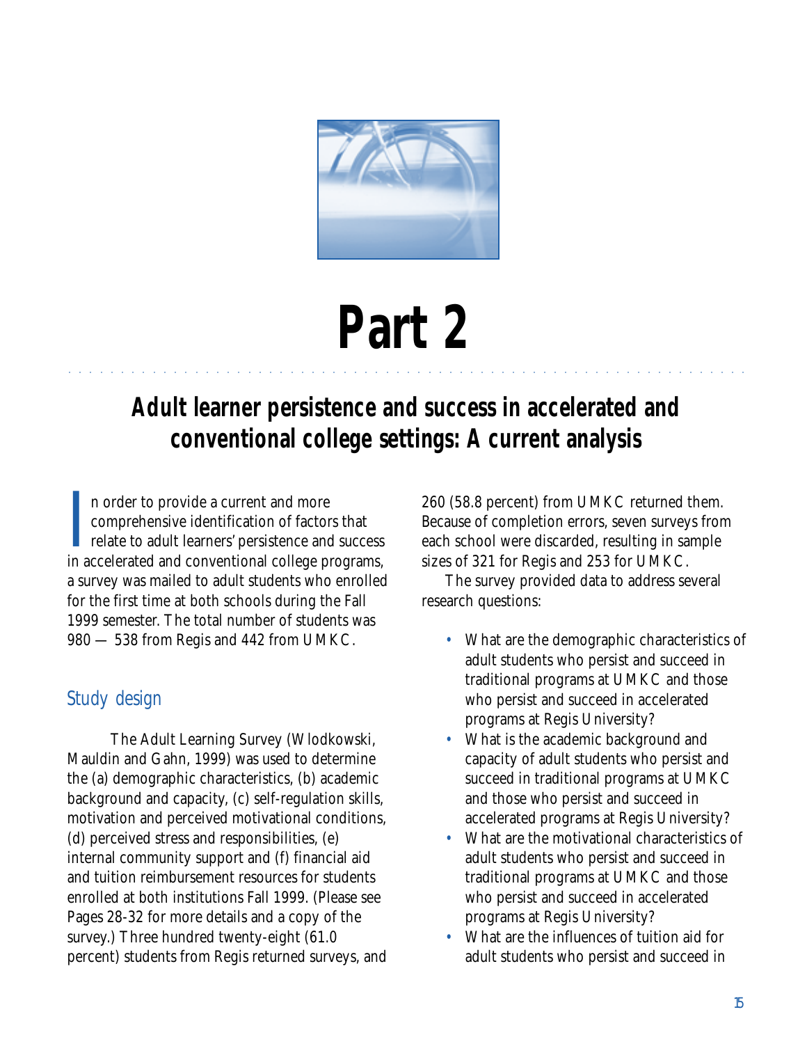# Part 2

## Adult learner persistence and success in accelerated and conventional college settings: A current analysis

In order to provide a current and more comprehensive identification of factors that relate to adult learners' persistence and success in accelerated and conventional college programs, a survey was mailed to adult students who enrolled for the first time at both schools during the Fall 1999 semester. The total number of students was 980 — 538 from Regis and 442 from UMKC.

### Study design

The Adult Learning Survey (Wlodkowski, Mauldin and Gahn, 1999) was used to determine the (a) demographic characteristics, (b) academic background and capacity, (c) self-regulation skills, motivation and perceived motivational conditions, (d) perceived stress and responsibilities, (e) internal community support and (f) financial aid and tuition reimbursement resources for students enrolled at both institutions Fall 1999. (Please see Pages 28-32 for more details and a copy of the survey.) Three hundred twenty-eight (61.0 percent) students from Regis returned surveys, and 260 (58.8 percent) from UMKC returned them. Because of completion errors, seven surveys from each school were discarded, resulting in sample sizes of 321 for Regis and 253 for UMKC.

The survey provided data to address several research questions:

- What are the demographic characteristics of adult students who persist and succeed in traditional programs at UMKC and those who persist and succeed in accelerated programs at Regis University?
- What is the academic background and capacity of adult students who persist and succeed in traditional programs at UMKC and those who persist and succeed in accelerated programs at Regis University?
- What are the motivational characteristics of adult students who persist and succeed in traditional programs at UMKC and those who persist and succeed in accelerated programs at Regis University?
- What are the influences of tuition aid for adult students who persist and succeed in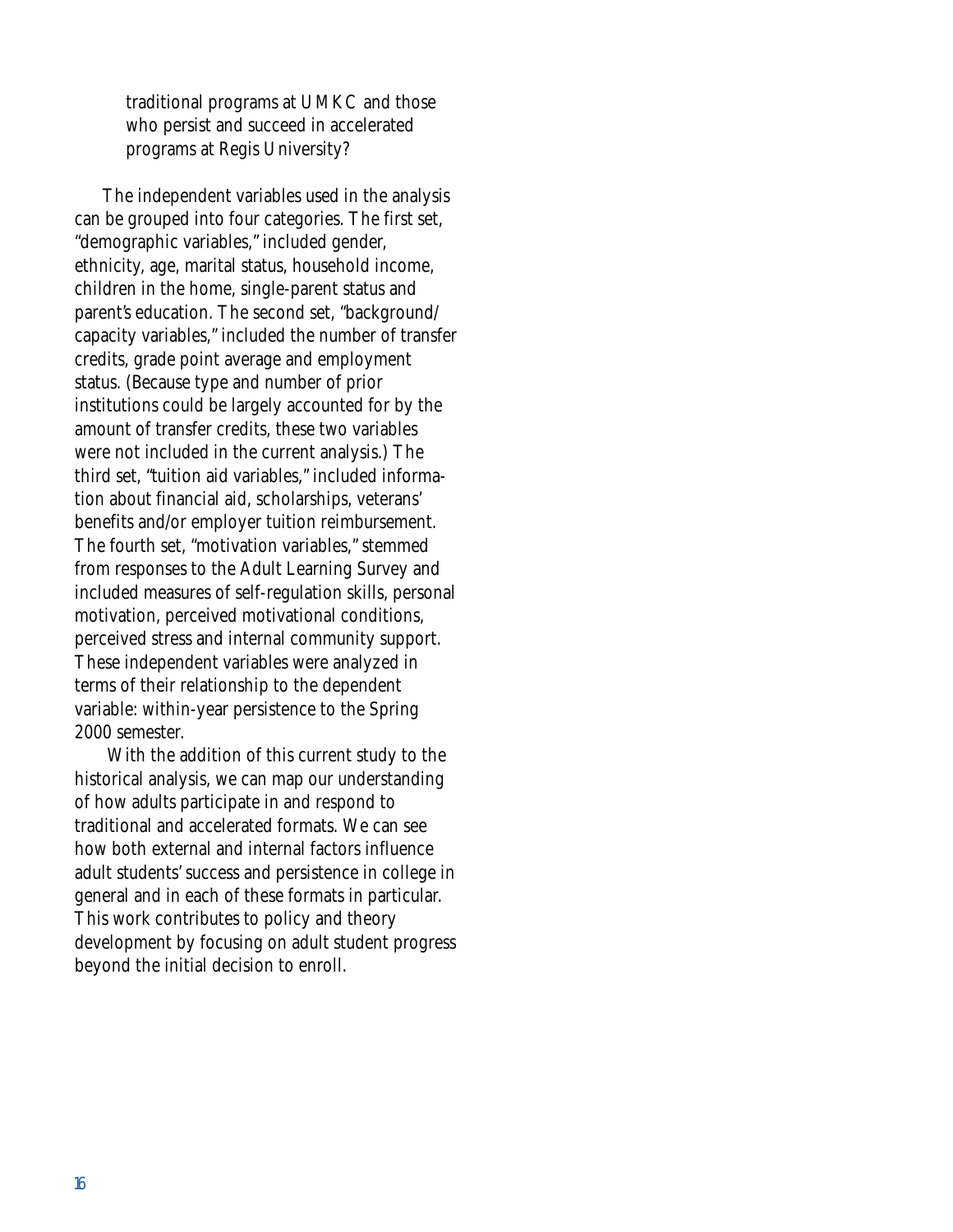traditional programs at UMKC and those who persist and succeed in accelerated programs at Regis University?

The independent variables used in the analysis can be grouped into four categories. The first set, "demographic variables," included gender, ethnicity, age, marital status, household income, children in the home, single-parent status and parent's education. The second set, "background/ capacity variables," included the number of transfer credits, grade point average and employment status. (Because type and number of prior institutions could be largely accounted for by the amount of transfer credits, these two variables were not included in the current analysis.) The third set, "tuition aid variables," included information about financial aid, scholarships, veterans' benefits and/or employer tuition reimbursement. The fourth set, "motivation variables," stemmed from responses to the Adult Learning Survey and included measures of self-regulation skills, personal motivation, perceived motivational conditions, perceived stress and internal community support. These independent variables were analyzed in terms of their relationship to the dependent variable: within-year persistence to the Spring 2000 semester.

With the addition of this current study to the historical analysis, we can map our understanding of how adults participate in and respond to traditional and accelerated formats. We can see how both external and internal factors influence adult students' success and persistence in college in general and in each of these formats in particular. This work contributes to policy and theory development by focusing on adult student progress beyond the initial decision to enroll.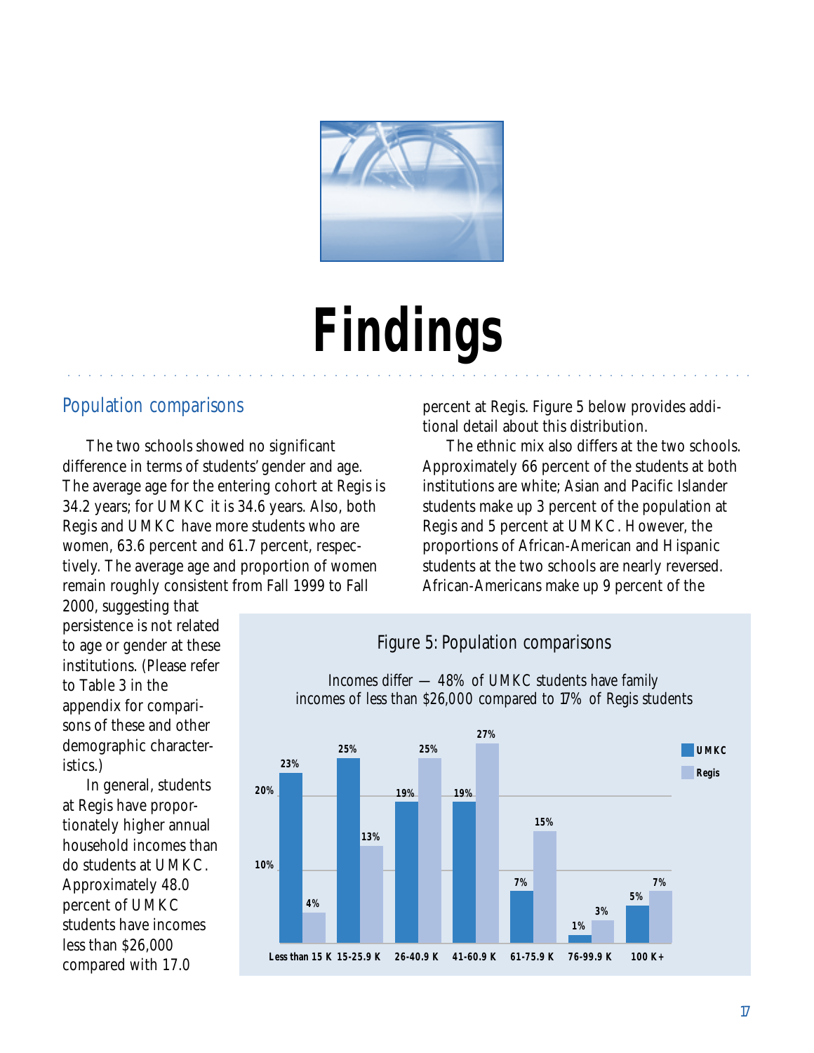# Findings

## Population comparisons

The two schools showed no significant difference in terms of students' gender and age. The average age for the entering cohort at Regis is 34.2 years; for UMKC it is 34.6 years. Also, both Regis and UMKC have more students who are women, 63.6 percent and 61.7 percent, respectively. The average age and proportion of women remain roughly consistent from Fall 1999 to Fall 2000, suggesting that persistence is not related to age or gender at these institutions. (Please refer to Table 3 in the appendix for comparisons of these and other demographic characteristics.)

In general, students at Regis have proportionately higher annual household incomes than do students at UMKC. Approximately 48.0 percent of UMKC students have incomes less than $26,000 compared with 17.0 percent at Regis. Figure 5 below provides additional detail about this distribution.

The ethnic mix also differs at the two schools. Approximately 66 percent of the students at both institutions are white; Asian and Pacific Islander students make up 3 percent of the population at Regis and 5 percent at UMKC. However, the proportions of African-American and Hispanic students at the two schools are nearly reversed. African-Americans make up 9 percent of the

### Figure 5: Population comparisons

Incomes differ — 48% of UMKC students have family incomes of less than $26,000 compared to 17% of Regis students

| Income | UMKC | Regis |
|---|---|---|
| Less than 15 K | 23% | 4% |
| 15-25.9 K | 25% | 13% |
| 26-40.9 K | 19% | 25% |
| 41-60.9 K | 19% | 27% |
| 61-75.9 K | 7% | 15% |
| 76-99.9 K | 1% | 3% |
| 100 K+ | 5% | 7% |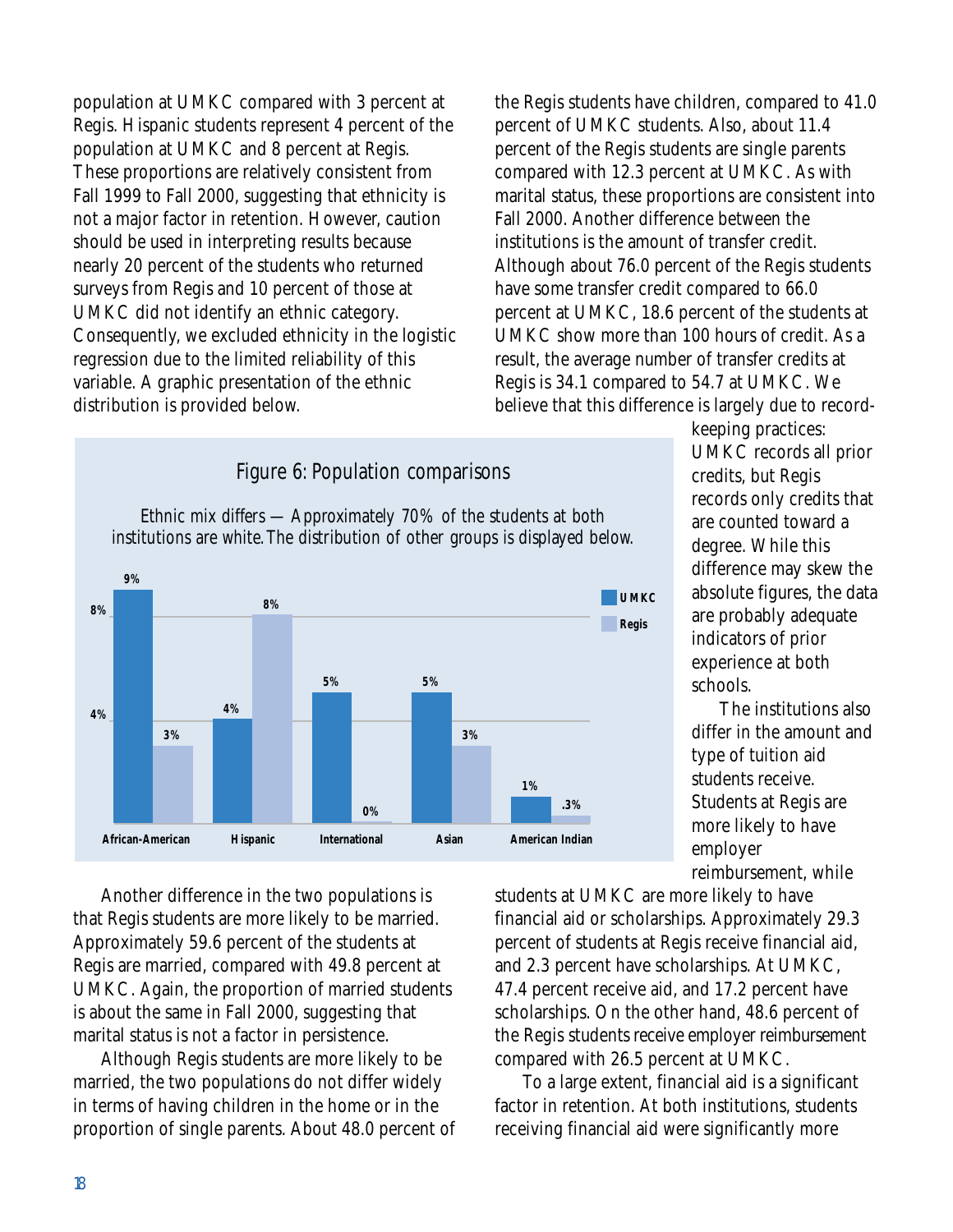population at UMKC compared with 3 percent at Regis. Hispanic students represent 4 percent of the population at UMKC and 8 percent at Regis. These proportions are relatively consistent from Fall 1999 to Fall 2000, suggesting that ethnicity is not a major factor in retention. However, caution should be used in interpreting results because nearly 20 percent of the students who returned surveys from Regis and 10 percent of those at UMKC did not identify an ethnic category. Consequently, we excluded ethnicity in the logistic regression due to the limited reliability of this variable. A graphic presentation of the ethnic distribution is provided below.

the Regis students have children, compared to 41.0 percent of UMKC students. Also, about 11.4 percent of the Regis students are single parents compared with 12.3 percent at UMKC. As with marital status, these proportions are consistent into Fall 2000. Another difference between the institutions is the amount of transfer credit. Although about 76.0 percent of the Regis students have some transfer credit compared to 66.0 percent at UMKC, 18.6 percent of the students at UMKC show more than 100 hours of credit. As a result, the average number of transfer credits at Regis is 34.1 compared to 54.7 at UMKC. We believe that this difference is largely due to record-keeping practices: UMKC records all prior credits, but Regis records only credits that are counted toward a degree. While this difference may skew the absolute figures, the data are probably adequate indicators of prior experience at both schools.

The institutions also differ in the amount and type of tuition aid students receive. Students at Regis are more likely to have employer reimbursement, while students at UMKC are more likely to have financial aid or scholarships. Approximately 29.3 percent of students at Regis receive financial aid, and 2.3 percent have scholarships. At UMKC, 47.4 percent receive aid, and 17.2 percent have scholarships. On the other hand, 48.6 percent of the Regis students receive employer reimbursement compared with 26.5 percent at UMKC.

To a large extent, financial aid is a significant factor in retention. At both institutions, students receiving financial aid were significantly more

**Figure 6: Population comparisons**

Ethnic mix differs — Approximately 70% of the students at both institutions are white. The distribution of other groups is displayed below.

| | UMKC | Regis |
|---|---|---|
| African-American | 9% | 3% |
| Hispanic | 4% | 8% |
| International | 5% | 0% |
| Asian | 5% | 3% |
| American Indian | 1% | .3% |

Another difference in the two populations is that Regis students are more likely to be married. Approximately 59.6 percent of the students at Regis are married, compared with 49.8 percent at UMKC. Again, the proportion of married students is about the same in Fall 2000, suggesting that marital status is not a factor in persistence.

Although Regis students are more likely to be married, the two populations do not differ widely in terms of having children in the home or in the proportion of single parents. About 48.0 percent of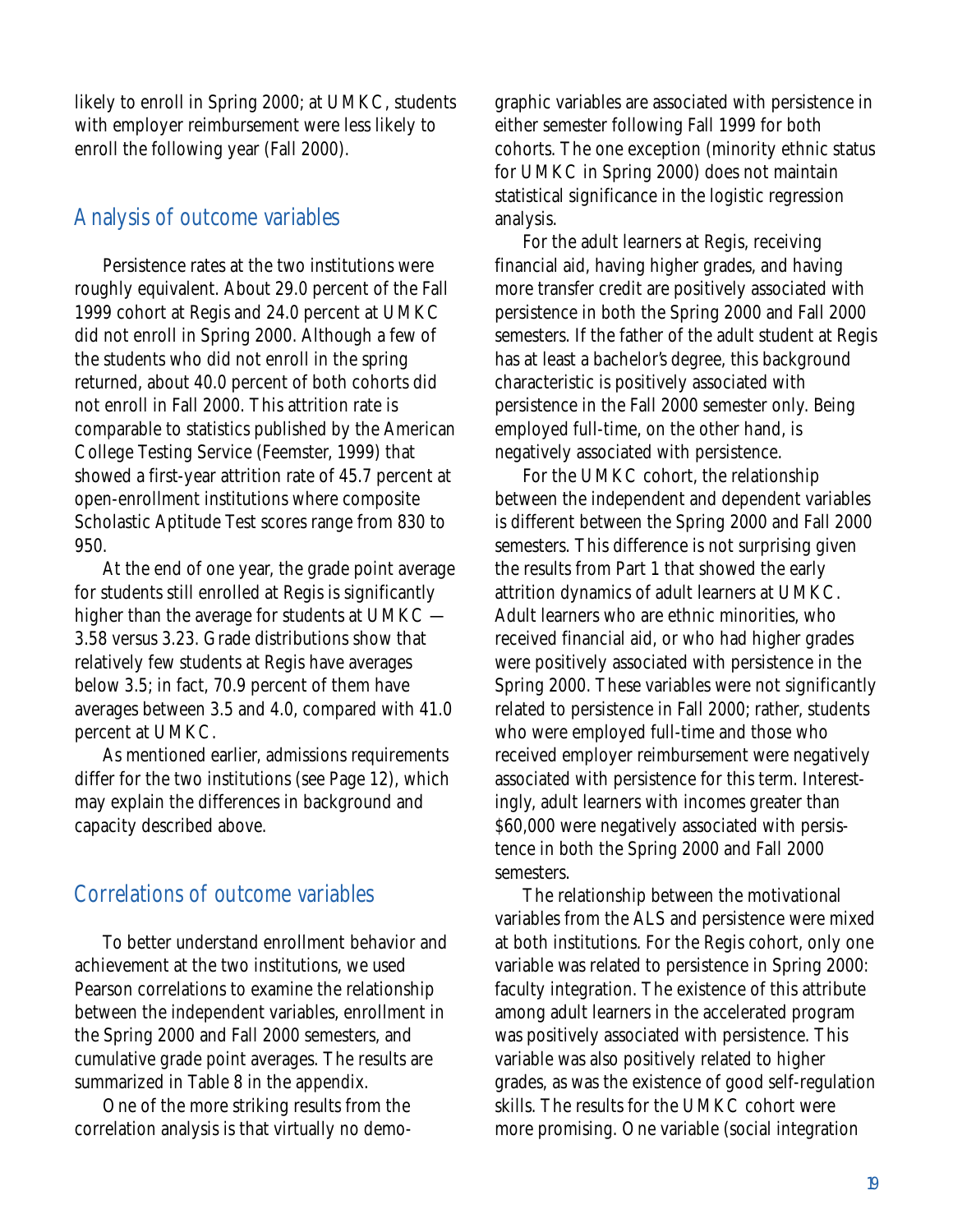likely to enroll in Spring 2000; at UMKC, students with employer reimbursement were less likely to enroll the following year (Fall 2000).

## Analysis of outcome variables

Persistence rates at the two institutions were roughly equivalent. About 29.0 percent of the Fall 1999 cohort at Regis and 24.0 percent at UMKC did not enroll in Spring 2000. Although a few of the students who did not enroll in the spring returned, about 40.0 percent of both cohorts did not enroll in Fall 2000. This attrition rate is comparable to statistics published by the American College Testing Service (Feemster, 1999) that showed a first-year attrition rate of 45.7 percent at open-enrollment institutions where composite Scholastic Aptitude Test scores range from 830 to 950.

At the end of one year, the grade point average for students still enrolled at Regis is significantly higher than the average for students at UMKC — 3.58 versus 3.23. Grade distributions show that relatively few students at Regis have averages below 3.5; in fact, 70.9 percent of them have averages between 3.5 and 4.0, compared with 41.0 percent at UMKC.

As mentioned earlier, admissions requirements differ for the two institutions (see Page 12), which may explain the differences in background and capacity described above.

## Correlations of outcome variables

To better understand enrollment behavior and achievement at the two institutions, we used Pearson correlations to examine the relationship between the independent variables, enrollment in the Spring 2000 and Fall 2000 semesters, and cumulative grade point averages. The results are summarized in Table 8 in the appendix.

One of the more striking results from the correlation analysis is that virtually no demographic variables are associated with persistence in either semester following Fall 1999 for both cohorts. The one exception (minority ethnic status for UMKC in Spring 2000) does not maintain statistical significance in the logistic regression analysis.

For the adult learners at Regis, receiving financial aid, having higher grades, and having more transfer credit are positively associated with persistence in both the Spring 2000 and Fall 2000 semesters. If the father of the adult student at Regis has at least a bachelor's degree, this background characteristic is positively associated with persistence in the Fall 2000 semester only. Being employed full-time, on the other hand, is negatively associated with persistence.

For the UMKC cohort, the relationship between the independent and dependent variables is different between the Spring 2000 and Fall 2000 semesters. This difference is not surprising given the results from Part 1 that showed the early attrition dynamics of adult learners at UMKC. Adult learners who are ethnic minorities, who received financial aid, or who had higher grades were positively associated with persistence in the Spring 2000. These variables were not significantly related to persistence in Fall 2000; rather, students who were employed full-time and those who received employer reimbursement were negatively associated with persistence for this term. Interestingly, adult learners with incomes greater than \$60,000 were negatively associated with persistence in both the Spring 2000 and Fall 2000 semesters.

The relationship between the motivational variables from the ALS and persistence were mixed at both institutions. For the Regis cohort, only one variable was related to persistence in Spring 2000: faculty integration. The existence of this attribute among adult learners in the accelerated program was positively associated with persistence. This variable was also positively related to higher grades, as was the existence of good self-regulation skills. The results for the UMKC cohort were more promising. One variable (social integration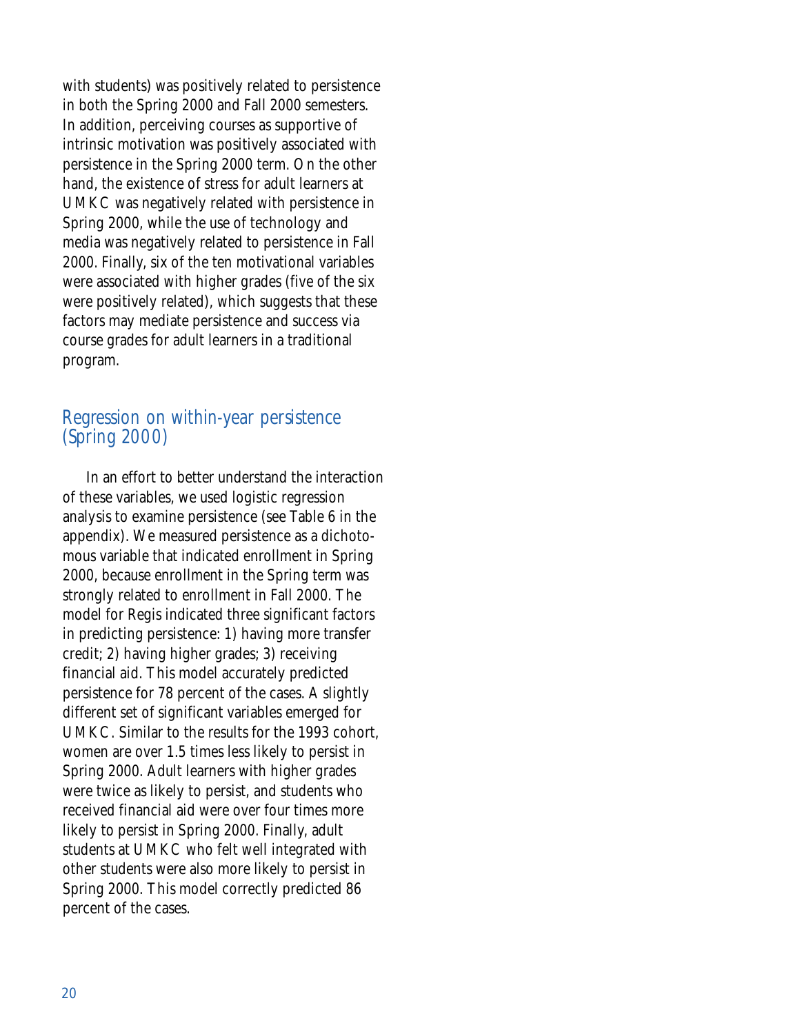with students) was positively related to persistence in both the Spring 2000 and Fall 2000 semesters. In addition, perceiving courses as supportive of intrinsic motivation was positively associated with persistence in the Spring 2000 term. On the other hand, the existence of stress for adult learners at UMKC was negatively related with persistence in Spring 2000, while the use of technology and media was negatively related to persistence in Fall 2000. Finally, six of the ten motivational variables were associated with higher grades (five of the six were positively related), which suggests that these factors may mediate persistence and success via course grades for adult learners in a traditional program.

## Regression on within-year persistence (Spring 2000)

In an effort to better understand the interaction of these variables, we used logistic regression analysis to examine persistence (see Table 6 in the appendix). We measured persistence as a dichotomous variable that indicated enrollment in Spring 2000, because enrollment in the Spring term was strongly related to enrollment in Fall 2000. The model for Regis indicated three significant factors in predicting persistence: 1) having more transfer credit; 2) having higher grades; 3) receiving financial aid. This model accurately predicted persistence for 78 percent of the cases. A slightly different set of significant variables emerged for UMKC. Similar to the results for the 1993 cohort, women are over 1.5 times less likely to persist in Spring 2000. Adult learners with higher grades were twice as likely to persist, and students who received financial aid were over four times more likely to persist in Spring 2000. Finally, adult students at UMKC who felt well integrated with other students were also more likely to persist in Spring 2000. This model correctly predicted 86 percent of the cases.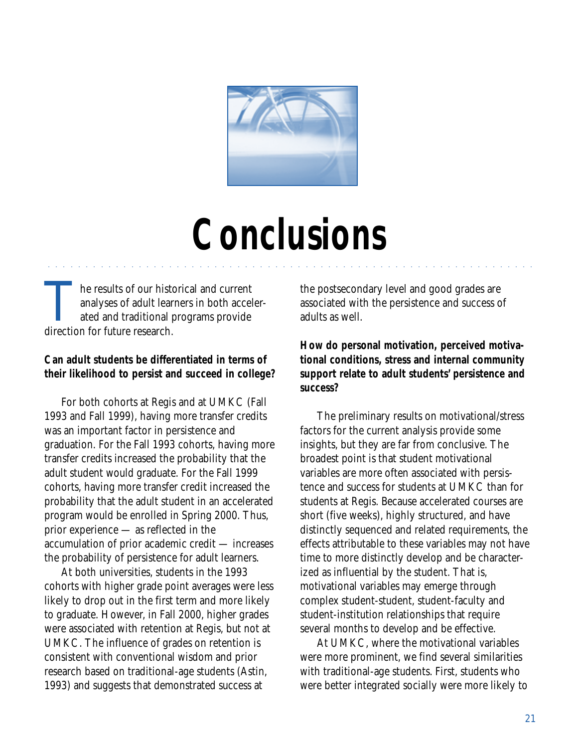# Conclusions

The results of our historical and current analyses of adult learners in both accelerated and traditional programs provide direction for future research.

**Can adult students be differentiated in terms of their likelihood to persist and succeed in college?**

For both cohorts at Regis and at UMKC (Fall 1993 and Fall 1999), having more transfer credits was an important factor in persistence and graduation. For the Fall 1993 cohorts, having more transfer credits increased the probability that the adult student would graduate. For the Fall 1999 cohorts, having more transfer credit increased the probability that the adult student in an accelerated program would be enrolled in Spring 2000. Thus, prior experience — as reflected in the accumulation of prior academic credit — increases the probability of persistence for adult learners.

At both universities, students in the 1993 cohorts with higher grade point averages were less likely to drop out in the first term and more likely to graduate. However, in Fall 2000, higher grades were associated with retention at Regis, but not at UMKC. The influence of grades on retention is consistent with conventional wisdom and prior research based on traditional-age students (Astin, 1993) and suggests that demonstrated success at the postsecondary level and good grades are associated with the persistence and success of adults as well.

**How do personal motivation, perceived motivational conditions, stress and internal community support relate to adult students' persistence and success?**

The preliminary results on motivational/stress factors for the current analysis provide some insights, but they are far from conclusive. The broadest point is that student motivational variables are more often associated with persistence and success for students at UMKC than for students at Regis. Because accelerated courses are short (five weeks), highly structured, and have distinctly sequenced and related requirements, the effects attributable to these variables may not have time to more distinctly develop and be characterized as influential by the student. That is, motivational variables may emerge through complex student-student, student-faculty and student-institution relationships that require several months to develop and be effective.

At UMKC, where the motivational variables were more prominent, we find several similarities with traditional-age students. First, students who were better integrated socially were more likely to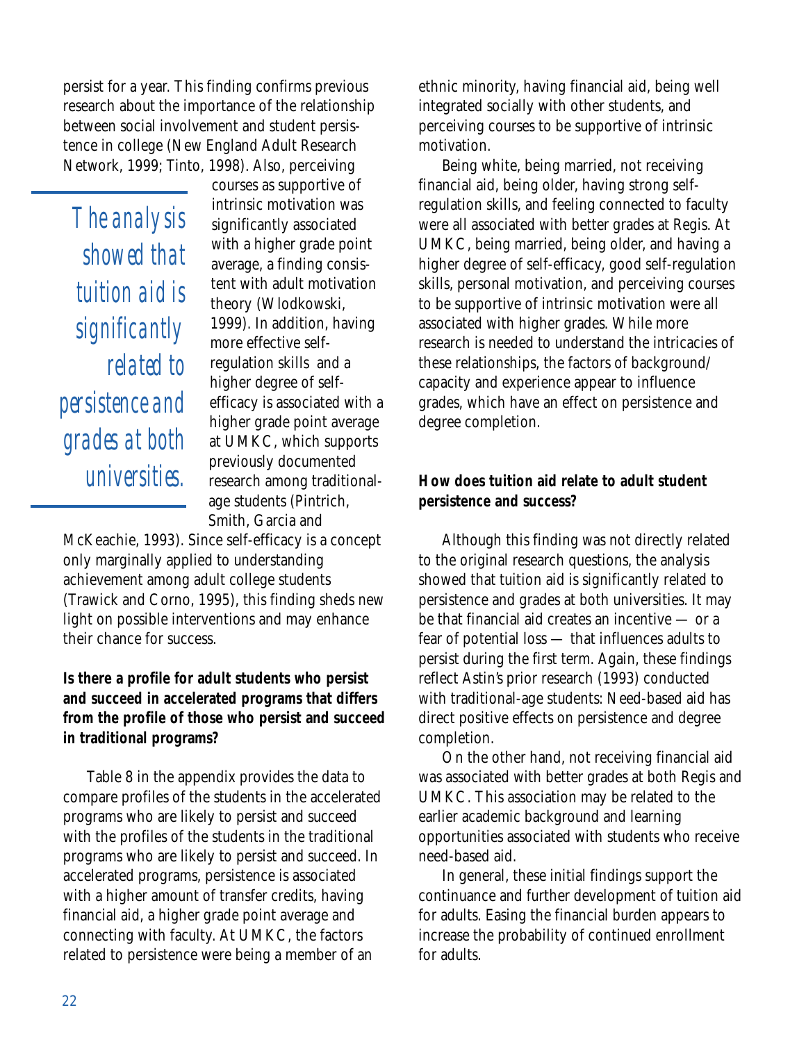persist for a year. This finding confirms previous research about the importance of the relationship between social involvement and student persistence in college (New England Adult Research Network, 1999; Tinto, 1998). Also, perceiving courses as supportive of intrinsic motivation was significantly associated with a higher grade point average, a finding consistent with adult motivation theory (Wlodkowski, 1999). In addition, having more effective self-regulation skills and a higher degree of self-efficacy is associated with a higher grade point average at UMKC, which supports previously documented research among traditional-age students (Pintrich, Smith, Garcia and McKeachie, 1993). Since self-efficacy is a concept only marginally applied to understanding achievement among adult college students (Trawick and Corno, 1995), this finding sheds new light on possible interventions and may enhance their chance for success.

*The analysis showed that tuition aid is significantly related to persistence and grades at both universities.*

**Is there a profile for adult students who persist and succeed in accelerated programs that differs from the profile of those who persist and succeed in traditional programs?**

Table 8 in the appendix provides the data to compare profiles of the students in the accelerated programs who are likely to persist and succeed with the profiles of the students in the traditional programs who are likely to persist and succeed. In accelerated programs, persistence is associated with a higher amount of transfer credits, having financial aid, a higher grade point average and connecting with faculty. At UMKC, the factors related to persistence were being a member of an ethnic minority, having financial aid, being well integrated socially with other students, and perceiving courses to be supportive of intrinsic motivation.

Being white, being married, not receiving financial aid, being older, having strong self-regulation skills, and feeling connected to faculty were all associated with better grades at Regis. At UMKC, being married, being older, and having a higher degree of self-efficacy, good self-regulation skills, personal motivation, and perceiving courses to be supportive of intrinsic motivation were all associated with higher grades. While more research is needed to understand the intricacies of these relationships, the factors of background/capacity and experience appear to influence grades, which have an effect on persistence and degree completion.

**How does tuition aid relate to adult student persistence and success?**

Although this finding was not directly related to the original research questions, the analysis showed that tuition aid is significantly related to persistence and grades at both universities. It may be that financial aid creates an incentive — or a fear of potential loss — that influences adults to persist during the first term. Again, these findings reflect Astin's prior research (1993) conducted with traditional-age students: Need-based aid has direct positive effects on persistence and degree completion.

On the other hand, not receiving financial aid was associated with better grades at both Regis and UMKC. This association may be related to the earlier academic background and learning opportunities associated with students who receive need-based aid.

In general, these initial findings support the continuance and further development of tuition aid for adults. Easing the financial burden appears to increase the probability of continued enrollment for adults.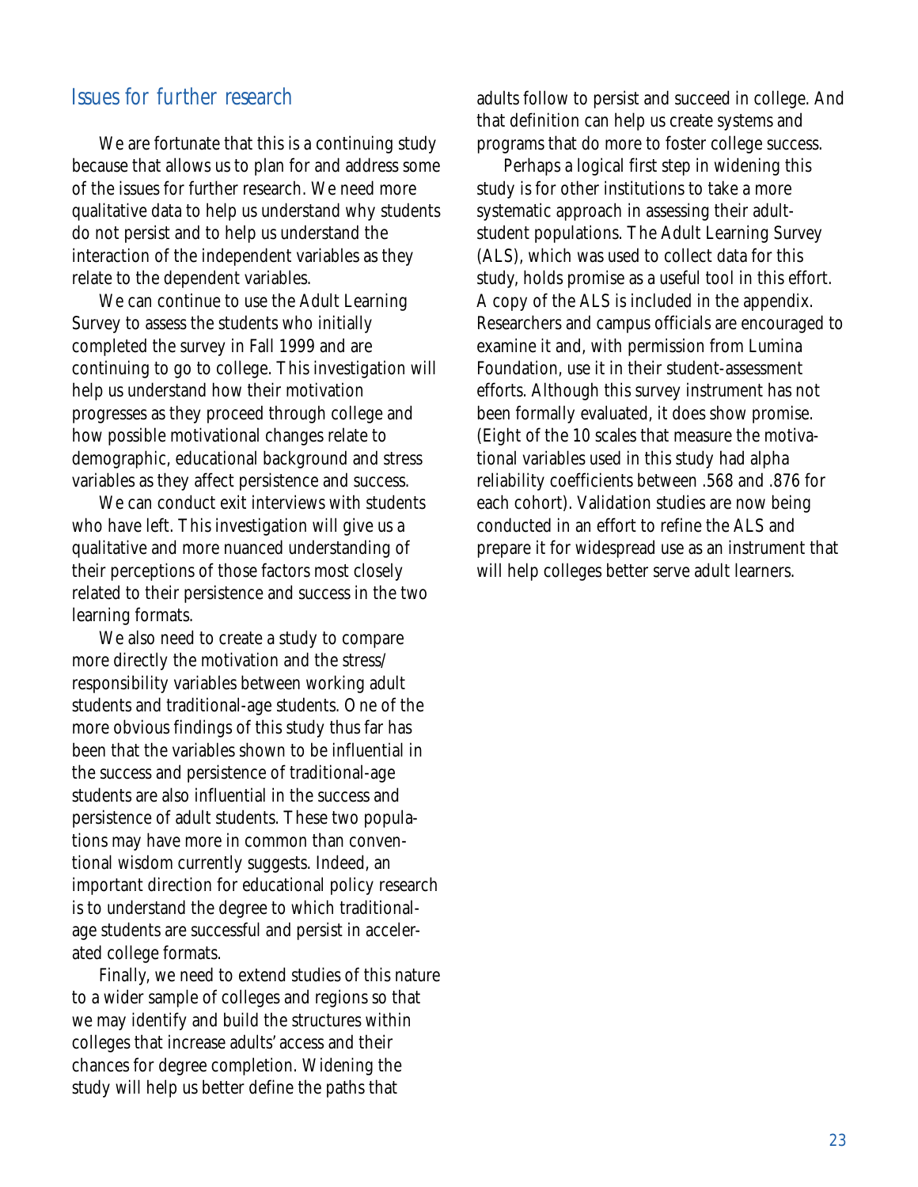## Issues for further research

We are fortunate that this is a continuing study because that allows us to plan for and address some of the issues for further research. We need more qualitative data to help us understand why students do not persist and to help us understand the interaction of the independent variables as they relate to the dependent variables.

We can continue to use the Adult Learning Survey to assess the students who initially completed the survey in Fall 1999 and are continuing to go to college. This investigation will help us understand how their motivation progresses as they proceed through college and how possible motivational changes relate to demographic, educational background and stress variables as they affect persistence and success.

We can conduct exit interviews with students who have left. This investigation will give us a qualitative and more nuanced understanding of their perceptions of those factors most closely related to their persistence and success in the two learning formats.

We also need to create a study to compare more directly the motivation and the stress/responsibility variables between working adult students and traditional-age students. One of the more obvious findings of this study thus far has been that the variables shown to be influential in the success and persistence of traditional-age students are also influential in the success and persistence of adult students. These two populations may have more in common than conventional wisdom currently suggests. Indeed, an important direction for educational policy research is to understand the degree to which traditional-age students are successful and persist in accelerated college formats.

Finally, we need to extend studies of this nature to a wider sample of colleges and regions so that we may identify and build the structures within colleges that increase adults' access and their chances for degree completion. Widening the study will help us better define the paths that adults follow to persist and succeed in college. And that definition can help us create systems and programs that do more to foster college success.

Perhaps a logical first step in widening this study is for other institutions to take a more systematic approach in assessing their adult-student populations. The Adult Learning Survey (ALS), which was used to collect data for this study, holds promise as a useful tool in this effort. A copy of the ALS is included in the appendix. Researchers and campus officials are encouraged to examine it and, with permission from Lumina Foundation, use it in their student-assessment efforts. Although this survey instrument has not been formally evaluated, it does show promise. (Eight of the 10 scales that measure the motivational variables used in this study had alpha reliability coefficients between .568 and .876 for each cohort). Validation studies are now being conducted in an effort to refine the ALS and prepare it for widespread use as an instrument that will help colleges better serve adult learners.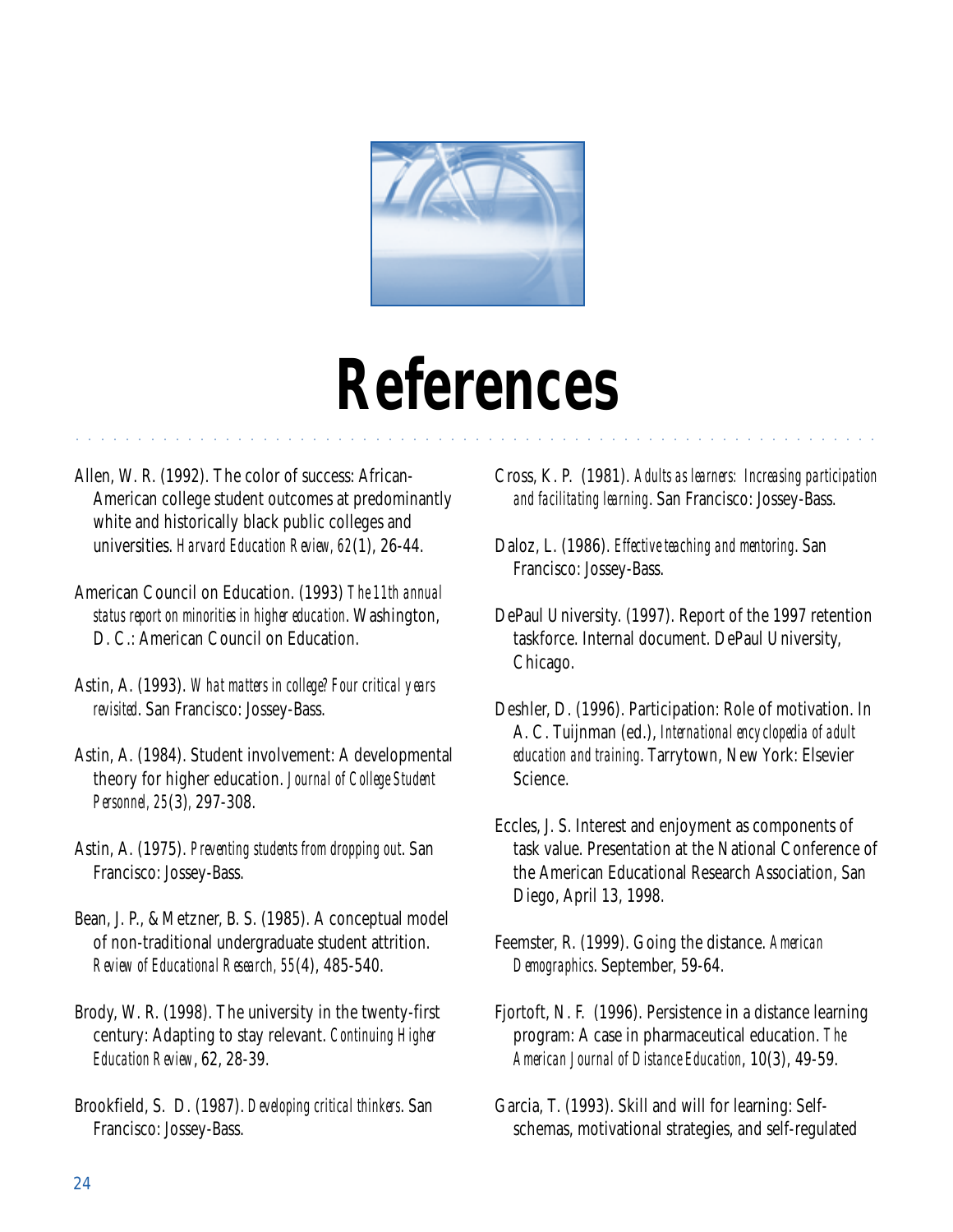# References

Allen, W. R. (1992). The color of success: African-American college student outcomes at predominantly white and historically black public colleges and universities. *Harvard Education Review, 62*(1), 26-44.

American Council on Education. (1993) *The 11th annual status report on minorities in higher education*. Washington, D. C.: American Council on Education.

Astin, A. (1993). *What matters in college? Four critical years revisited*. San Francisco: Jossey-Bass.

Astin, A. (1984). Student involvement: A developmental theory for higher education. *Journal of College Student Personnel, 25*(3), 297-308.

Astin, A. (1975). *Preventing students from dropping out*. San Francisco: Jossey-Bass.

Bean, J. P., & Metzner, B. S. (1985). A conceptual model of non-traditional undergraduate student attrition. *Review of Educational Research, 55*(4), 485-540.

Brody, W. R. (1998). The university in the twenty-first century: Adapting to stay relevant. *Continuing Higher Education Review*, 62, 28-39.

Brookfield, S. D. (1987). *Developing critical thinkers*. San Francisco: Jossey-Bass.

Cross, K. P. (1981). *Adults as learners: Increasing participation and facilitating learning*. San Francisco: Jossey-Bass.

Daloz, L. (1986). *Effective teaching and mentoring*. San Francisco: Jossey-Bass.

DePaul University. (1997). Report of the 1997 retention taskforce. Internal document. DePaul University, Chicago.

Deshler, D. (1996). Participation: Role of motivation. In A. C. Tuijnman (ed.), *International encyclopedia of adult education and training*. Tarrytown, New York: Elsevier Science.

Eccles, J. S. Interest and enjoyment as components of task value. Presentation at the National Conference of the American Educational Research Association, San Diego, April 13, 1998.

Feemster, R. (1999). Going the distance. *American Demographics*. September, 59-64.

Fjortoft, N. F. (1996). Persistence in a distance learning program: A case in pharmaceutical education. *The American Journal of Distance Education*, 10(3), 49-59.

Garcia, T. (1993). Skill and will for learning: Self-schemas, motivational strategies, and self-regulated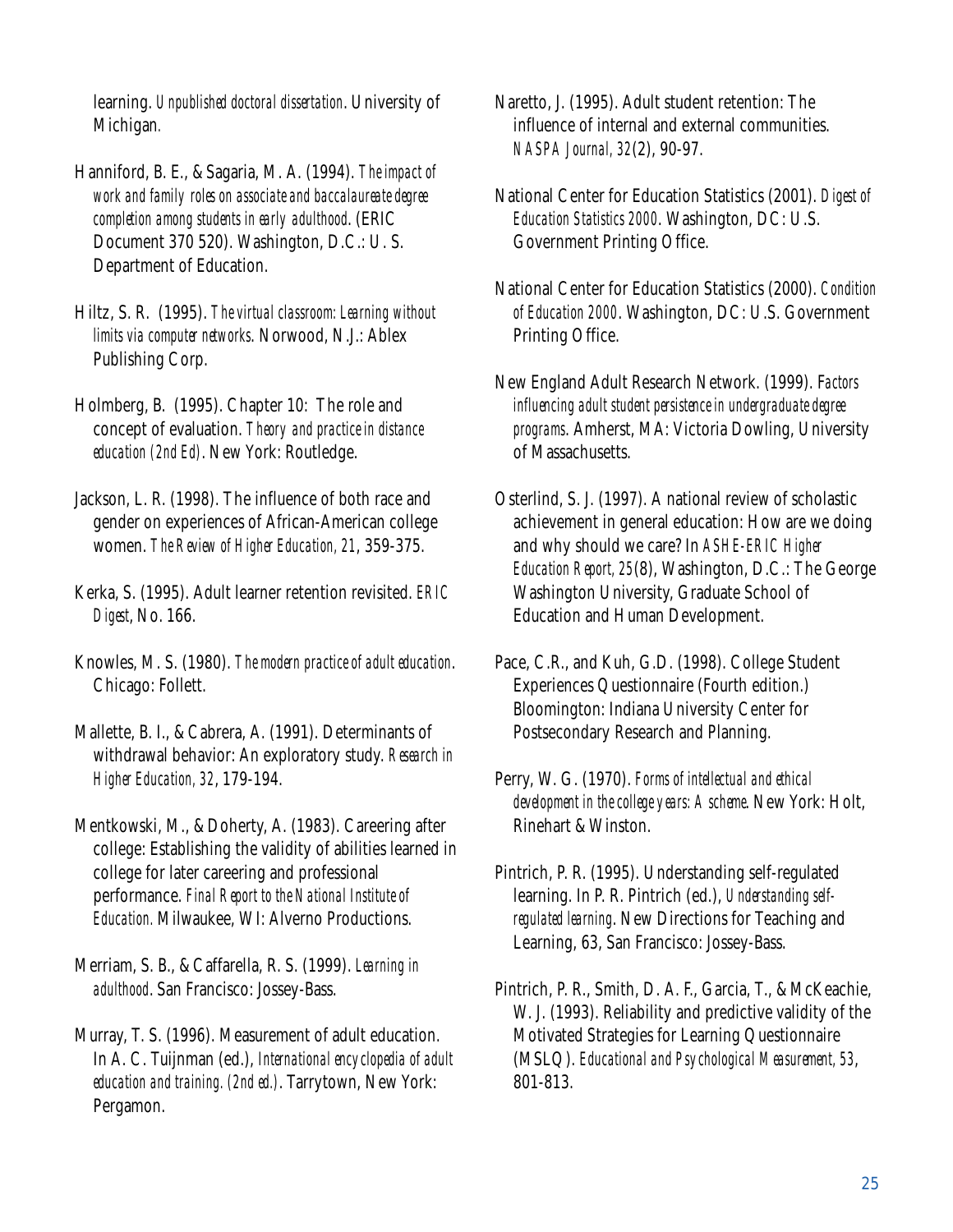learning. *Unpublished doctoral dissertation*. University of Michigan.

Hanniford, B. E., & Sagaria, M. A. (1994). *The impact of work and family roles on associate and baccalaureate degree completion among students in early adulthood*. (ERIC Document 370 520). Washington, D.C.: U. S. Department of Education.

Hiltz, S. R. (1995). *The virtual classroom: Learning without limits via computer networks*. Norwood, N.J.: Ablex Publishing Corp.

Holmberg, B. (1995). Chapter 10: The role and concept of evaluation. *Theory and practice in distance education (2nd Ed)*. New York: Routledge.

Jackson, L. R. (1998). The influence of both race and gender on experiences of African-American college women. *The Review of Higher Education, 21*, 359-375.

Kerka, S. (1995). Adult learner retention revisited. *ERIC Digest*, No. 166.

Knowles, M. S. (1980). *The modern practice of adult education*. Chicago: Follett.

Mallette, B. I., & Cabrera, A. (1991). Determinants of withdrawal behavior: An exploratory study. *Research in Higher Education, 32*, 179-194.

Mentkowski, M., & Doherty, A. (1983). Careering after college: Establishing the validity of abilities learned in college for later careering and professional performance. *Final Report to the National Institute of Education.* Milwaukee, WI: Alverno Productions.

Merriam, S. B., & Caffarella, R. S. (1999). *Learning in adulthood*. San Francisco: Jossey-Bass.

Murray, T. S. (1996). Measurement of adult education. In A. C. Tuijnman (ed.), *International encyclopedia of adult education and training. (2nd ed.)*. Tarrytown, New York: Pergamon.

Naretto, J. (1995). Adult student retention: The influence of internal and external communities. *NASPA Journal, 32*(2), 90-97.

National Center for Education Statistics (2001). *Digest of Education Statistics 2000*. Washington, DC: U.S. Government Printing Office.

National Center for Education Statistics (2000). *Condition of Education 2000*. Washington, DC: U.S. Government Printing Office.

New England Adult Research Network. (1999). *Factors influencing adult student persistence in undergraduate degree programs*. Amherst, MA: Victoria Dowling, University of Massachusetts.

Osterlind, S. J. (1997). A national review of scholastic achievement in general education: How are we doing and why should we care? In *ASHE-ERIC Higher Education Report, 25*(8), Washington, D.C.: The George Washington University, Graduate School of Education and Human Development.

Pace, C.R., and Kuh, G.D. (1998). College Student Experiences Questionnaire (Fourth edition.) Bloomington: Indiana University Center for Postsecondary Research and Planning.

Perry, W. G. (1970). *Forms of intellectual and ethical development in the college years: A scheme*. New York: Holt, Rinehart & Winston.

Pintrich, P. R. (1995). Understanding self-regulated learning. In P. R. Pintrich (ed.), *Understanding self-regulated learning*. New Directions for Teaching and Learning, 63, San Francisco: Jossey-Bass.

Pintrich, P. R., Smith, D. A. F., Garcia, T., & McKeachie, W. J. (1993). Reliability and predictive validity of the Motivated Strategies for Learning Questionnaire (MSLQ). *Educational and Psychological Measurement, 53*, 801-813.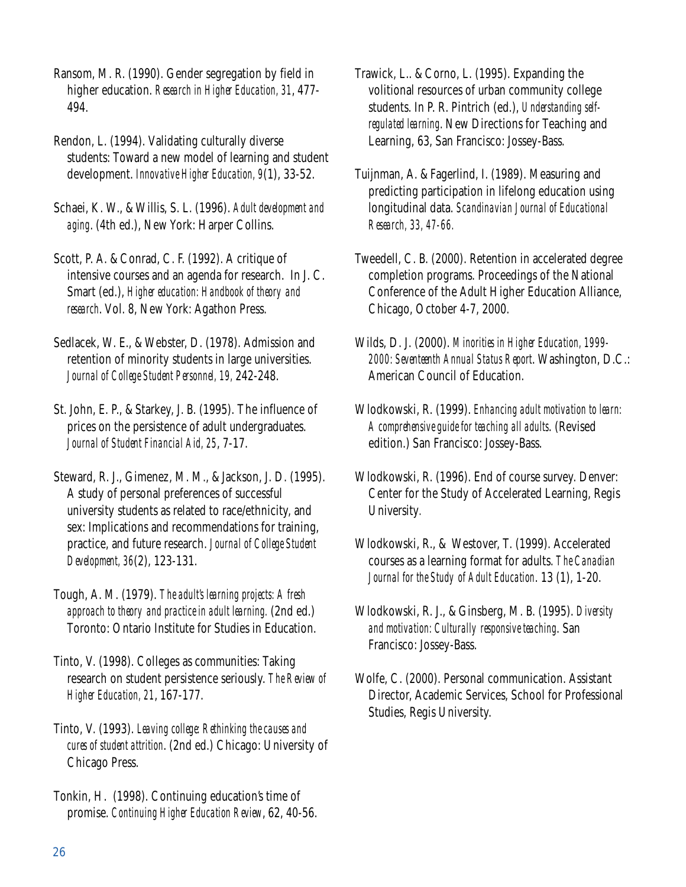Ransom, M. R. (1990). Gender segregation by field in higher education. *Research in Higher Education, 31*, 477-494.

Rendon, L. (1994). Validating culturally diverse students: Toward a new model of learning and student development. *Innovative Higher Education, 9*(1), 33-52.

Schaei, K. W., & Willis, S. L. (1996). *Adult development and aging*. (4th ed.), New York: Harper Collins.

Scott, P. A. & Conrad, C. F. (1992). A critique of intensive courses and an agenda for research. In J. C. Smart (ed.), *Higher education: Handbook of theory and research*. Vol. 8, New York: Agathon Press.

Sedlacek, W. E., & Webster, D. (1978). Admission and retention of minority students in large universities. *Journal of College Student Personnel, 19*, 242-248.

St. John, E. P., & Starkey, J. B. (1995). The influence of prices on the persistence of adult undergraduates. *Journal of Student Financial Aid, 25*, 7-17.

Steward, R. J., Gimenez, M. M., & Jackson, J. D. (1995). A study of personal preferences of successful university students as related to race/ethnicity, and sex: Implications and recommendations for training, practice, and future research. *Journal of College Student Development, 36*(2), 123-131.

Tough, A. M. (1979). *The adult's learning projects: A fresh approach to theory and practice in adult learning*. (2nd ed.) Toronto: Ontario Institute for Studies in Education.

Tinto, V. (1998). Colleges as communities: Taking research on student persistence seriously. *The Review of Higher Education, 21*, 167-177.

Tinto, V. (1993). *Leaving college: Rethinking the causes and cures of student attrition*. (2nd ed.) Chicago: University of Chicago Press.

Tonkin, H. (1998). Continuing education's time of promise. *Continuing Higher Education Review*, 62, 40-56.

Trawick, L.. & Corno, L. (1995). Expanding the volitional resources of urban community college students. In P. R. Pintrich (ed.), *Understanding self-regulated learning*. New Directions for Teaching and Learning, 63, San Francisco: Jossey-Bass.

Tuijnman, A. & Fagerlind, I. (1989). Measuring and predicting participation in lifelong education using longitudinal data. *Scandinavian Journal of Educational Research, 33, 47-66.*

Tweedell, C. B. (2000). Retention in accelerated degree completion programs. Proceedings of the National Conference of the Adult Higher Education Alliance, Chicago, October 4-7, 2000.

Wilds, D. J. (2000). *Minorities in Higher Education, 1999-2000: Seventeenth Annual Status Report*. Washington, D.C.: American Council of Education.

Wlodkowski, R. (1999). *Enhancing adult motivation to learn: A comprehensive guide for teaching all adults*. (Revised edition.) San Francisco: Jossey-Bass.

Wlodkowski, R. (1996). End of course survey. Denver: Center for the Study of Accelerated Learning, Regis University.

Wlodkowski, R., & Westover, T. (1999). Accelerated courses as a learning format for adults. *The Canadian Journal for the Study of Adult Education*. 13 (1), 1-20.

Wlodkowski, R. J., & Ginsberg, M. B. (1995). *Diversity and motivation: Culturally responsive teaching*. San Francisco: Jossey-Bass.

Wolfe, C. (2000). Personal communication. Assistant Director, Academic Services, School for Professional Studies, Regis University.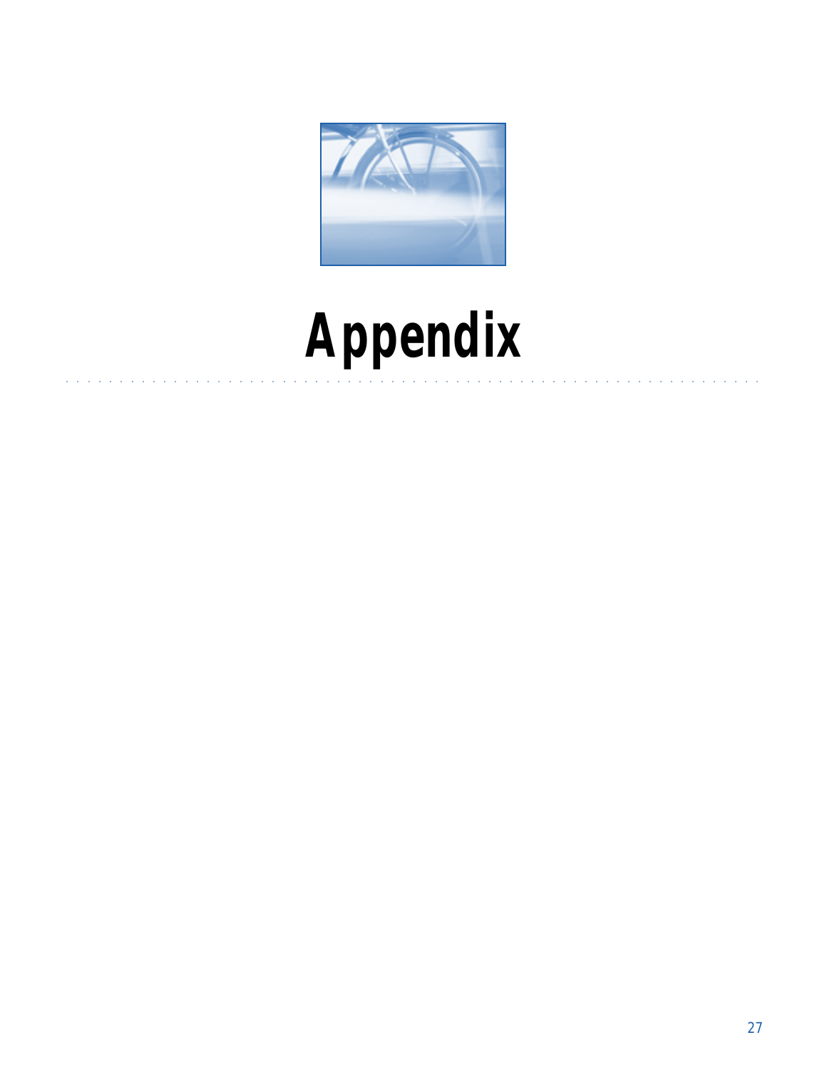# Appendix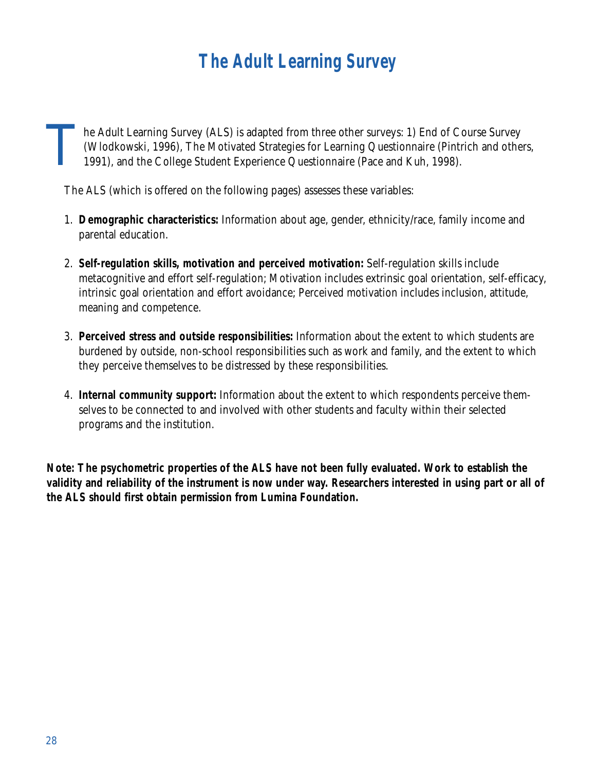# The Adult Learning Survey

The Adult Learning Survey (ALS) is adapted from three other surveys: 1) End of Course Survey (Wlodkowski, 1996), The Motivated Strategies for Learning Questionnaire (Pintrich and others, 1991), and the College Student Experience Questionnaire (Pace and Kuh, 1998).

The ALS (which is offered on the following pages) assesses these variables:

1. **Demographic characteristics:** Information about age, gender, ethnicity/race, family income and parental education.

2. **Self-regulation skills, motivation and perceived motivation:** Self-regulation skills include metacognitive and effort self-regulation; Motivation includes extrinsic goal orientation, self-efficacy, intrinsic goal orientation and effort avoidance; Perceived motivation includes inclusion, attitude, meaning and competence.

3. **Perceived stress and outside responsibilities:** Information about the extent to which students are burdened by outside, non-school responsibilities such as work and family, and the extent to which they perceive themselves to be distressed by these responsibilities.

4. **Internal community support:** Information about the extent to which respondents perceive themselves to be connected to and involved with other students and faculty within their selected programs and the institution.

**Note: The psychometric properties of the ALS have not been fully evaluated. Work to establish the validity and reliability of the instrument is now under way. Researchers interested in using part or all of the ALS should first obtain permission from Lumina Foundation.**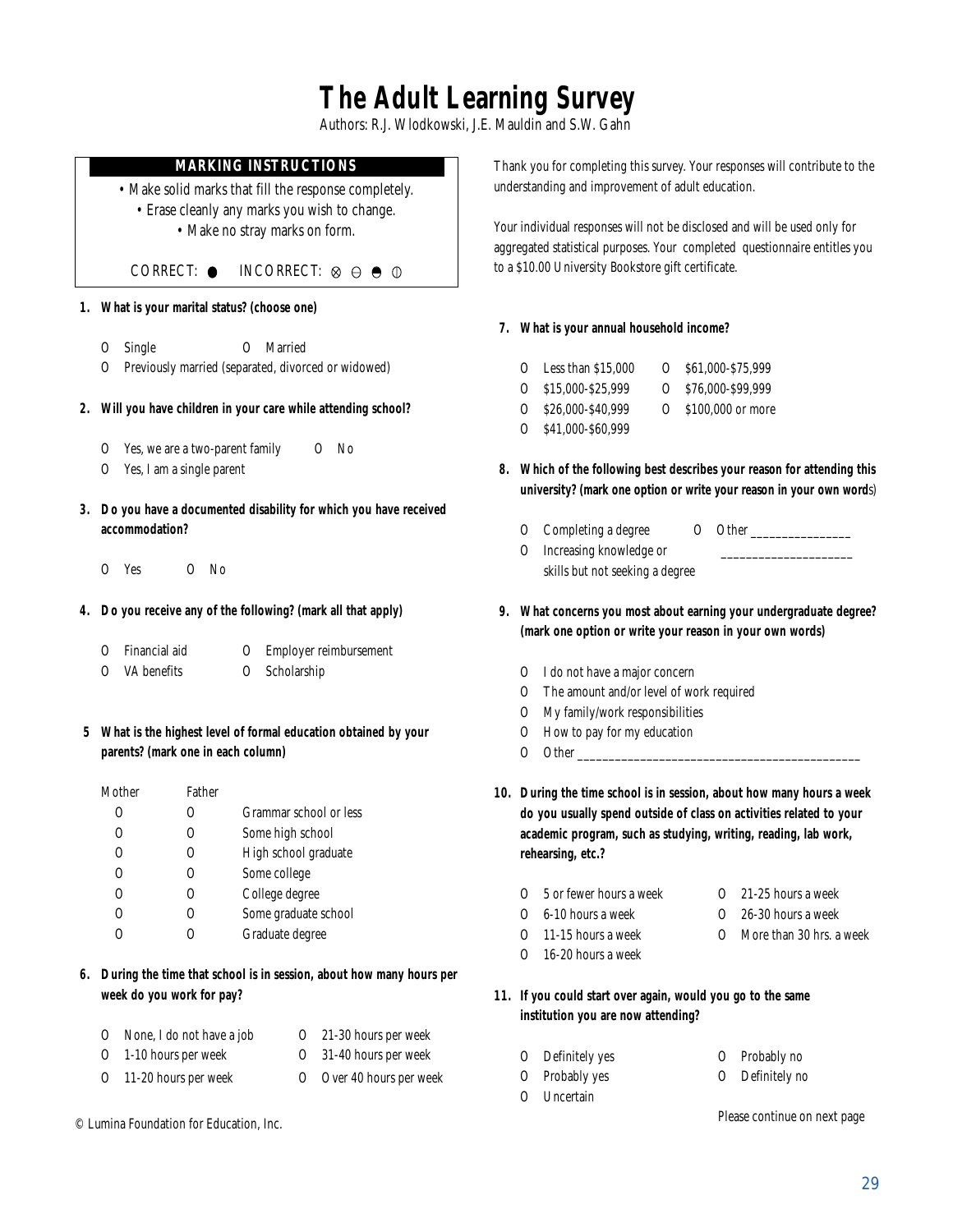# The Adult Learning Survey

Authors: R.J. Wlodkowski, J.E. Mauldin and S.W. Gahn

**MARKING INSTRUCTIONS**

- Make solid marks that fill the response completely.
- Erase cleanly any marks you wish to change.
- Make no stray marks on form.

CORRECT: ● INCORRECT: ⊗ ⊖ ◓ ⦶

**1. What is your marital status? (choose one)**

- O Single
- O Married
- O Previously married (separated, divorced or widowed)

**2. Will you have children in your care while attending school?**

- O Yes, we are a two-parent family
- O No
- O Yes, I am a single parent

**3. Do you have a documented disability for which you have received accommodation?**

- O Yes
- O No

**4. Do you receive any of the following? (mark all that apply)**

- O Financial aid
- O Employer reimbursement
- O VA benefits
- O Scholarship

**5 What is the highest level of formal education obtained by your parents? (mark one in each column)**

| Mother | Father | |
|---|---|---|
| O | O | Grammar school or less |
| O | O | Some high school |
| O | O | High school graduate |
| O | O | Some college |
| O | O | College degree |
| O | O | Some graduate school |
| O | O | Graduate degree |

**6. During the time that school is in session, about how many hours per week do you work for pay?**

- O None, I do not have a job
- O 1-10 hours per week
- O 11-20 hours per week
- O 21-30 hours per week
- O 31-40 hours per week
- O Over 40 hours per week

Thank you for completing this survey. Your responses will contribute to the understanding and improvement of adult education.

Your individual responses will not be disclosed and will be used only for aggregated statistical purposes. Your completed questionnaire entitles you to a $10.00 University Bookstore gift certificate.

**7. What is your annual household income?**

- O Less than $15,000
- O $15,000-$25,999
- O $26,000-$40,999
- O $41,000-$60,999
- O $61,000-$75,999
- O $76,000-$99,999
- O $100,000 or more

**8. Which of the following best describes your reason for attending this university? (mark one option or write your reason in your own words)**

- O Completing a degree
- O Increasing knowledge or skills but not seeking a degree
- O Other _______________ ____________________

**9. What concerns you most about earning your undergraduate degree? (mark one option or write your reason in your own words)**

- O I do not have a major concern
- O The amount and/or level of work required
- O My family/work responsibilities
- O How to pay for my education
- O Other ____________________________________________

**10. During the time school is in session, about how many hours a week do you usually spend outside of class on activities related to your academic program, such as studying, writing, reading, lab work, rehearsing, etc.?**

- O 5 or fewer hours a week
- O 6-10 hours a week
- O 11-15 hours a week
- O 16-20 hours a week
- O 21-25 hours a week
- O 26-30 hours a week
- O More than 30 hrs. a week

**11. If you could start over again, would you go to the same institution you are now attending?**

- O Definitely yes
- O Probably yes
- O Uncertain
- O Probably no
- O Definitely no

Please continue on next page

© Lumina Foundation for Education, Inc.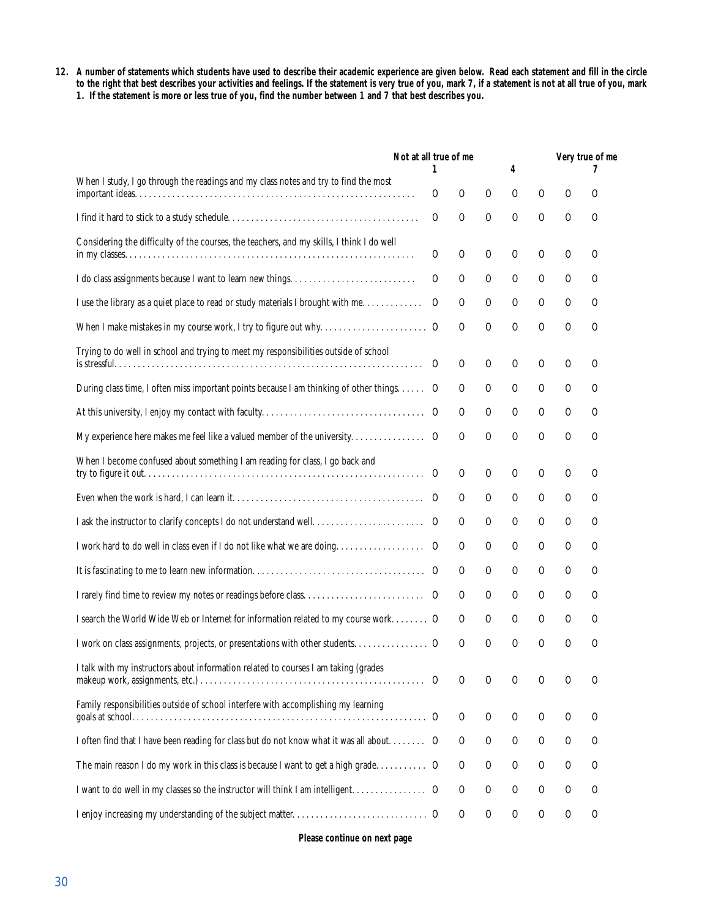**12. A number of statements which students have used to describe their academic experience are given below. Read each statement and fill in the circle to the right that best describes your activities and feelings. If the statement is very true of you, mark 7, if a statement is not at all true of you, mark 1. If the statement is more or less true of you, find the number between 1 and 7 that best describes you.**

| | Not at all true of me 1 | | | 4 | | | Very true of me 7 |
|---|---|---|---|---|---|---|---|
| When I study, I go through the readings and my class notes and try to find the most important ideas | O | O | O | O | O | O | O |
| I find it hard to stick to a study schedule | O | O | O | O | O | O | O |
| Considering the difficulty of the courses, the teachers, and my skills, I think I do well in my classes | O | O | O | O | O | O | O |
| I do class assignments because I want to learn new things | O | O | O | O | O | O | O |
| I use the library as a quiet place to read or study materials I brought with me | O | O | O | O | O | O | O |
| When I make mistakes in my course work, I try to figure out why | O | O | O | O | O | O | O |
| Trying to do well in school and trying to meet my responsibilities outside of school is stressful | O | O | O | O | O | O | O |
| During class time, I often miss important points because I am thinking of other things | O | O | O | O | O | O | O |
| At this university, I enjoy my contact with faculty | O | O | O | O | O | O | O |
| My experience here makes me feel like a valued member of the university | O | O | O | O | O | O | O |
| When I become confused about something I am reading for class, I go back and try to figure it out | O | O | O | O | O | O | O |
| Even when the work is hard, I can learn it | O | O | O | O | O | O | O |
| I ask the instructor to clarify concepts I do not understand well | O | O | O | O | O | O | O |
| I work hard to do well in class even if I do not like what we are doing | O | O | O | O | O | O | O |
| It is fascinating to me to learn new information | O | O | O | O | O | O | O |
| I rarely find time to review my notes or readings before class | O | O | O | O | O | O | O |
| I search the World Wide Web or Internet for information related to my course work | O | O | O | O | O | O | O |
| I work on class assignments, projects, or presentations with other students | O | O | O | O | O | O | O |
| I talk with my instructors about information related to courses I am taking (grades makeup work, assignments, etc.) | O | O | O | O | O | O | O |
| Family responsibilities outside of school interfere with accomplishing my learning goals at school | O | O | O | O | O | O | O |
| I often find that I have been reading for class but do not know what it was all about | O | O | O | O | O | O | O |
| The main reason I do my work in this class is because I want to get a high grade | O | O | O | O | O | O | O |
| I want to do well in my classes so the instructor will think I am intelligent | O | O | O | O | O | O | O |
| I enjoy increasing my understanding of the subject matter | O | O | O | O | O | O | O |

**Please continue on next page**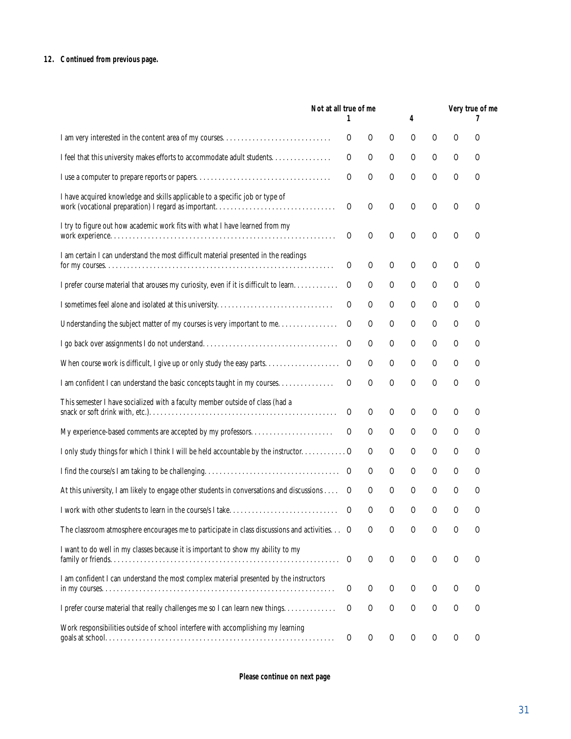**12. Continued from previous page.**

| | Not at all true of me 1 | | | 4 | | | Very true of me 7 |
|---|---|---|---|---|---|---|---|
| I am very interested in the content area of my courses. | O | O | O | O | O | O | O |
| I feel that this university makes efforts to accommodate adult students. | O | O | O | O | O | O | O |
| I use a computer to prepare reports or papers. | O | O | O | O | O | O | O |
| I have acquired knowledge and skills applicable to a specific job or type of work (vocational preparation) I regard as important. | O | O | O | O | O | O | O |
| I try to figure out how academic work fits with what I have learned from my work experience. | O | O | O | O | O | O | O |
| I am certain I can understand the most difficult material presented in the readings for my courses. | O | O | O | O | O | O | O |
| I prefer course material that arouses my curiosity, even if it is difficult to learn. | O | O | O | O | O | O | O |
| I sometimes feel alone and isolated at this university. | O | O | O | O | O | O | O |
| Understanding the subject matter of my courses is very important to me. | O | O | O | O | O | O | O |
| I go back over assignments I do not understand. | O | O | O | O | O | O | O |
| When course work is difficult, I give up or only study the easy parts. | O | O | O | O | O | O | O |
| I am confident I can understand the basic concepts taught in my courses. | O | O | O | O | O | O | O |
| This semester I have socialized with a faculty member outside of class (had a snack or soft drink with, etc.). | O | O | O | O | O | O | O |
| My experience-based comments are accepted by my professors. | O | O | O | O | O | O | O |
| I only study things for which I think I will be held accountable by the instructor. | O | O | O | O | O | O | O |
| I find the course/s I am taking to be challenging. | O | O | O | O | O | O | O |
| At this university, I am likely to engage other students in conversations and discussions | O | O | O | O | O | O | O |
| I work with other students to learn in the course/s I take. | O | O | O | O | O | O | O |
| The classroom atmosphere encourages me to participate in class discussions and activities. | O | O | O | O | O | O | O |
| I want to do well in my classes because it is important to show my ability to my family or friends. | O | O | O | O | O | O | O |
| I am confident I can understand the most complex material presented by the instructors in my courses. | O | O | O | O | O | O | O |
| I prefer course material that really challenges me so I can learn new things. | O | O | O | O | O | O | O |
| Work responsibilities outside of school interfere with accomplishing my learning goals at school. | O | O | O | O | O | O | O |

**Please continue on next page**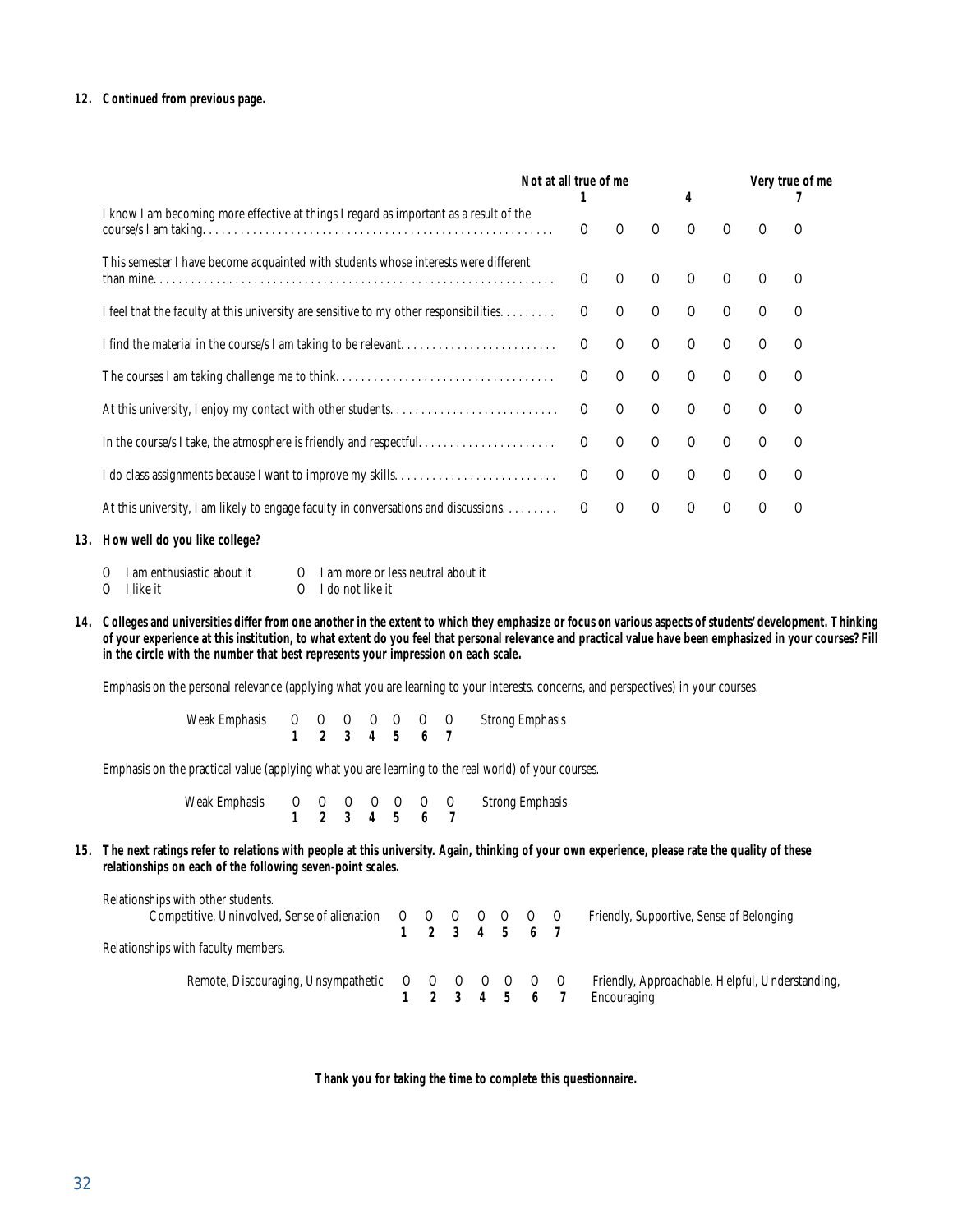**12. Continued from previous page.**

| | Not at all true of me 1 | | | 4 | | | Very true of me 7 |
|---|---|---|---|---|---|---|---|
| I know I am becoming more effective at things I regard as important as a result of the course/s I am taking. | O | O | O | O | O | O | O |
| This semester I have become acquainted with students whose interests were different than mine. | O | O | O | O | O | O | O |
| I feel that the faculty at this university are sensitive to my other responsibilities. | O | O | O | O | O | O | O |
| I find the material in the course/s I am taking to be relevant. | O | O | O | O | O | O | O |
| The courses I am taking challenge me to think. | O | O | O | O | O | O | O |
| At this university, I enjoy my contact with other students. | O | O | O | O | O | O | O |
| In the course/s I take, the atmosphere is friendly and respectful. | O | O | O | O | O | O | O |
| I do class assignments because I want to improve my skills. | O | O | O | O | O | O | O |
| At this university, I am likely to engage faculty in conversations and discussions. | O | O | O | O | O | O | O |

**13. How well do you like college?**

O I am enthusiastic about it  O I am more or less neutral about it
O I like it  O I do not like it

**14. Colleges and universities differ from one another in the extent to which they emphasize or focus on various aspects of students' development. Thinking of your experience at this institution, to what extent do you feel that personal relevance and practical value have been emphasized in your courses? Fill in the circle with the number that best represents your impression on each scale.**

Emphasis on the personal relevance (applying what you are learning to your interests, concerns, and perspectives) in your courses.

| Weak Emphasis | O 1 | O 2 | O 3 | O 4 | O 5 | O 6 | O 7 | Strong Emphasis |
|---|---|---|---|---|---|---|---|---|

Emphasis on the practical value (applying what you are learning to the real world) of your courses.

| Weak Emphasis | O 1 | O 2 | O 3 | O 4 | O 5 | O 6 | O 7 | Strong Emphasis |
|---|---|---|---|---|---|---|---|---|

**15. The next ratings refer to relations with people at this university. Again, thinking of your own experience, please rate the quality of these relationships on each of the following seven-point scales.**

Relationships with other students.

| Competitive, Uninvolved, Sense of alienation | O 1 | O 2 | O 3 | O 4 | O 5 | O 6 | O 7 | Friendly, Supportive, Sense of Belonging |
|---|---|---|---|---|---|---|---|---|

Relationships with faculty members.

| Remote, Discouraging, Unsympathetic | O 1 | O 2 | O 3 | O 4 | O 5 | O 6 | O 7 | Friendly, Approachable, Helpful, Understanding, Encouraging |
|---|---|---|---|---|---|---|---|---|

**Thank you for taking the time to complete this questionnaire.**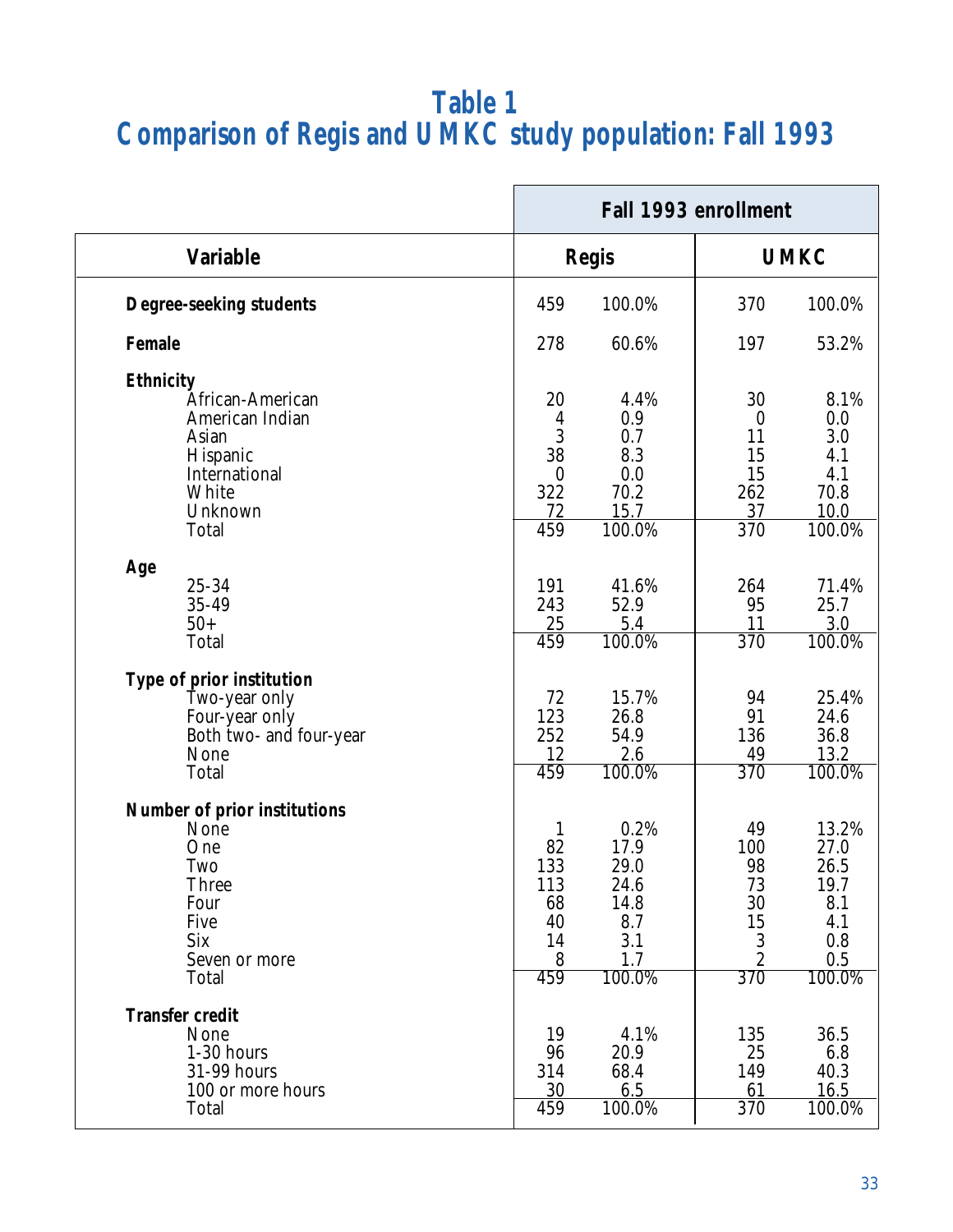# Table 1
# Comparison of Regis and UMKC study population: Fall 1993

| Variable | Fall 1993 enrollment | | | |
|---|---|---|---|---|
| | Regis | | UMKC | |
| **Degree-seeking students** | 459 | 100.0% | 370 | 100.0% |
| **Female** | 278 | 60.6% | 197 | 53.2% |
| **Ethnicity** | | | | |
| African-American | 20 | 4.4% | 30 | 8.1% |
| American Indian | 4 | 0.9 | 0 | 0.0 |
| Asian | 3 | 0.7 | 11 | 3.0 |
| Hispanic | 38 | 8.3 | 15 | 4.1 |
| International | 0 | 0.0 | 15 | 4.1 |
| White | 322 | 70.2 | 262 | 70.8 |
| Unknown | 72 | 15.7 | 37 | 10.0 |
| Total | 459 | 100.0% | 370 | 100.0% |
| **Age** | | | | |
| 25-34 | 191 | 41.6% | 264 | 71.4% |
| 35-49 | 243 | 52.9 | 95 | 25.7 |
| 50+ | 25 | 5.4 | 11 | 3.0 |
| Total | 459 | 100.0% | 370 | 100.0% |
| **Type of prior institution** | | | | |
| Two-year only | 72 | 15.7% | 94 | 25.4% |
| Four-year only | 123 | 26.8 | 91 | 24.6 |
| Both two- and four-year | 252 | 54.9 | 136 | 36.8 |
| None | 12 | 2.6 | 49 | 13.2 |
| Total | 459 | 100.0% | 370 | 100.0% |
| **Number of prior institutions** | | | | |
| None | 1 | 0.2% | 49 | 13.2% |
| One | 82 | 17.9 | 100 | 27.0 |
| Two | 133 | 29.0 | 98 | 26.5 |
| Three | 113 | 24.6 | 73 | 19.7 |
| Four | 68 | 14.8 | 30 | 8.1 |
| Five | 40 | 8.7 | 15 | 4.1 |
| Six | 14 | 3.1 | 3 | 0.8 |
| Seven or more | 8 | 1.7 | 2 | 0.5 |
| Total | 459 | 100.0% | 370 | 100.0% |
| **Transfer credit** | | | | |
| None | 19 | 4.1% | 135 | 36.5 |
| 1-30 hours | 96 | 20.9 | 25 | 6.8 |
| 31-99 hours | 314 | 68.4 | 149 | 40.3 |
| 100 or more hours | 30 | 6.5 | 61 | 16.5 |
| Total | 459 | 100.0% | 370 | 100.0% |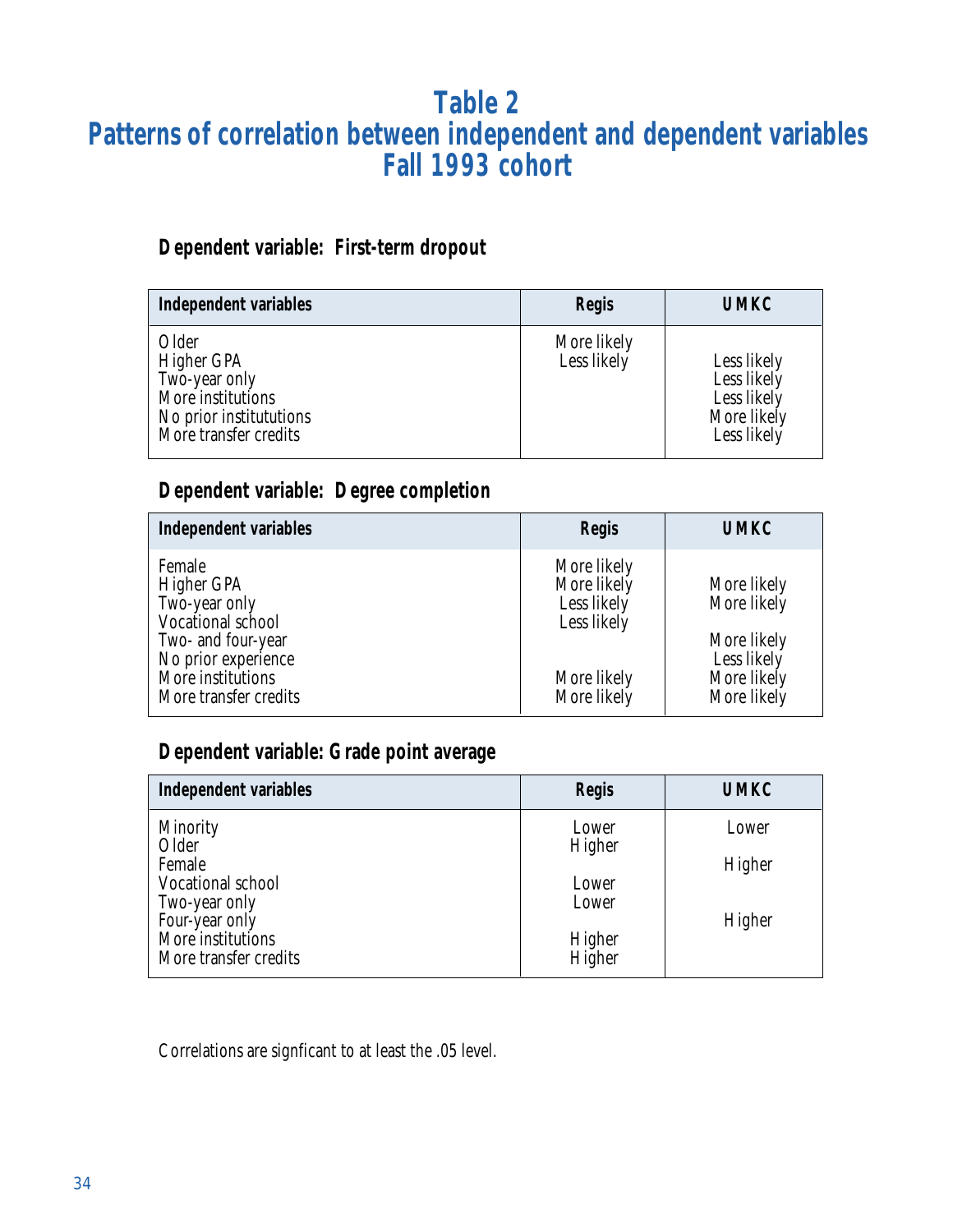# Table 2
# Patterns of correlation between independent and dependent variables
# Fall 1993 cohort

### Dependent variable: First-term dropout

| Independent variables | Regis | UMKC |
|---|---|---|
| Older | More likely | |
| Higher GPA | Less likely | Less likely |
| Two-year only | | Less likely |
| More institutions | | Less likely |
| No prior institututions | | More likely |
| More transfer credits | | Less likely |

### Dependent variable: Degree completion

| Independent variables | Regis | UMKC |
|---|---|---|
| Female | More likely | |
| Higher GPA | More likely | More likely |
| Two-year only | Less likely | More likely |
| Vocational school | Less likely | |
| Two- and four-year | | More likely |
| No prior experience | | Less likely |
| More institutions | More likely | More likely |
| More transfer credits | More likely | More likely |

### Dependent variable: Grade point average

| Independent variables | Regis | UMKC |
|---|---|---|
| Minority | Lower | Lower |
| Older | Higher | |
| Female | | Higher |
| Vocational school | Lower | |
| Two-year only | Lower | |
| Four-year only | | Higher |
| More institutions | Higher | |
| More transfer credits | Higher | |

Correlations are signficant to at least the .05 level.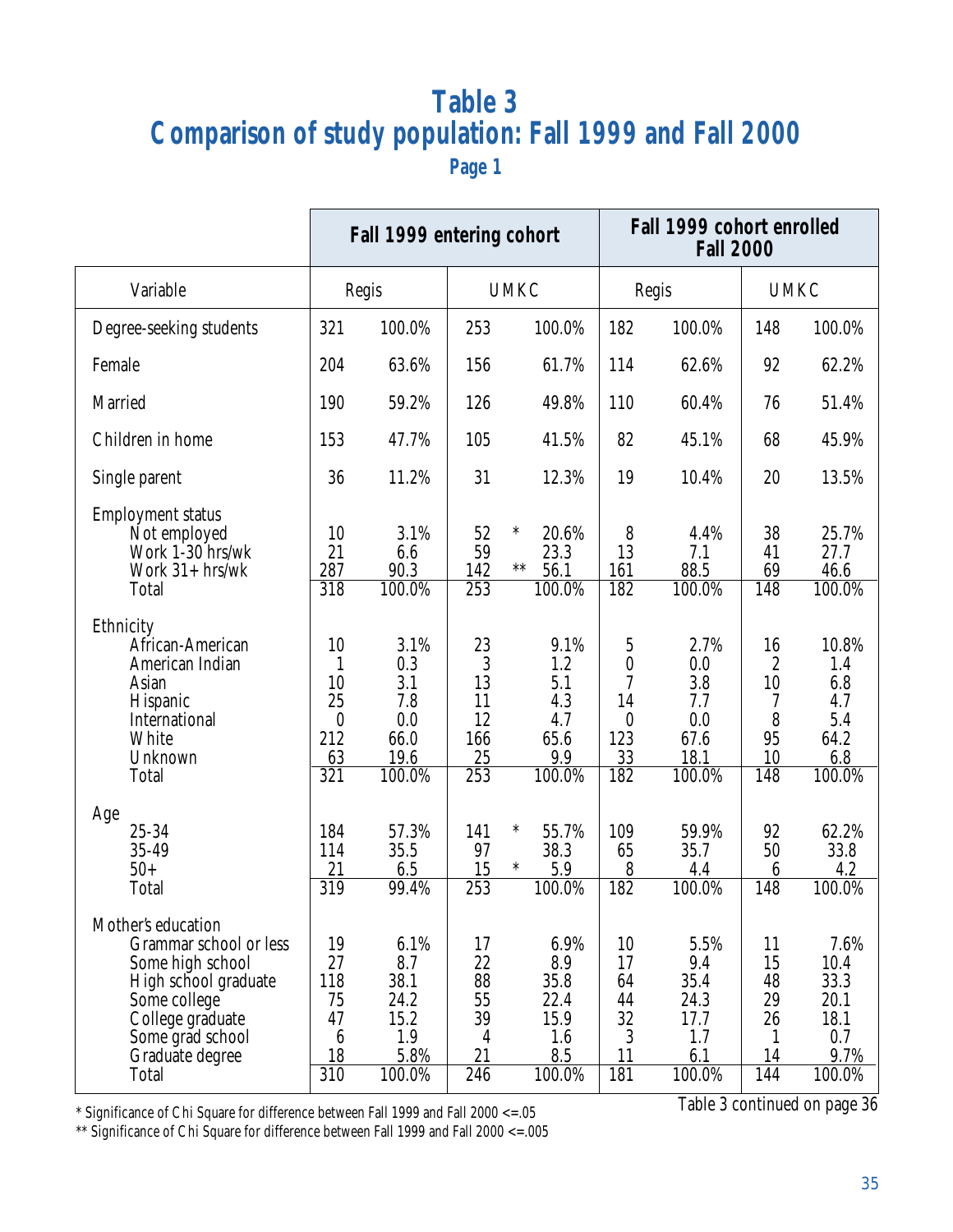# Table 3
# Comparison of study population: Fall 1999 and Fall 2000
### Page 1

| | Fall 1999 entering cohort | | | | | Fall 1999 cohort enrolled Fall 2000 | | | |
|---|---|---|---|---|---|---|---|---|---|
| Variable | Regis | | UMKC | | | Regis | | UMKC | |
| Degree-seeking students | 321 | 100.0% | 253 | | 100.0% | 182 | 100.0% | 148 | 100.0% |
| Female | 204 | 63.6% | 156 | | 61.7% | 114 | 62.6% | 92 | 62.2% |
| Married | 190 | 59.2% | 126 | | 49.8% | 110 | 60.4% | 76 | 51.4% |
| Children in home | 153 | 47.7% | 105 | | 41.5% | 82 | 45.1% | 68 | 45.9% |
| Single parent | 36 | 11.2% | 31 | | 12.3% | 19 | 10.4% | 20 | 13.5% |
| **Employment status** | | | | | | | | | |
| Not employed | 10 | 3.1% | 52 | * | 20.6% | 8 | 4.4% | 38 | 25.7% |
| Work 1-30 hrs/wk | 21 | 6.6 | 59 | | 23.3 | 13 | 7.1 | 41 | 27.7 |
| Work 31+ hrs/wk | 287 | 90.3 | 142 | ** | 56.1 | 161 | 88.5 | 69 | 46.6 |
| Total | 318 | 100.0% | 253 | | 100.0% | 182 | 100.0% | 148 | 100.0% |
| **Ethnicity** | | | | | | | | | |
| African-American | 10 | 3.1% | 23 | | 9.1% | 5 | 2.7% | 16 | 10.8% |
| American Indian | 1 | 0.3 | 3 | | 1.2 | 0 | 0.0 | 2 | 1.4 |
| Asian | 10 | 3.1 | 13 | | 5.1 | 7 | 3.8 | 10 | 6.8 |
| Hispanic | 25 | 7.8 | 11 | | 4.3 | 14 | 7.7 | 7 | 4.7 |
| International | 0 | 0.0 | 12 | | 4.7 | 0 | 0.0 | 8 | 5.4 |
| White | 212 | 66.0 | 166 | | 65.6 | 123 | 67.6 | 95 | 64.2 |
| Unknown | 63 | 19.6 | 25 | | 9.9 | 33 | 18.1 | 10 | 6.8 |
| Total | 321 | 100.0% | 253 | | 100.0% | 182 | 100.0% | 148 | 100.0% |
| **Age** | | | | | | | | | |
| 25-34 | 184 | 57.3% | 141 | * | 55.7% | 109 | 59.9% | 92 | 62.2% |
| 35-49 | 114 | 35.5 | 97 | | 38.3 | 65 | 35.7 | 50 | 33.8 |
| 50+ | 21 | 6.5 | 15 | * | 5.9 | 8 | 4.4 | 6 | 4.2 |
| Total | 319 | 99.4% | 253 | | 100.0% | 182 | 100.0% | 148 | 100.0% |
| **Mother's education** | | | | | | | | | |
| Grammar school or less | 19 | 6.1% | 17 | | 6.9% | 10 | 5.5% | 11 | 7.6% |
| Some high school | 27 | 8.7 | 22 | | 8.9 | 17 | 9.4 | 15 | 10.4 |
| High school graduate | 118 | 38.1 | 88 | | 35.8 | 64 | 35.4 | 48 | 33.3 |
| Some college | 75 | 24.2 | 55 | | 22.4 | 44 | 24.3 | 29 | 20.1 |
| College graduate | 47 | 15.2 | 39 | | 15.9 | 32 | 17.7 | 26 | 18.1 |
| Some grad school | 6 | 1.9 | 4 | | 1.6 | 3 | 1.7 | 1 | 0.7 |
| Graduate degree | 18 | 5.8% | 21 | | 8.5 | 11 | 6.1 | 14 | 9.7% |
| Total | 310 | 100.0% | 246 | | 100.0% | 181 | 100.0% | 144 | 100.0% |

Table 3 continued on page 36

* Significance of Chi Square for difference between Fall 1999 and Fall 2000 <=.05
** Significance of Chi Square for difference between Fall 1999 and Fall 2000 <=.005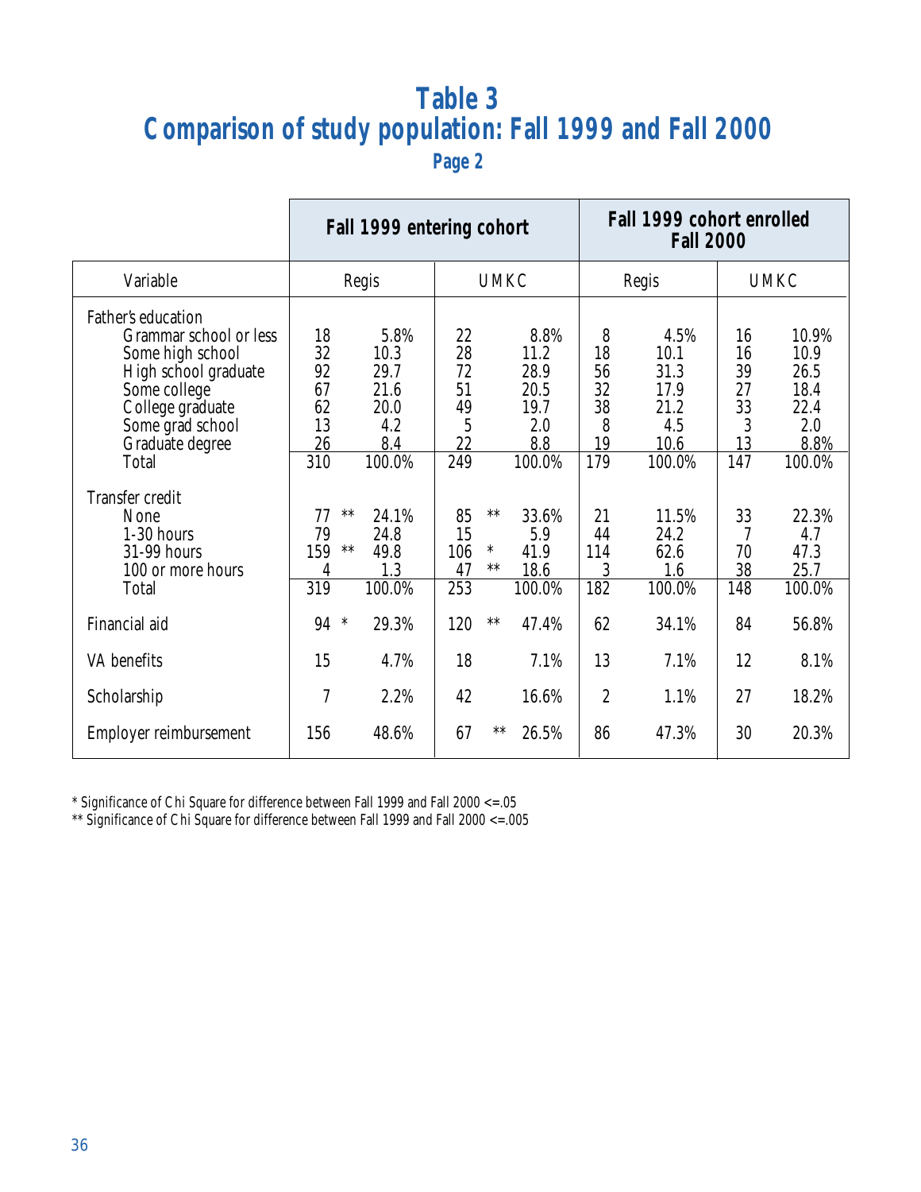# Table 3
## Comparison of study population: Fall 1999 and Fall 2000
### Page 2

| | Fall 1999 entering cohort | | | | | | Fall 1999 cohort enrolled Fall 2000 | | | |
|---|---|---|---|---|---|---|---|---|---|---|
| Variable | Regis | | | UMKC | | | Regis | | UMKC | |
| **Father's education** | | | | | | | | | | |
| Grammar school or less | 18 | | 5.8% | 22 | | 8.8% | 8 | 4.5% | 16 | 10.9% |
| Some high school | 32 | | 10.3 | 28 | | 11.2 | 18 | 10.1 | 16 | 10.9 |
| High school graduate | 92 | | 29.7 | 72 | | 28.9 | 56 | 31.3 | 39 | 26.5 |
| Some college | 67 | | 21.6 | 51 | | 20.5 | 32 | 17.9 | 27 | 18.4 |
| College graduate | 62 | | 20.0 | 49 | | 19.7 | 38 | 21.2 | 33 | 22.4 |
| Some grad school | 13 | | 4.2 | 5 | | 2.0 | 8 | 4.5 | 3 | 2.0 |
| Graduate degree | 26 | | 8.4 | 22 | | 8.8 | 19 | 10.6 | 13 | 8.8% |
| Total | 310 | | 100.0% | 249 | | 100.0% | 179 | 100.0% | 147 | 100.0% |
| **Transfer credit** | | | | | | | | | | |
| None | 77 | ** | 24.1% | 85 | ** | 33.6% | 21 | 11.5% | 33 | 22.3% |
| 1-30 hours | 79 | | 24.8 | 15 | | 5.9 | 44 | 24.2 | 7 | 4.7 |
| 31-99 hours | 159 | ** | 49.8 | 106 | * | 41.9 | 114 | 62.6 | 70 | 47.3 |
| 100 or more hours | 4 | | 1.3 | 47 | ** | 18.6 | 3 | 1.6 | 38 | 25.7 |
| Total | 319 | | 100.0% | 253 | | 100.0% | 182 | 100.0% | 148 | 100.0% |
| Financial aid | 94 | * | 29.3% | 120 | ** | 47.4% | 62 | 34.1% | 84 | 56.8% |
| VA benefits | 15 | | 4.7% | 18 | | 7.1% | 13 | 7.1% | 12 | 8.1% |
| Scholarship | 7 | | 2.2% | 42 | | 16.6% | 2 | 1.1% | 27 | 18.2% |
| Employer reimbursement | 156 | | 48.6% | 67 | ** | 26.5% | 86 | 47.3% | 30 | 20.3% |

* Significance of Chi Square for difference between Fall 1999 and Fall 2000 <=.05

** Significance of Chi Square for difference between Fall 1999 and Fall 2000 <=.005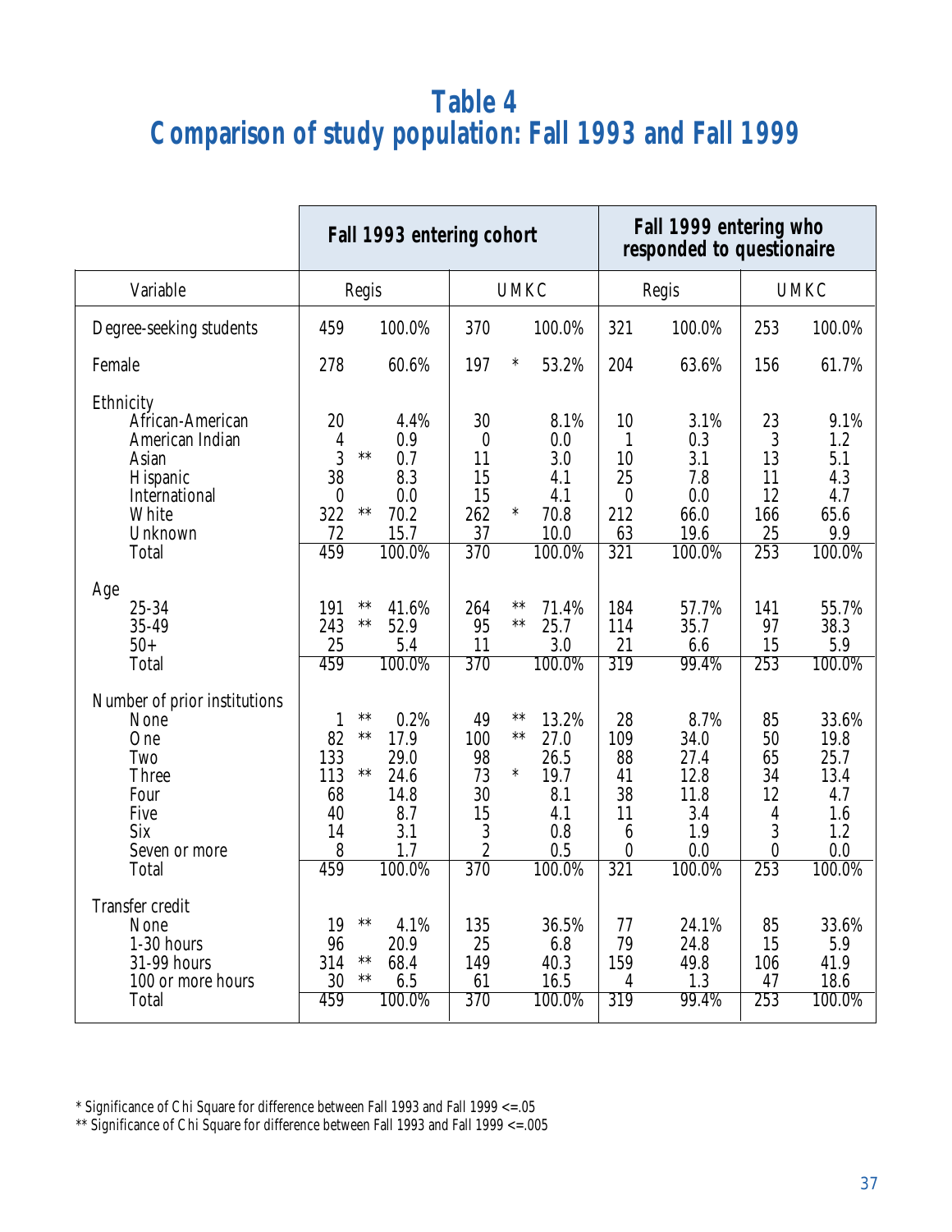# Table 4
## Comparison of study population: Fall 1993 and Fall 1999

| | Fall 1993 entering cohort | | | | | | Fall 1999 entering who responded to questionaire | | | |
|---|---|---|---|---|---|---|---|---|---|---|
| Variable | Regis | | | UMKC | | | Regis | | UMKC | |
| Degree-seeking students | 459 | | 100.0% | 370 | | 100.0% | 321 | 100.0% | 253 | 100.0% |
| Female | 278 | | 60.6% | 197 | * | 53.2% | 204 | 63.6% | 156 | 61.7% |
| **Ethnicity** | | | | | | | | | | |
| African-American | 20 | | 4.4% | 30 | | 8.1% | 10 | 3.1% | 23 | 9.1% |
| American Indian | 4 | | 0.9 | 0 | | 0.0 | 1 | 0.3 | 3 | 1.2 |
| Asian | 3 | ** | 0.7 | 11 | | 3.0 | 10 | 3.1 | 13 | 5.1 |
| Hispanic | 38 | | 8.3 | 15 | | 4.1 | 25 | 7.8 | 11 | 4.3 |
| International | 0 | | 0.0 | 15 | | 4.1 | 0 | 0.0 | 12 | 4.7 |
| White | 322 | ** | 70.2 | 262 | * | 70.8 | 212 | 66.0 | 166 | 65.6 |
| Unknown | 72 | | 15.7 | 37 | | 10.0 | 63 | 19.6 | 25 | 9.9 |
| Total | 459 | | 100.0% | 370 | | 100.0% | 321 | 100.0% | 253 | 100.0% |
| **Age** | | | | | | | | | | |
| 25-34 | 191 | ** | 41.6% | 264 | ** | 71.4% | 184 | 57.7% | 141 | 55.7% |
| 35-49 | 243 | ** | 52.9 | 95 | ** | 25.7 | 114 | 35.7 | 97 | 38.3 |
| 50+ | 25 | | 5.4 | 11 | | 3.0 | 21 | 6.6 | 15 | 5.9 |
| Total | 459 | | 100.0% | 370 | | 100.0% | 319 | 99.4% | 253 | 100.0% |
| **Number of prior institutions** | | | | | | | | | | |
| None | 1 | ** | 0.2% | 49 | ** | 13.2% | 28 | 8.7% | 85 | 33.6% |
| One | 82 | ** | 17.9 | 100 | ** | 27.0 | 109 | 34.0 | 50 | 19.8 |
| Two | 133 | | 29.0 | 98 | | 26.5 | 88 | 27.4 | 65 | 25.7 |
| Three | 113 | ** | 24.6 | 73 | * | 19.7 | 41 | 12.8 | 34 | 13.4 |
| Four | 68 | | 14.8 | 30 | | 8.1 | 38 | 11.8 | 12 | 4.7 |
| Five | 40 | | 8.7 | 15 | | 4.1 | 11 | 3.4 | 4 | 1.6 |
| Six | 14 | | 3.1 | 3 | | 0.8 | 6 | 1.9 | 3 | 1.2 |
| Seven or more | 8 | | 1.7 | 2 | | 0.5 | 0 | 0.0 | 0 | 0.0 |
| Total | 459 | | 100.0% | 370 | | 100.0% | 321 | 100.0% | 253 | 100.0% |
| **Transfer credit** | | | | | | | | | | |
| None | 19 | ** | 4.1% | 135 | | 36.5% | 77 | 24.1% | 85 | 33.6% |
| 1-30 hours | 96 | | 20.9 | 25 | | 6.8 | 79 | 24.8 | 15 | 5.9 |
| 31-99 hours | 314 | ** | 68.4 | 149 | | 40.3 | 159 | 49.8 | 106 | 41.9 |
| 100 or more hours | 30 | ** | 6.5 | 61 | | 16.5 | 4 | 1.3 | 47 | 18.6 |
| Total | 459 | | 100.0% | 370 | | 100.0% | 319 | 99.4% | 253 | 100.0% |

* Significance of Chi Square for difference between Fall 1993 and Fall 1999 <=.05
** Significance of Chi Square for difference between Fall 1993 and Fall 1999 <=.005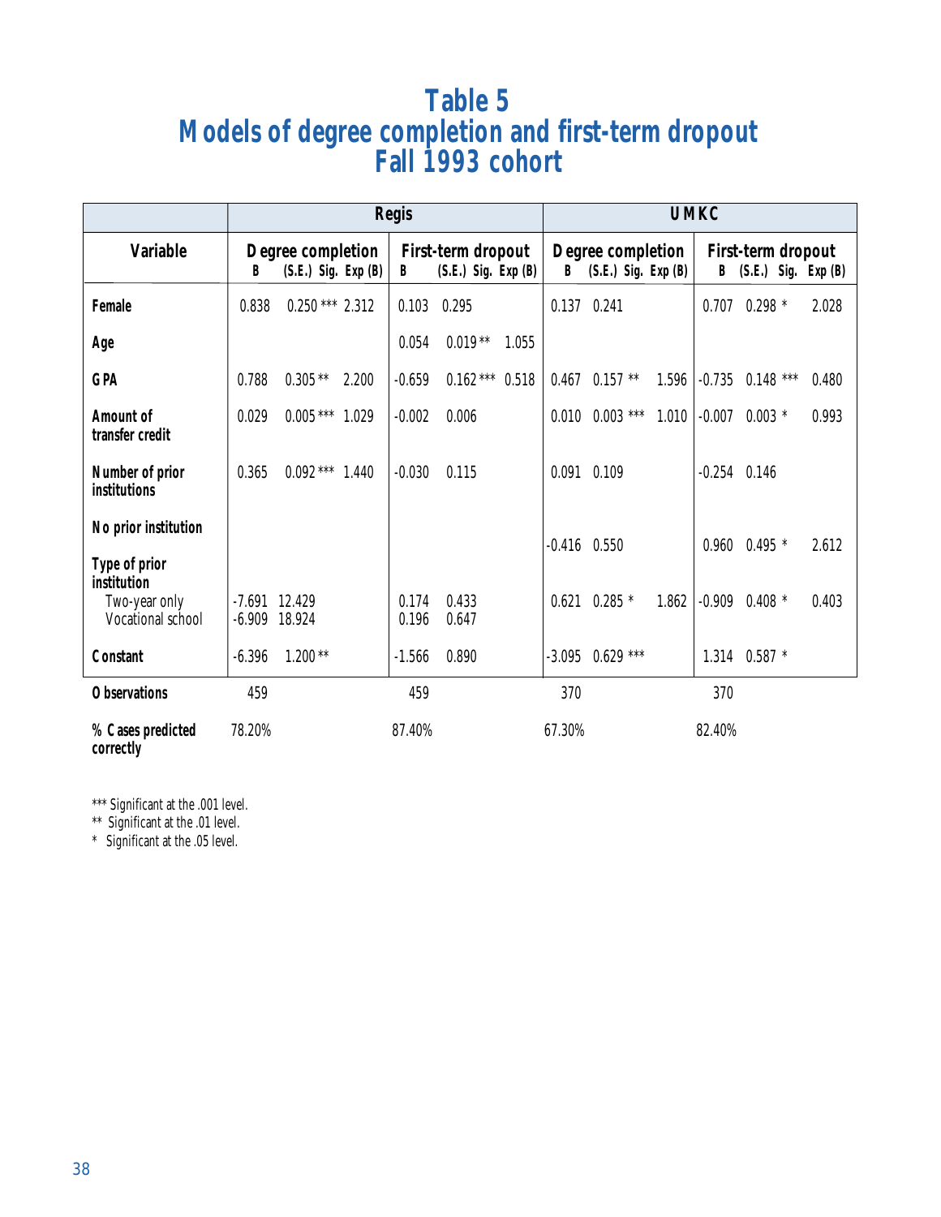# Table 5
# Models of degree completion and first-term dropout
# Fall 1993 cohort

| | Regis | | | | | | | | UMKC | | | | | | | |
|---|---|---|---|---|---|---|---|---|---|---|---|---|---|---|---|---|
| **Variable** | **Degree completion** | | | | **First-term dropout** | | | | **Degree completion** | | | | **First-term dropout** | | | |
| | **B** | **(S.E.)** | **Sig.** | **Exp (B)** | **B** | **(S.E.)** | **Sig.** | **Exp (B)** | **B** | **(S.E.)** | **Sig.** | **Exp (B)** | **B** | **(S.E.)** | **Sig.** | **Exp (B)** |
| **Female** | 0.838 | 0.250 | *** | 2.312 | 0.103 | 0.295 | | | 0.137 | 0.241 | | | 0.707 | 0.298 | * | 2.028 |
| **Age** | | | | | 0.054 | 0.019 | ** | 1.055 | | | | | | | | |
| **GPA** | 0.788 | 0.305 | ** | 2.200 | -0.659 | 0.162 | *** | 0.518 | 0.467 | 0.157 | ** | 1.596 | -0.735 | 0.148 | *** | 0.480 |
| **Amount of transfer credit** | 0.029 | 0.005 | *** | 1.029 | -0.002 | 0.006 | | | 0.010 | 0.003 | *** | 1.010 | -0.007 | 0.003 | * | 0.993 |
| **Number of prior institutions** | 0.365 | 0.092 | *** | 1.440 | -0.030 | 0.115 | | | 0.091 | 0.109 | | | -0.254 | 0.146 | | |
| **No prior institution** | | | | | | | | | -0.416 | 0.550 | | | 0.960 | 0.495 | * | 2.612 |
| **Type of prior institution** | | | | | | | | | | | | | | | | |
| Two-year only | -7.691 | 12.429 | | | 0.174 | 0.433 | | | 0.621 | 0.285 | * | 1.862 | -0.909 | 0.408 | * | 0.403 |
| Vocational school | -6.909 | 18.924 | | | 0.196 | 0.647 | | | | | | | | | | |
| **Constant** | -6.396 | 1.200 | ** | | -1.566 | 0.890 | | | -3.095 | 0.629 | *** | | 1.314 | 0.587 | * | |
| **Observations** | 459 | | | | 459 | | | | 370 | | | | 370 | | | |
| **% Cases predicted correctly** | 78.20% | | | | 87.40% | | | | 67.30% | | | | 82.40% | | | |

*** Significant at the .001 level.
** Significant at the .01 level.
* Significant at the .05 level.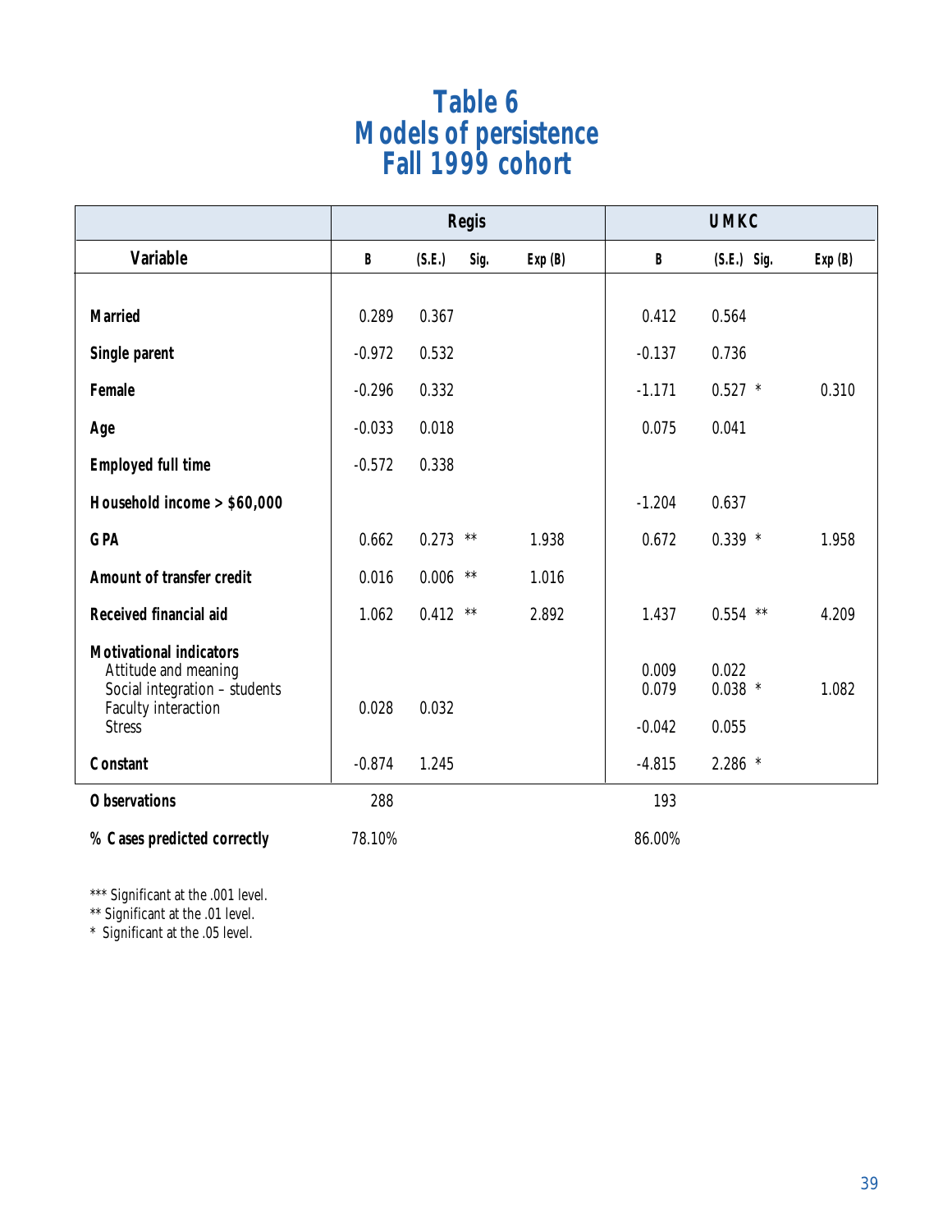# Table 6
# Models of persistence
# Fall 1999 cohort

| | Regis | | | | UMKC | | | |
|---|---|---|---|---|---|---|---|---|
| **Variable** | **B** | **(S.E.)** | **Sig.** | **Exp (B)** | **B** | **(S.E.)** | **Sig.** | **Exp (B)** |
| **Married** | 0.289 | 0.367 | | | 0.412 | 0.564 | | |
| **Single parent** | -0.972 | 0.532 | | | -0.137 | 0.736 | | |
| **Female** | -0.296 | 0.332 | | | -1.171 | 0.527 | * | 0.310 |
| **Age** | -0.033 | 0.018 | | | 0.075 | 0.041 | | |
| **Employed full time** | -0.572 | 0.338 | | | | | | |
| **Household income > $60,000** | | | | | -1.204 | 0.637 | | |
| **GPA** | 0.662 | 0.273 | ** | 1.938 | 0.672 | 0.339 | * | 1.958 |
| **Amount of transfer credit** | 0.016 | 0.006 | ** | 1.016 | | | | |
| **Received financial aid** | 1.062 | 0.412 | ** | 2.892 | 1.437 | 0.554 | ** | 4.209 |
| **Motivational indicators** | | | | | | | | |
| Attitude and meaning | | | | | 0.009 | 0.022 | | |
| Social integration – students | | | | | 0.079 | 0.038 | * | 1.082 |
| Faculty interaction | 0.028 | 0.032 | | | | | | |
| Stress | | | | | -0.042 | 0.055 | | |
| **Constant** | -0.874 | 1.245 | | | -4.815 | 2.286 | * | |
| **Observations** | 288 | | | | 193 | | | |
| **% Cases predicted correctly** | 78.10% | | | | 86.00% | | | |

*** Significant at the .001 level.
** Significant at the .01 level.
* Significant at the .05 level.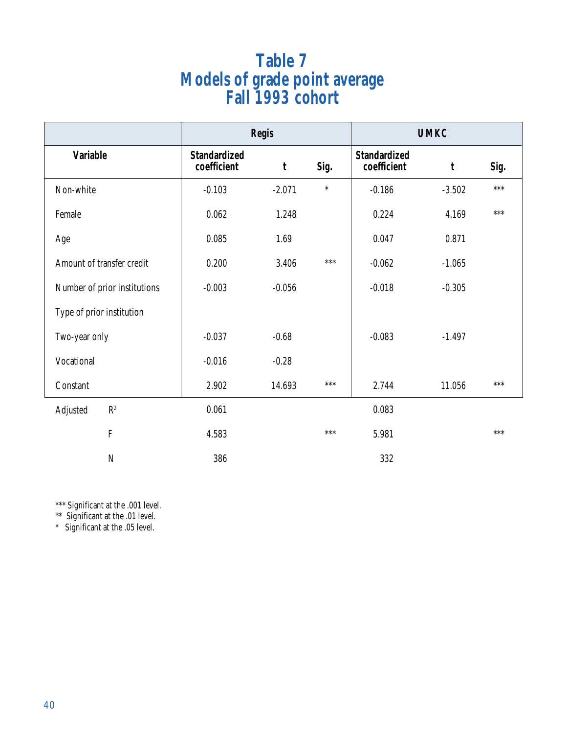# Table 7
# Models of grade point average
# Fall 1993 cohort

| Variable | Regis | | | UMKC | | |
|---|---|---|---|---|---|---|
| | Standardized coefficient | t | Sig. | Standardized coefficient | t | Sig. |
| Non-white | -0.103 | -2.071 | * | -0.186 | -3.502 | *** |
| Female | 0.062 | 1.248 | | 0.224 | 4.169 | *** |
| Age | 0.085 | 1.69 | | 0.047 | 0.871 | |
| Amount of transfer credit | 0.200 | 3.406 | *** | -0.062 | -1.065 | |
| Number of prior institutions | -0.003 | -0.056 | | -0.018 | -0.305 | |
| Type of prior institution | | | | | | |
| Two-year only | -0.037 | -0.68 | | -0.083 | -1.497 | |
| Vocational | -0.016 | -0.28 | | | | |
| Constant | 2.902 | 14.693 | *** | 2.744 | 11.056 | *** |
| Adjusted $R^2$ | 0.061 | | | 0.083 | | |
| F | 4.583 | | *** | 5.981 | | *** |
| N | 386 | | | 332 | | |

*** Significant at the .001 level.
** Significant at the .01 level.
* Significant at the .05 level.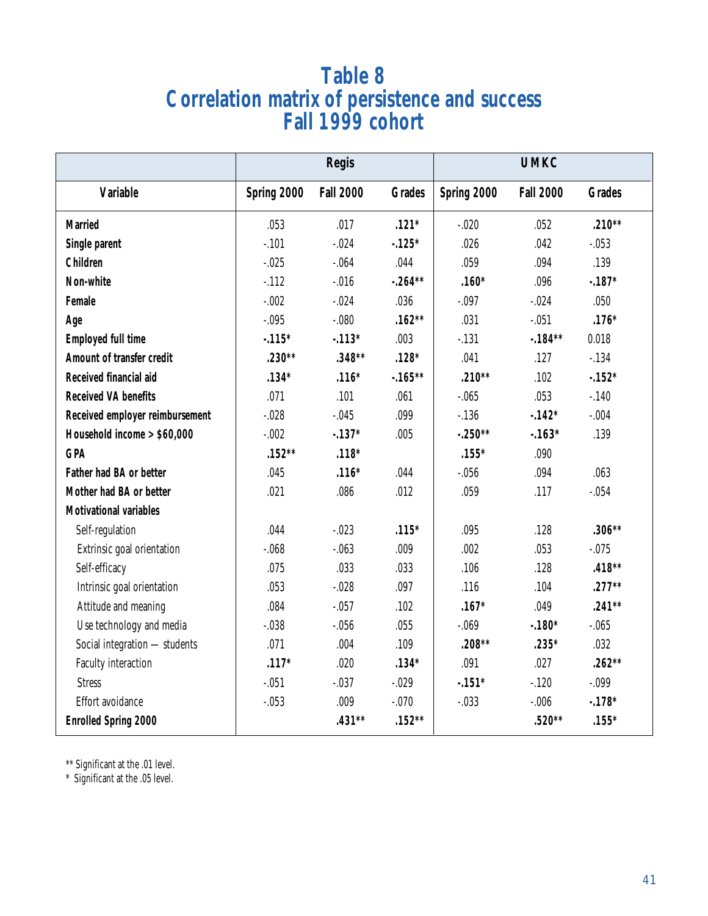# Table 8
# Correlation matrix of persistence and success
# Fall 1999 cohort

| | Regis | | | UMKC | | |
|---|---|---|---|---|---|---|
| **Variable** | **Spring 2000** | **Fall 2000** | **Grades** | **Spring 2000** | **Fall 2000** | **Grades** |
| **Married** | .053 | .017 | **.121*** | -.020 | .052 | **.210**** |
| **Single parent** | -.101 | -.024 | **-.125*** | .026 | .042 | -.053 |
| **Children** | -.025 | -.064 | .044 | .059 | .094 | .139 |
| **Non-white** | -.112 | -.016 | **-.264**** | **.160*** | .096 | **-.187*** |
| **Female** | -.002 | -.024 | .036 | -.097 | -.024 | .050 |
| **Age** | -.095 | -.080 | **.162**** | .031 | -.051 | **.176*** |
| **Employed full time** | **-.115*** | **-.113*** | .003 | -.131 | **-.184**** | 0.018 |
| **Amount of transfer credit** | **.230**** | **.348**** | **.128*** | .041 | .127 | -.134 |
| **Received financial aid** | **.134*** | **.116*** | **-.165**** | **.210**** | .102 | **-.152*** |
| **Received VA benefits** | .071 | .101 | .061 | -.065 | .053 | -.140 |
| **Received employer reimbursement** | -.028 | -.045 | .099 | -.136 | **-.142*** | -.004 |
| **Household income > $60,000** | -.002 | **-.137*** | .005 | **-.250**** | **-.163*** | .139 |
| **GPA** | **.152**** | **.118*** | | **.155*** | .090 | |
| **Father had BA or better** | .045 | **.116*** | .044 | -.056 | .094 | .063 |
| **Mother had BA or better** | .021 | .086 | .012 | .059 | .117 | -.054 |
| **Motivational variables** | | | | | | |
| Self-regulation | .044 | -.023 | **.115*** | .095 | .128 | **.306**** |
| Extrinsic goal orientation | -.068 | -.063 | .009 | .002 | .053 | -.075 |
| Self-efficacy | .075 | .033 | .033 | .106 | .128 | **.418**** |
| Intrinsic goal orientation | .053 | -.028 | .097 | .116 | .104 | **.277**** |
| Attitude and meaning | .084 | -.057 | .102 | **.167*** | .049 | **.241**** |
| Use technology and media | -.038 | -.056 | .055 | -.069 | **-.180*** | -.065 |
| Social integration — students | .071 | .004 | .109 | **.208**** | **.235*** | .032 |
| Faculty interaction | **.117*** | .020 | **.134*** | .091 | .027 | **.262**** |
| Stress | -.051 | -.037 | -.029 | **-.151*** | -.120 | -.099 |
| Effort avoidance | -.053 | .009 | -.070 | -.033 | -.006 | **-.178*** |
| **Enrolled Spring 2000** | | **.431**** | **.152**** | | **.520**** | **.155*** |

** Significant at the .01 level.
* Significant at the .05 level.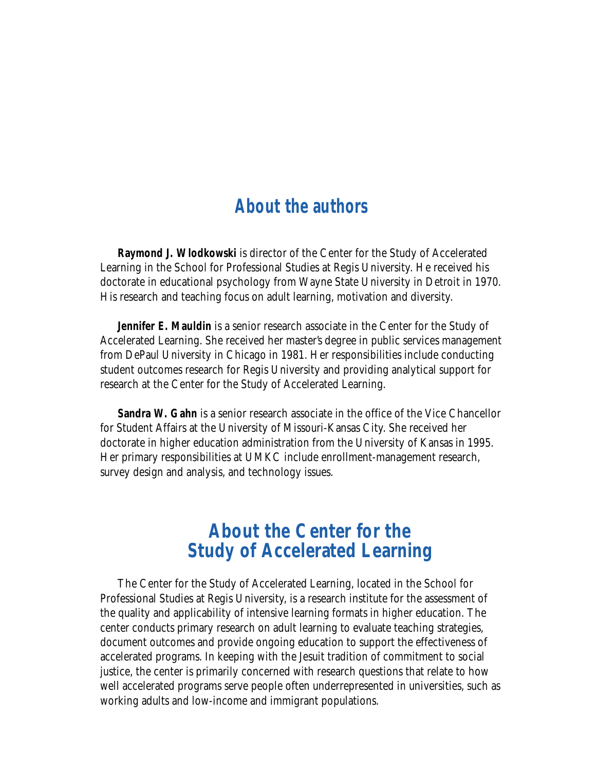## About the authors

**Raymond J. Wlodkowski** is director of the Center for the Study of Accelerated Learning in the School for Professional Studies at Regis University. He received his doctorate in educational psychology from Wayne State University in Detroit in 1970. His research and teaching focus on adult learning, motivation and diversity.

**Jennifer E. Mauldin** is a senior research associate in the Center for the Study of Accelerated Learning. She received her master's degree in public services management from DePaul University in Chicago in 1981. Her responsibilities include conducting student outcomes research for Regis University and providing analytical support for research at the Center for the Study of Accelerated Learning.

**Sandra W. Gahn** is a senior research associate in the office of the Vice Chancellor for Student Affairs at the University of Missouri-Kansas City. She received her doctorate in higher education administration from the University of Kansas in 1995. Her primary responsibilities at UMKC include enrollment-management research, survey design and analysis, and technology issues.

## About the Center for the Study of Accelerated Learning

The Center for the Study of Accelerated Learning, located in the School for Professional Studies at Regis University, is a research institute for the assessment of the quality and applicability of intensive learning formats in higher education. The center conducts primary research on adult learning to evaluate teaching strategies, document outcomes and provide ongoing education to support the effectiveness of accelerated programs. In keeping with the Jesuit tradition of commitment to social justice, the center is primarily concerned with research questions that relate to how well accelerated programs serve people often underrepresented in universities, such as working adults and low-income and immigrant populations.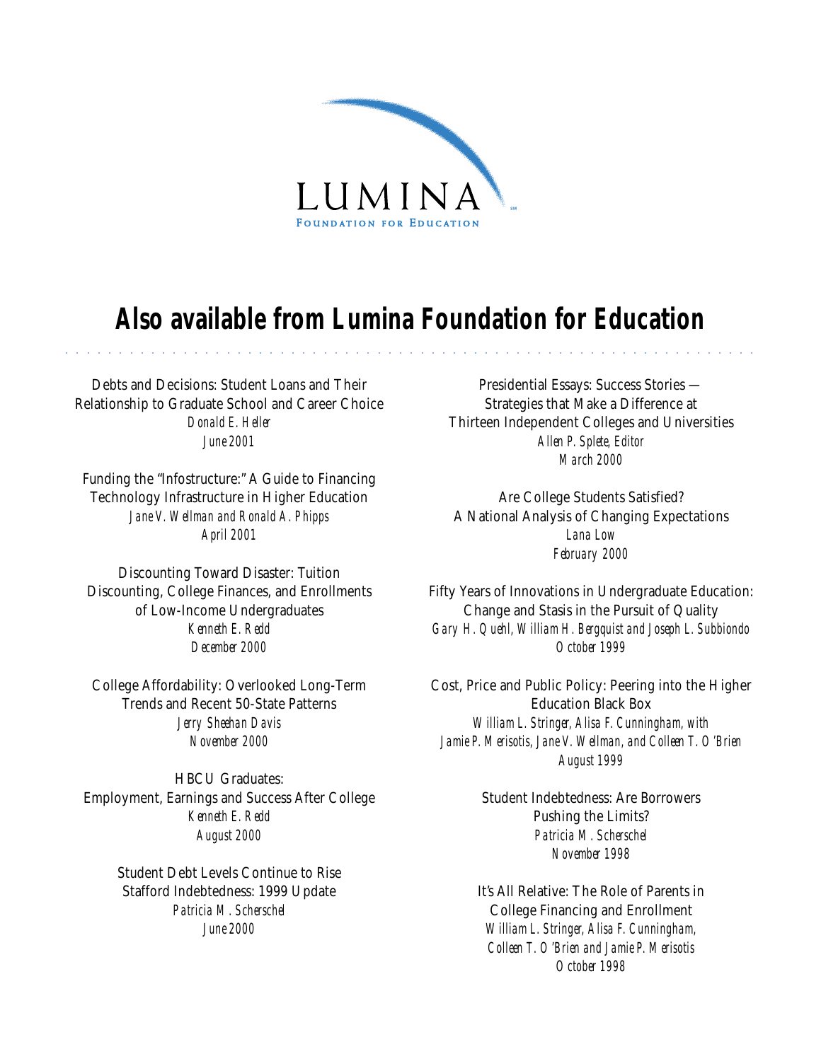LUMINA

FOUNDATION FOR EDUCATION

# Also available from Lumina Foundation for Education

Debts and Decisions: Student Loans and Their Relationship to Graduate School and Career Choice
*Donald E. Heller*
*June 2001*

Funding the "Infostructure:" A Guide to Financing Technology Infrastructure in Higher Education
*Jane V. Wellman and Ronald A. Phipps*
*April 2001*

Discounting Toward Disaster: Tuition Discounting, College Finances, and Enrollments of Low-Income Undergraduates
*Kenneth E. Redd*
*December 2000*

College Affordability: Overlooked Long-Term Trends and Recent 50-State Patterns
*Jerry Sheehan Davis*
*November 2000*

HBCU Graduates: Employment, Earnings and Success After College
*Kenneth E. Redd*
*August 2000*

Student Debt Levels Continue to Rise Stafford Indebtedness: 1999 Update
*Patricia M. Scherschel*
*June 2000*

Presidential Essays: Success Stories — Strategies that Make a Difference at Thirteen Independent Colleges and Universities
*Allen P. Splete, Editor*
*March 2000*

Are College Students Satisfied? A National Analysis of Changing Expectations
*Lana Low*
*February 2000*

Fifty Years of Innovations in Undergraduate Education: Change and Stasis in the Pursuit of Quality
*Gary H. Quehl, William H. Bergquist and Joseph L. Subbiondo*
*October 1999*

Cost, Price and Public Policy: Peering into the Higher Education Black Box
*William L. Stringer, Alisa F. Cunningham, with Jamie P. Merisotis, Jane V. Wellman, and Colleen T. O'Brien*
*August 1999*

Student Indebtedness: Are Borrowers Pushing the Limits?
*Patricia M. Scherschel*
*November 1998*

It's All Relative: The Role of Parents in College Financing and Enrollment
*William L. Stringer, Alisa F. Cunningham, Colleen T. O'Brien and Jamie P. Merisotis*
*October 1998*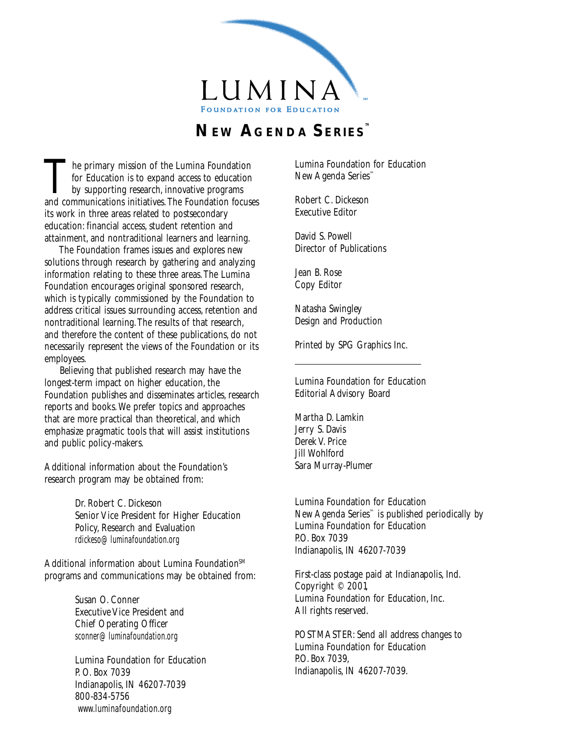LUMINA

FOUNDATION FOR EDUCATION

# NEW AGENDA SERIES™

The primary mission of the Lumina Foundation for Education is to expand access to education by supporting research, innovative programs and communications initiatives. The Foundation focuses its work in three areas related to postsecondary education: financial access, student retention and attainment, and nontraditional learners and learning.

The Foundation frames issues and explores new solutions through research by gathering and analyzing information relating to these three areas. The Lumina Foundation encourages original sponsored research, which is typically commissioned by the Foundation to address critical issues surrounding access, retention and nontraditional learning. The results of that research, and therefore the content of these publications, do not necessarily represent the views of the Foundation or its employees.

Believing that published research may have the longest-term impact on higher education, the Foundation publishes and disseminates articles, research reports and books. We prefer topics and approaches that are more practical than theoretical, and which emphasize pragmatic tools that will assist institutions and public policy-makers.

Additional information about the Foundation's research program may be obtained from:

> Dr. Robert C. Dickeson
> Senior Vice President for Higher Education Policy, Research and Evaluation
> *rdickeso@luminafoundation.org*

Additional information about Lumina Foundation℠ programs and communications may be obtained from:

> Susan O. Conner
> Executive Vice President and Chief Operating Officer
> *sconner@luminafoundation.org*

> Lumina Foundation for Education
> P. O. Box 7039
> Indianapolis, IN 46207-7039
> 800-834-5756
> *www.luminafoundation.org*

Lumina Foundation for Education
New Agenda Series™

Robert C. Dickeson
Executive Editor

David S. Powell
Director of Publications

Jean B. Rose
Copy Editor

Natasha Swingley
Design and Production

Printed by SPG Graphics Inc.

---

Lumina Foundation for Education
Editorial Advisory Board

Martha D. Lamkin
Jerry S. Davis
Derek V. Price
Jill Wohlford
Sara Murray-Plumer

Lumina Foundation for Education New Agenda Series™ is published periodically by Lumina Foundation for Education
P.O. Box 7039
Indianapolis, IN 46207-7039

First-class postage paid at Indianapolis, Ind.
Copyright © 2001,
Lumina Foundation for Education, Inc.
All rights reserved.

POSTMASTER: Send all address changes to
Lumina Foundation for Education
P.O. Box 7039,
Indianapolis, IN 46207-7039.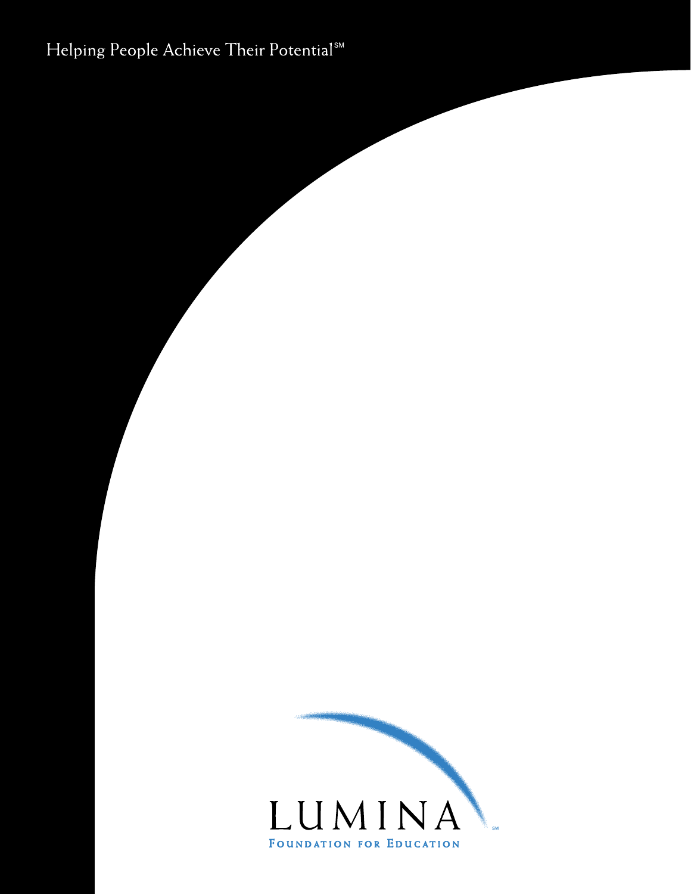Helping People Achieve Their Potential℠

LUMINA

FOUNDATION FOR EDUCATION